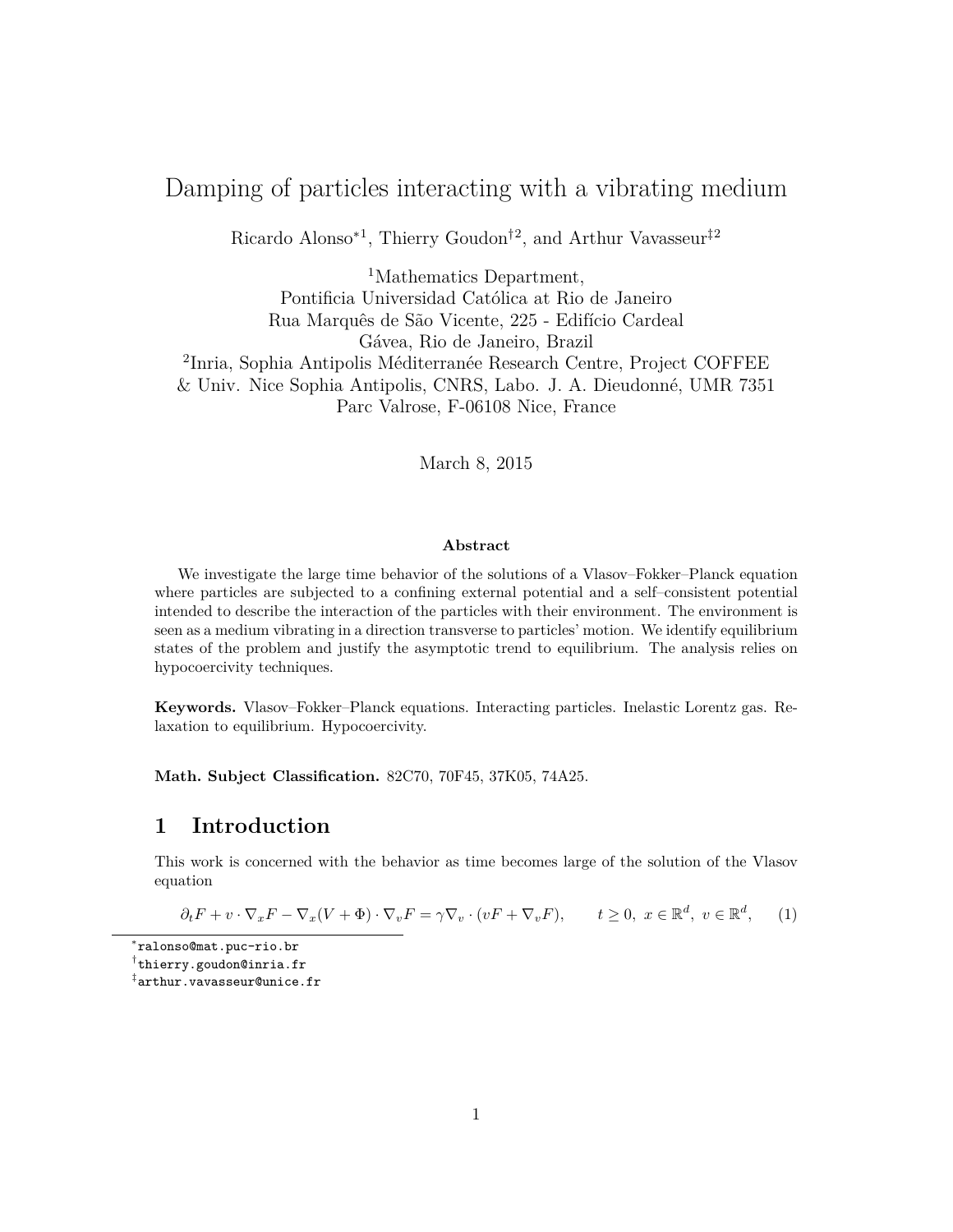# Damping of particles interacting with a vibrating medium

Ricardo Alonso*[1], Thierry Goudon†[2], and Arthur Vavasseur‡[2]

[1]Mathematics Department,
Pontificia Universidad Católica at Rio de Janeiro
Rua Marquês de São Vicente, 225 - Edifício Cardeal
Gávea, Rio de Janeiro, Brazil

[2]Inria, Sophia Antipolis Méditerranée Research Centre, Project COFFEE
& Univ. Nice Sophia Antipolis, CNRS, Labo. J. A. Dieudonné, UMR 7351
Parc Valrose, F-06108 Nice, France

March 8, 2015

**Abstract**

We investigate the large time behavior of the solutions of a Vlasov–Fokker–Planck equation where particles are subjected to a confining external potential and a self–consistent potential intended to describe the interaction of the particles with their environment. The environment is seen as a medium vibrating in a direction transverse to particles' motion. We identify equilibrium states of the problem and justify the asymptotic trend to equilibrium. The analysis relies on hypocoercivity techniques.

**Keywords.** Vlasov–Fokker–Planck equations. Interacting particles. Inelastic Lorentz gas. Relaxation to equilibrium. Hypocoercivity.

**Math. Subject Classification.** 82C70, 70F45, 37K05, 74A25.

## 1 Introduction

This work is concerned with the behavior as time becomes large of the solution of the Vlasov equation

$$\partial_t F + v \cdot \nabla_x F - \nabla_x (V + \Phi) \cdot \nabla_v F = \gamma \nabla_v \cdot (vF + \nabla_v F), \qquad t \geq 0,\ x \in \mathbb{R}^d,\ v \in \mathbb{R}^d, \qquad (1)$$

*ralonso@mat.puc-rio.br

†thierry.goudon@inria.fr

‡arthur.vavasseur@unice.fr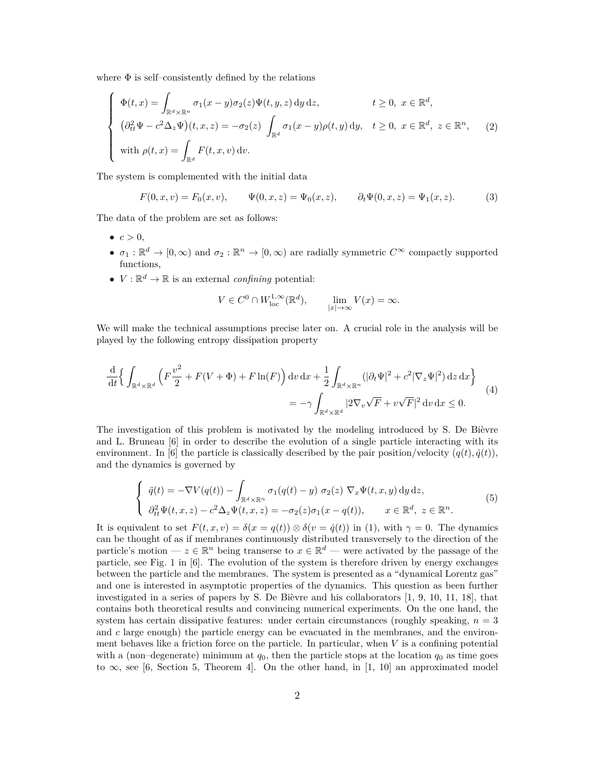where $\Phi$ is self–consistently defined by the relations

$$
\left\{
\begin{array}{ll}
\Phi(t,x) = \displaystyle\int_{\mathbb{R}^d\times\mathbb{R}^n} \sigma_1(x-y)\sigma_2(z)\Psi(t,y,z)\,\mathrm{d}y\,\mathrm{d}z, & t\geq 0,\ x\in\mathbb{R}^d,\\
\big(\partial^2_{tt}\Psi - c^2\Delta_z\Psi\big)(t,x,z) = -\sigma_2(z)\displaystyle\int_{\mathbb{R}^d}\sigma_1(x-y)\rho(t,y)\,\mathrm{d}y, & t\geq 0,\ x\in\mathbb{R}^d,\ z\in\mathbb{R}^n,\\
\text{with } \rho(t,x) = \displaystyle\int_{\mathbb{R}^d} F(t,x,v)\,\mathrm{d}v. &
\end{array}
\right.
\tag{2}
$$

The system is complemented with the initial data

$$
F(0,x,v) = F_0(x,v), \qquad \Psi(0,x,z) = \Psi_0(x,z), \qquad \partial_t\Psi(0,x,z) = \Psi_1(x,z). \tag{3}
$$

The data of the problem are set as follows:

- $c > 0$,
- $\sigma_1 : \mathbb{R}^d \to [0,\infty)$ and $\sigma_2 : \mathbb{R}^n \to [0,\infty)$ are radially symmetric $C^\infty$ compactly supported functions,
- $V : \mathbb{R}^d \to \mathbb{R}$ is an external *confining* potential:

$$
V \in C^0 \cap W^{1,\infty}_{\mathrm{loc}}(\mathbb{R}^d), \qquad \lim_{|x|\to\infty} V(x) = \infty.
$$

We will make the technical assumptions precise later on. A crucial role in the analysis will be played by the following entropy dissipation property

$$
\begin{aligned}
\frac{\mathrm{d}}{\mathrm{d}t}\Big\{\int_{\mathbb{R}^d\times\mathbb{R}^d}\Big(F\frac{v^2}{2} + F(V+\Phi) + F\ln(F)\Big)\,\mathrm{d}v\,\mathrm{d}x + \frac{1}{2}\int_{\mathbb{R}^d\times\mathbb{R}^n}(|\partial_t\Psi|^2 + c^2|\nabla_z\Psi|^2)\,\mathrm{d}z\,\mathrm{d}x\Big\}\\
= -\gamma\int_{\mathbb{R}^d\times\mathbb{R}^d}|2\nabla_v\sqrt{F} + v\sqrt{F}|^2\,\mathrm{d}v\,\mathrm{d}x \leq 0.
\end{aligned}
\tag{4}
$$

The investigation of this problem is motivated by the modeling introduced by S. De Bièvre and L. Bruneau [6] in order to describe the evolution of a single particle interacting with its environment. In [6] the particle is classically described by the pair position/velocity $(q(t),\dot{q}(t))$, and the dynamics is governed by

$$
\left\{
\begin{array}{l}
\ddot{q}(t) = -\nabla V(q(t)) - \displaystyle\int_{\mathbb{R}^d\times\mathbb{R}^n}\sigma_1(q(t)-y)\ \sigma_2(z)\ \nabla_x\Psi(t,x,y)\,\mathrm{d}y\,\mathrm{d}z,\\
\partial^2_{tt}\Psi(t,x,z) - c^2\Delta_z\Psi(t,x,z) = -\sigma_2(z)\sigma_1(x-q(t)), \qquad x\in\mathbb{R}^d,\ z\in\mathbb{R}^n.
\end{array}
\right.
\tag{5}
$$

It is equivalent to set $F(t,x,v) = \delta(x=q(t))\otimes\delta(v=\dot{q}(t))$ in (1), with $\gamma = 0$. The dynamics can be thought of as if membranes continuously distributed transversely to the direction of the particle's motion — $z\in\mathbb{R}^n$ being transerse to $x\in\mathbb{R}^d$ — were activated by the passage of the particle, see Fig. 1 in [6]. The evolution of the system is therefore driven by energy exchanges between the particle and the membranes. The system is presented as a "dynamical Lorentz gas" and one is interested in asymptotic properties of the dynamics. This question as been further investigated in a series of papers by S. De Bièvre and his collaborators [1, 9, 10, 11, 18], that contains both theoretical results and convincing numerical experiments. On the one hand, the system has certain dissipative features: under certain circumstances (roughly speaking, $n = 3$ and $c$ large enough) the particle energy can be evacuated in the membranes, and the environment behaves like a friction force on the particle. In particular, when $V$ is a confining potential with a (non–degenerate) minimum at $q_0$, then the particle stops at the location $q_0$ as time goes to $\infty$, see [6, Section 5, Theorem 4]. On the other hand, in [1, 10] an approximated model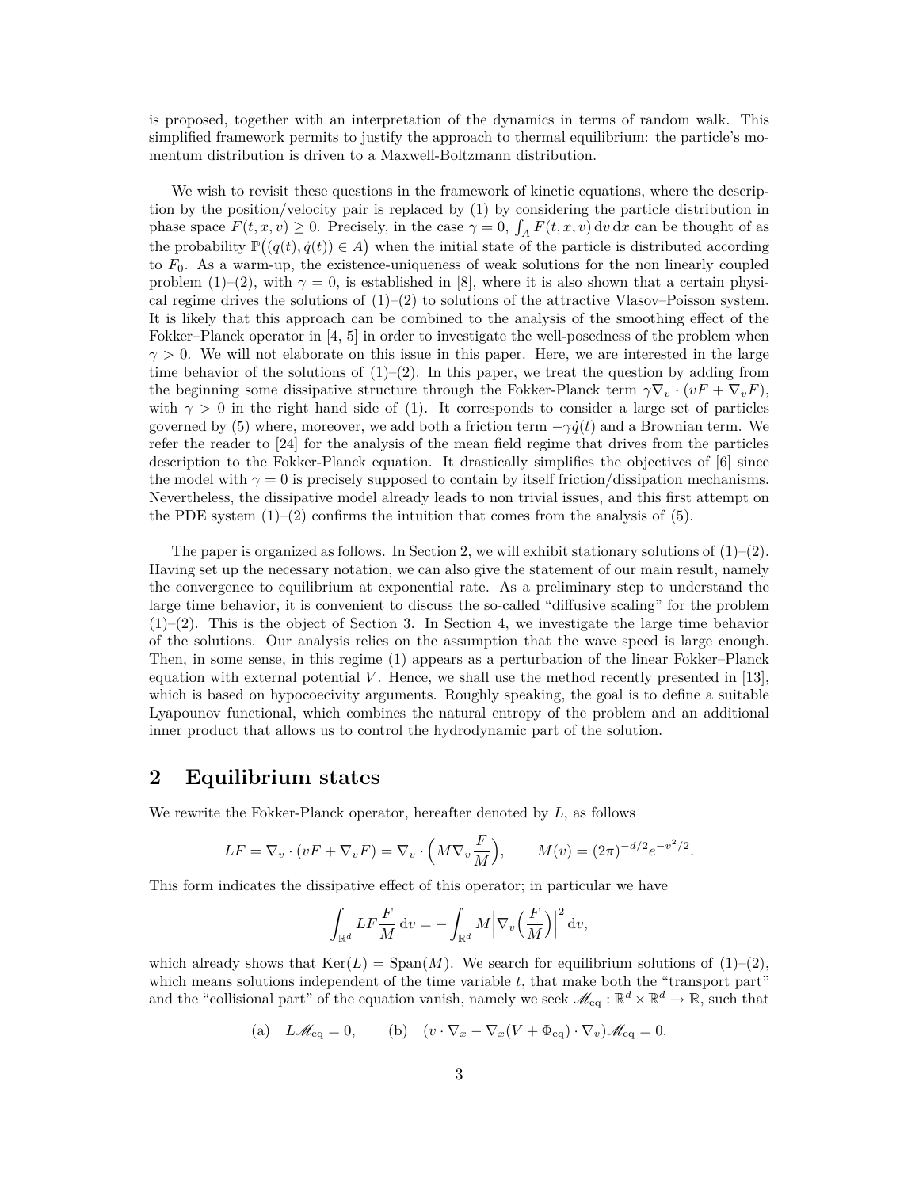is proposed, together with an interpretation of the dynamics in terms of random walk. This simplified framework permits to justify the approach to thermal equilibrium: the particle's momentum distribution is driven to a Maxwell-Boltzmann distribution.

We wish to revisit these questions in the framework of kinetic equations, where the description by the position/velocity pair is replaced by (1) by considering the particle distribution in phase space $F(t, x, v) \geq 0$. Precisely, in the case $\gamma = 0$, $\int_A F(t, x, v)\,\mathrm{d}v\,\mathrm{d}x$ can be thought of as the probability $\mathbb{P}\big((q(t), \dot{q}(t)) \in A\big)$ when the initial state of the particle is distributed according to $F_0$. As a warm-up, the existence-uniqueness of weak solutions for the non linearly coupled problem (1)–(2), with $\gamma = 0$, is established in [8], where it is also shown that a certain physical regime drives the solutions of (1)–(2) to solutions of the attractive Vlasov–Poisson system. It is likely that this approach can be combined to the analysis of the smoothing effect of the Fokker–Planck operator in [4, 5] in order to investigate the well-posedness of the problem when $\gamma > 0$. We will not elaborate on this issue in this paper. Here, we are interested in the large time behavior of the solutions of (1)–(2). In this paper, we treat the question by adding from the beginning some dissipative structure through the Fokker-Planck term $\gamma\nabla_v \cdot (vF + \nabla_v F)$, with $\gamma > 0$ in the right hand side of (1). It corresponds to consider a large set of particles governed by (5) where, moreover, we add both a friction term $-\gamma\dot{q}(t)$ and a Brownian term. We refer the reader to [24] for the analysis of the mean field regime that drives from the particles description to the Fokker-Planck equation. It drastically simplifies the objectives of [6] since the model with $\gamma = 0$ is precisely supposed to contain by itself friction/dissipation mechanisms. Nevertheless, the dissipative model already leads to non trivial issues, and this first attempt on the PDE system (1)–(2) confirms the intuition that comes from the analysis of (5).

The paper is organized as follows. In Section 2, we will exhibit stationary solutions of (1)–(2). Having set up the necessary notation, we can also give the statement of our main result, namely the convergence to equilibrium at exponential rate. As a preliminary step to understand the large time behavior, it is convenient to discuss the so-called "diffusive scaling" for the problem (1)–(2). This is the object of Section 3. In Section 4, we investigate the large time behavior of the solutions. Our analysis relies on the assumption that the wave speed is large enough. Then, in some sense, in this regime (1) appears as a perturbation of the linear Fokker–Planck equation with external potential $V$. Hence, we shall use the method recently presented in [13], which is based on hypocoecivity arguments. Roughly speaking, the goal is to define a suitable Lyapounov functional, which combines the natural entropy of the problem and an additional inner product that allows us to control the hydrodynamic part of the solution.

## 2 Equilibrium states

We rewrite the Fokker-Planck operator, hereafter denoted by $L$, as follows

$$LF = \nabla_v \cdot (vF + \nabla_v F) = \nabla_v \cdot \Big(M\nabla_v \frac{F}{M}\Big), \qquad M(v) = (2\pi)^{-d/2} e^{-v^2/2}.$$

This form indicates the dissipative effect of this operator; in particular we have

$$\int_{\mathbb{R}^d} LF \frac{F}{M}\,\mathrm{d}v = -\int_{\mathbb{R}^d} M\Big|\nabla_v\Big(\frac{F}{M}\Big)\Big|^2\,\mathrm{d}v,$$

which already shows that $\mathrm{Ker}(L) = \mathrm{Span}(M)$. We search for equilibrium solutions of (1)–(2), which means solutions independent of the time variable $t$, that make both the "transport part" and the "collisional part" of the equation vanish, namely we seek $\mathscr{M}_{\mathrm{eq}} : \mathbb{R}^d \times \mathbb{R}^d \to \mathbb{R}$, such that

$$\text{(a)}\quad L\mathscr{M}_{\mathrm{eq}} = 0, \qquad \text{(b)}\quad (v\cdot\nabla_x - \nabla_x(V + \Phi_{\mathrm{eq}})\cdot\nabla_v)\mathscr{M}_{\mathrm{eq}} = 0.$$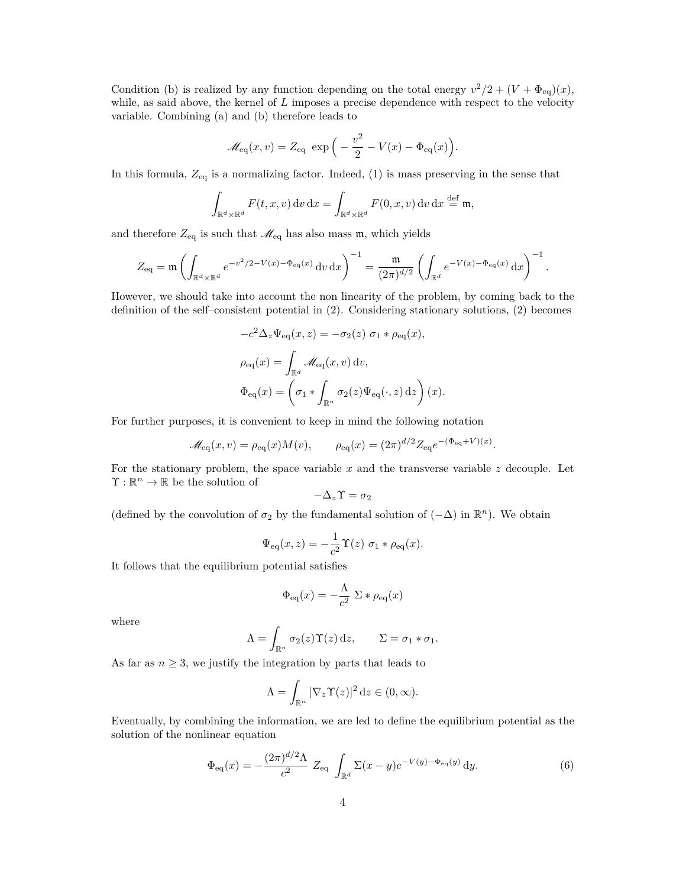Condition (b) is realized by any function depending on the total energy $v^2/2 + (V + \Phi_{\text{eq}})(x)$, while, as said above, the kernel of $L$ imposes a precise dependence with respect to the velocity variable. Combining (a) and (b) therefore leads to

$$\mathscr{M}_{\text{eq}}(x,v) = Z_{\text{eq}} \ \exp\Big( -\frac{v^2}{2} - V(x) - \Phi_{\text{eq}}(x)\Big).$$

In this formula, $Z_{\text{eq}}$ is a normalizing factor. Indeed, (1) is mass preserving in the sense that

$$\int_{\mathbb{R}^d\times\mathbb{R}^d} F(t,x,v)\,\mathrm{d}v\,\mathrm{d}x = \int_{\mathbb{R}^d\times\mathbb{R}^d} F(0,x,v)\,\mathrm{d}v\,\mathrm{d}x \stackrel{\text{def}}{=} \mathfrak{m},$$

and therefore $Z_{\text{eq}}$ is such that $\mathscr{M}_{\text{eq}}$ has also mass $\mathfrak{m}$, which yields

$$Z_{\text{eq}} = \mathfrak{m}\left(\int_{\mathbb{R}^d\times\mathbb{R}^d} e^{-v^2/2 - V(x) - \Phi_{\text{eq}}(x)}\,\mathrm{d}v\,\mathrm{d}x\right)^{-1} = \frac{\mathfrak{m}}{(2\pi)^{d/2}}\left(\int_{\mathbb{R}^d} e^{-V(x)-\Phi_{\text{eq}}(x)}\,\mathrm{d}x\right)^{-1}.$$

However, we should take into account the non linearity of the problem, by coming back to the definition of the self–consistent potential in (2). Considering stationary solutions, (2) becomes

$$\begin{aligned}
&-c^2\Delta_z\Psi_{\text{eq}}(x,z) = -\sigma_2(z)\ \sigma_1 * \rho_{\text{eq}}(x),\\
&\rho_{\text{eq}}(x) = \int_{\mathbb{R}^d} \mathscr{M}_{\text{eq}}(x,v)\,\mathrm{d}v,\\
&\Phi_{\text{eq}}(x) = \left(\sigma_1 * \int_{\mathbb{R}^n} \sigma_2(z)\Psi_{\text{eq}}(\cdot,z)\,\mathrm{d}z\right)(x).
\end{aligned}$$

For further purposes, it is convenient to keep in mind the following notation

$$\mathscr{M}_{\text{eq}}(x,v) = \rho_{\text{eq}}(x)M(v), \qquad \rho_{\text{eq}}(x) = (2\pi)^{d/2} Z_{\text{eq}} e^{-(\Phi_{\text{eq}}+V)(x)}.$$

For the stationary problem, the space variable $x$ and the transverse variable $z$ decouple. Let $\Upsilon : \mathbb{R}^n \to \mathbb{R}$ be the solution of

$$-\Delta_z \Upsilon = \sigma_2$$

(defined by the convolution of $\sigma_2$ by the fundamental solution of $(-\Delta)$ in $\mathbb{R}^n$). We obtain

$$\Psi_{\text{eq}}(x,z) = -\frac{1}{c^2}\Upsilon(z)\ \sigma_1 * \rho_{\text{eq}}(x).$$

It follows that the equilibrium potential satisfies

$$\Phi_{\text{eq}}(x) = -\frac{\Lambda}{c^2}\ \Sigma * \rho_{\text{eq}}(x)$$

where

$$\Lambda = \int_{\mathbb{R}^n} \sigma_2(z)\Upsilon(z)\,\mathrm{d}z, \qquad \Sigma = \sigma_1 * \sigma_1.$$

As far as $n \geq 3$, we justify the integration by parts that leads to

$$\Lambda = \int_{\mathbb{R}^n} |\nabla_z \Upsilon(z)|^2\,\mathrm{d}z \in (0,\infty).$$

Eventually, by combining the information, we are led to define the equilibrium potential as the solution of the nonlinear equation

$$\Phi_{\text{eq}}(x) = -\frac{(2\pi)^{d/2}\Lambda}{c^2}\ Z_{\text{eq}} \int_{\mathbb{R}^d} \Sigma(x-y) e^{-V(y)-\Phi_{\text{eq}}(y)}\,\mathrm{d}y. \tag{6}$$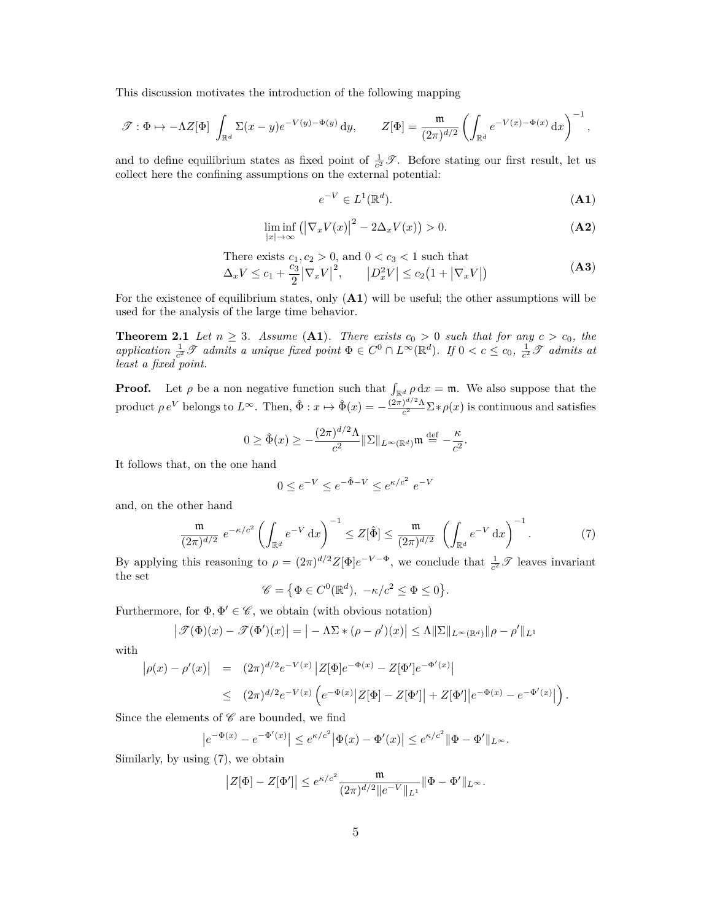This discussion motivates the introduction of the following mapping

$$\mathscr{T} : \Phi \mapsto -\Lambda Z[\Phi] \int_{\mathbb{R}^d} \Sigma(x-y) e^{-V(y)-\Phi(y)}\, \mathrm{d}y, \qquad Z[\Phi] = \frac{\mathfrak{m}}{(2\pi)^{d/2}} \left( \int_{\mathbb{R}^d} e^{-V(x)-\Phi(x)}\, \mathrm{d}x \right)^{-1},$$

and to define equilibrium states as fixed point of $\frac{1}{c^2}\mathscr{T}$. Before stating our first result, let us collect here the confining assumptions on the external potential:

$$e^{-V} \in L^1(\mathbb{R}^d). \tag{A1}$$

$$\liminf_{|x|\to\infty} \left( \left|\nabla_x V(x)\right|^2 - 2\Delta_x V(x) \right) > 0. \tag{A2}$$

$$\begin{array}{l}\text{There exists } c_1, c_2 > 0, \text{ and } 0 < c_3 < 1 \text{ such that} \\ \Delta_x V \le c_1 + \dfrac{c_3}{2}\left|\nabla_x V\right|^2, \qquad \left|D_x^2 V\right| \le c_2\big(1 + \left|\nabla_x V\right|\big)\end{array} \tag{A3}$$

For the existence of equilibrium states, only (**A1**) will be useful; the other assumptions will be used for the analysis of the large time behavior.

**Theorem 2.1** *Let $n \ge 3$. Assume* (**A1**)*. There exists $c_0 > 0$ such that for any $c > c_0$, the application $\frac{1}{c^2}\mathscr{T}$ admits a unique fixed point $\Phi \in C^0 \cap L^\infty(\mathbb{R}^d)$. If $0 < c \le c_0$, $\frac{1}{c^2}\mathscr{T}$ admits at least a fixed point.*

**Proof.** Let $\rho$ be a non negative function such that $\int_{\mathbb{R}^d} \rho\, \mathrm{d}x = \mathfrak{m}$. We also suppose that the product $\rho\, e^V$ belongs to $L^\infty$. Then, $\hat{\Phi} : x \mapsto \hat{\Phi}(x) = -\frac{(2\pi)^{d/2}\Lambda}{c^2}\Sigma * \rho(x)$ is continuous and satisfies

$$0 \ge \hat{\Phi}(x) \ge -\frac{(2\pi)^{d/2}\Lambda}{c^2}\|\Sigma\|_{L^\infty(\mathbb{R}^d)}\mathfrak{m} \stackrel{\text{def}}{=} -\frac{\kappa}{c^2}.$$

It follows that, on the one hand

$$0 \le e^{-V} \le e^{-\hat{\Phi}-V} \le e^{\kappa/c^2}\ e^{-V}$$

and, on the other hand

$$\frac{\mathfrak{m}}{(2\pi)^{d/2}}\ e^{-\kappa/c^2} \left( \int_{\mathbb{R}^d} e^{-V}\, \mathrm{d}x \right)^{-1} \le Z[\hat{\Phi}] \le \frac{\mathfrak{m}}{(2\pi)^{d/2}} \ \left( \int_{\mathbb{R}^d} e^{-V}\, \mathrm{d}x \right)^{-1}. \tag{7}$$

By applying this reasoning to $\rho = (2\pi)^{d/2} Z[\Phi] e^{-V-\Phi}$, we conclude that $\frac{1}{c^2}\mathscr{T}$ leaves invariant the set

$$\mathscr{C} = \left\{ \Phi \in C^0(\mathbb{R}^d),\ -\kappa/c^2 \le \Phi \le 0 \right\}.$$

Furthermore, for $\Phi, \Phi' \in \mathscr{C}$, we obtain (with obvious notation)

$$\left| \mathscr{T}(\Phi)(x) - \mathscr{T}(\Phi')(x) \right| = \left| -\Lambda\Sigma * (\rho - \rho')(x) \right| \le \Lambda \|\Sigma\|_{L^\infty(\mathbb{R}^d)} \|\rho - \rho'\|_{L^1}$$

with

$$\begin{aligned} \left|\rho(x) - \rho'(x)\right| &= (2\pi)^{d/2} e^{-V(x)} \left| Z[\Phi] e^{-\Phi(x)} - Z[\Phi'] e^{-\Phi'(x)} \right| \\ &\le (2\pi)^{d/2} e^{-V(x)} \left( e^{-\Phi(x)} \left| Z[\Phi] - Z[\Phi'] \right| + Z[\Phi'] \left| e^{-\Phi(x)} - e^{-\Phi'(x)} \right| \right). \end{aligned}$$

Since the elements of $\mathscr{C}$ are bounded, we find

$$\left| e^{-\Phi(x)} - e^{-\Phi'(x)} \right| \le e^{\kappa/c^2} \left| \Phi(x) - \Phi'(x) \right| \le e^{\kappa/c^2} \|\Phi - \Phi'\|_{L^\infty}.$$

Similarly, by using (7), we obtain

$$\left| Z[\Phi] - Z[\Phi'] \right| \le e^{\kappa/c^2} \frac{\mathfrak{m}}{(2\pi)^{d/2} \|e^{-V}\|_{L^1}} \|\Phi - \Phi'\|_{L^\infty}.$$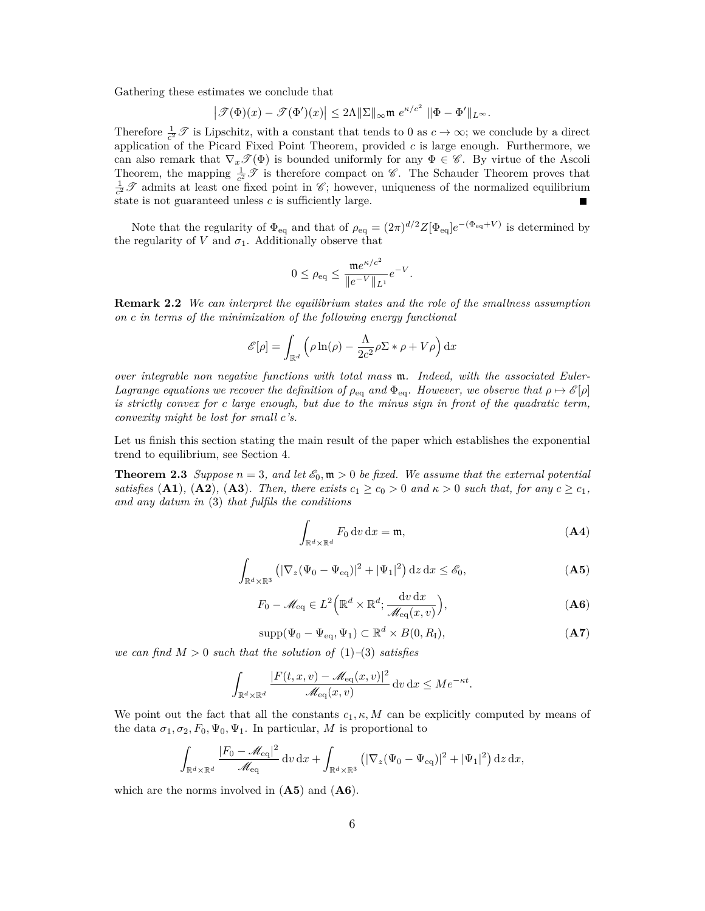Gathering these estimates we conclude that

$$\big|\mathscr{T}(\Phi)(x) - \mathscr{T}(\Phi')(x)\big| \leq 2\Lambda\|\Sigma\|_\infty \mathfrak{m}\ e^{\kappa/c^2}\ \|\Phi - \Phi'\|_{L^\infty}.$$

Therefore $\frac{1}{c^2}\mathscr{T}$ is Lipschitz, with a constant that tends to 0 as $c \to \infty$; we conclude by a direct application of the Picard Fixed Point Theorem, provided $c$ is large enough. Furthermore, we can also remark that $\nabla_x \mathscr{T}(\Phi)$ is bounded uniformly for any $\Phi \in \mathscr{C}$. By virtue of the Ascoli Theorem, the mapping $\frac{1}{c^2}\mathscr{T}$ is therefore compact on $\mathscr{C}$. The Schauder Theorem proves that $\frac{1}{c^2}\mathscr{T}$ admits at least one fixed point in $\mathscr{C}$; however, uniqueness of the normalized equilibrium state is not guaranteed unless $c$ is sufficiently large. ∎

Note that the regularity of $\Phi_{\text{eq}}$ and that of $\rho_{\text{eq}} = (2\pi)^{d/2} Z[\Phi_{\text{eq}}] e^{-(\Phi_{\text{eq}}+V)}$ is determined by the regularity of $V$ and $\sigma_1$. Additionally observe that

$$0 \leq \rho_{\text{eq}} \leq \frac{\mathfrak{m} e^{\kappa/c^2}}{\|e^{-V}\|_{L^1}} e^{-V}.$$

**Remark 2.2** *We can interpret the equilibrium states and the role of the smallness assumption on c in terms of the minimization of the following energy functional*

$$\mathscr{E}[\rho] = \int_{\mathbb{R}^d} \Big(\rho \ln(\rho) - \frac{\Lambda}{2c^2}\rho \Sigma * \rho + V\rho\Big)\,\mathrm{d}x$$

*over integrable non negative functions with total mass $\mathfrak{m}$. Indeed, with the associated Euler-Lagrange equations we recover the definition of $\rho_{\text{eq}}$ and $\Phi_{\text{eq}}$. However, we observe that $\rho \mapsto \mathscr{E}[\rho]$ is strictly convex for c large enough, but due to the minus sign in front of the quadratic term, convexity might be lost for small c's.*

Let us finish this section stating the main result of the paper which establishes the exponential trend to equilibrium, see Section 4.

**Theorem 2.3** *Suppose $n = 3$, and let $\mathscr{E}_0, \mathfrak{m} > 0$ be fixed. We assume that the external potential satisfies* (**A1**)*,* (**A2**)*,* (**A3**)*. Then, there exists $c_1 \geq c_0 > 0$ and $\kappa > 0$ such that, for any $c \geq c_1$, and any datum in* (3) *that fulfils the conditions*

$$\int_{\mathbb{R}^d\times\mathbb{R}^d} F_0 \,\mathrm{d}v\,\mathrm{d}x = \mathfrak{m}, \tag{A4}$$

$$\int_{\mathbb{R}^d\times\mathbb{R}^3} \big(|\nabla_z(\Psi_0 - \Psi_{\text{eq}})|^2 + |\Psi_1|^2\big)\,\mathrm{d}z\,\mathrm{d}x \leq \mathscr{E}_0, \tag{A5}$$

$$F_0 - \mathscr{M}_{\text{eq}} \in L^2\Big(\mathbb{R}^d\times\mathbb{R}^d; \frac{\mathrm{d}v\,\mathrm{d}x}{\mathscr{M}_{\text{eq}}(x,v)}\Big), \tag{A6}$$

$$\text{supp}(\Psi_0 - \Psi_{\text{eq}}, \Psi_1) \subset \mathbb{R}^d \times B(0, R_{\text{I}}), \tag{A7}$$

*we can find $M > 0$ such that the solution of* (1)*–*(3) *satisfies*

$$\int_{\mathbb{R}^d\times\mathbb{R}^d} \frac{|F(t,x,v) - \mathscr{M}_{\text{eq}}(x,v)|^2}{\mathscr{M}_{\text{eq}}(x,v)}\,\mathrm{d}v\,\mathrm{d}x \leq M e^{-\kappa t}.$$

We point out the fact that all the constants $c_1, \kappa, M$ can be explicitly computed by means of the data $\sigma_1, \sigma_2, F_0, \Psi_0, \Psi_1$. In particular, $M$ is proportional to

$$\int_{\mathbb{R}^d\times\mathbb{R}^d} \frac{|F_0 - \mathscr{M}_{\text{eq}}|^2}{\mathscr{M}_{\text{eq}}}\,\mathrm{d}v\,\mathrm{d}x + \int_{\mathbb{R}^d\times\mathbb{R}^3} \big(|\nabla_z(\Psi_0 - \Psi_{\text{eq}})|^2 + |\Psi_1|^2\big)\,\mathrm{d}z\,\mathrm{d}x,$$

which are the norms involved in (**A5**) and (**A6**).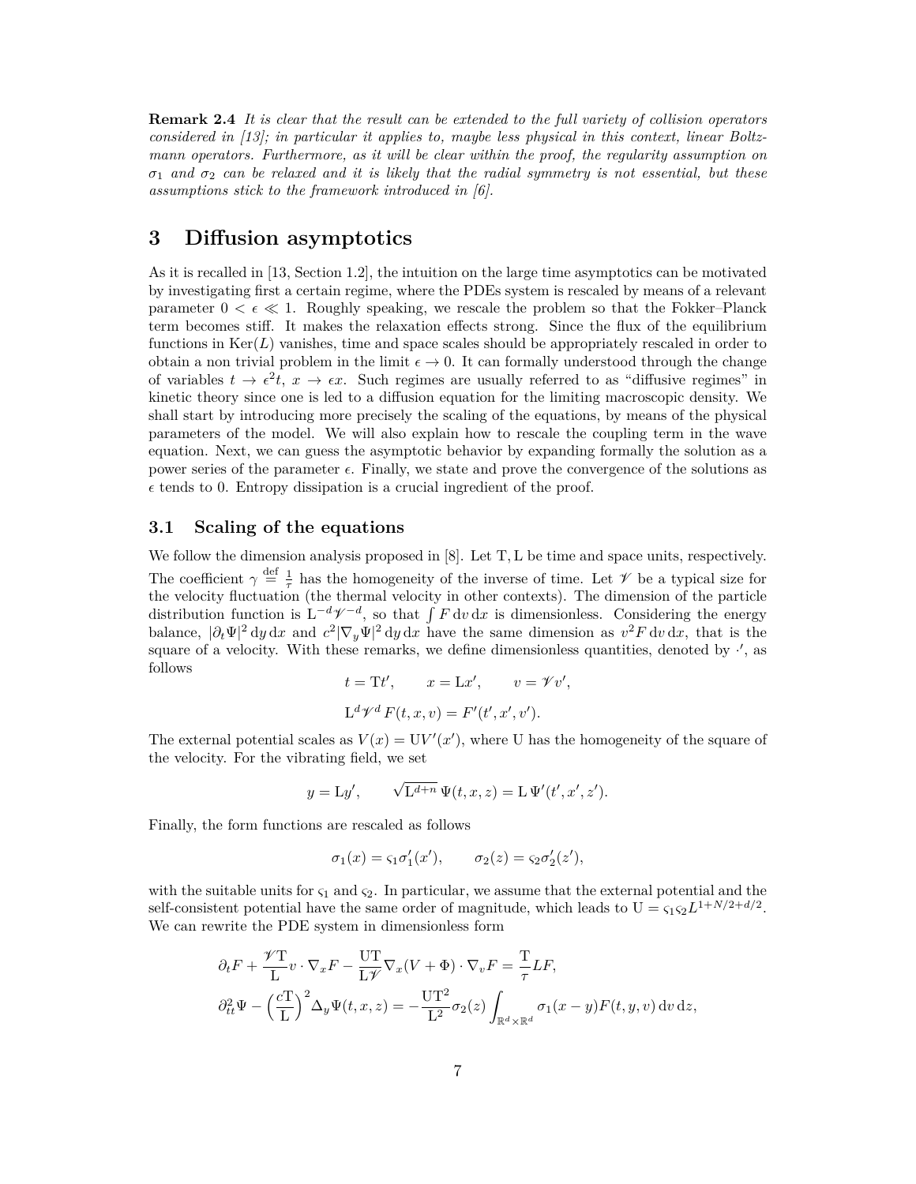**Remark 2.4** *It is clear that the result can be extended to the full variety of collision operators considered in [13]; in particular it applies to, maybe less physical in this context, linear Boltzmann operators. Furthermore, as it will be clear within the proof, the regularity assumption on $\sigma_1$ and $\sigma_2$ can be relaxed and it is likely that the radial symmetry is not essential, but these assumptions stick to the framework introduced in [6].*

# 3 Diffusion asymptotics

As it is recalled in [13, Section 1.2], the intuition on the large time asymptotics can be motivated by investigating first a certain regime, where the PDEs system is rescaled by means of a relevant parameter $0 < \epsilon \ll 1$. Roughly speaking, we rescale the problem so that the Fokker–Planck term becomes stiff. It makes the relaxation effects strong. Since the flux of the equilibrium functions in $\mathrm{Ker}(L)$ vanishes, time and space scales should be appropriately rescaled in order to obtain a non trivial problem in the limit $\epsilon \to 0$. It can formally understood through the change of variables $t \to \epsilon^2 t$, $x \to \epsilon x$. Such regimes are usually referred to as "diffusive regimes" in kinetic theory since one is led to a diffusion equation for the limiting macroscopic density. We shall start by introducing more precisely the scaling of the equations, by means of the physical parameters of the model. We will also explain how to rescale the coupling term in the wave equation. Next, we can guess the asymptotic behavior by expanding formally the solution as a power series of the parameter $\epsilon$. Finally, we state and prove the convergence of the solutions as $\epsilon$ tends to 0. Entropy dissipation is a crucial ingredient of the proof.

## 3.1 Scaling of the equations

We follow the dimension analysis proposed in [8]. Let $\mathrm{T}, \mathrm{L}$ be time and space units, respectively. The coefficient $\gamma \overset{\text{def}}{=} \frac{1}{\tau}$ has the homogeneity of the inverse of time. Let $\mathscr{V}$ be a typical size for the velocity fluctuation (the thermal velocity in other contexts). The dimension of the particle distribution function is $\mathrm{L}^{-d}\mathscr{V}^{-d}$, so that $\int F \, \mathrm{d}v \, \mathrm{d}x$ is dimensionless. Considering the energy balance, $|\partial_t \Psi|^2 \, \mathrm{d}y \, \mathrm{d}x$ and $c^2 |\nabla_y \Psi|^2 \, \mathrm{d}y \, \mathrm{d}x$ have the same dimension as $v^2 F \, \mathrm{d}v \, \mathrm{d}x$, that is the square of a velocity. With these remarks, we define dimensionless quantities, denoted by $\cdot'$, as follows

$$
t = \mathrm{T}t', \qquad x = \mathrm{L}x', \qquad v = \mathscr{V} v',
$$

$$
\mathrm{L}^d \mathscr{V}^d F(t, x, v) = F'(t', x', v').
$$

The external potential scales as $V(x) = \mathrm{U}V'(x')$, where $\mathrm{U}$ has the homogeneity of the square of the velocity. For the vibrating field, we set

$$
y = \mathrm{L}y', \qquad \sqrt{\mathrm{L}^{d+n}}\, \Psi(t, x, z) = \mathrm{L}\, \Psi'(t', x', z').
$$

Finally, the form functions are rescaled as follows

$$
\sigma_1(x) = \varsigma_1 \sigma_1'(x'), \qquad \sigma_2(z) = \varsigma_2 \sigma_2'(z'),
$$

with the suitable units for $\varsigma_1$ and $\varsigma_2$. In particular, we assume that the external potential and the self-consistent potential have the same order of magnitude, which leads to $\mathrm{U} = \varsigma_1 \varsigma_2 L^{1+N/2+d/2}$. We can rewrite the PDE system in dimensionless form

$$
\begin{aligned}
&\partial_t F + \frac{\mathscr{V}\mathrm{T}}{\mathrm{L}} v \cdot \nabla_x F - \frac{\mathrm{UT}}{\mathrm{L}\mathscr{V}} \nabla_x (V + \Phi) \cdot \nabla_v F = \frac{\mathrm{T}}{\tau} LF, \\
&\partial_{tt}^2 \Psi - \Big(\frac{c\mathrm{T}}{\mathrm{L}}\Big)^2 \Delta_y \Psi(t, x, z) = -\frac{\mathrm{UT}^2}{\mathrm{L}^2} \sigma_2(z) \int_{\mathbb{R}^d \times \mathbb{R}^d} \sigma_1(x - y) F(t, y, v) \, \mathrm{d}v \, \mathrm{d}z,
\end{aligned}
$$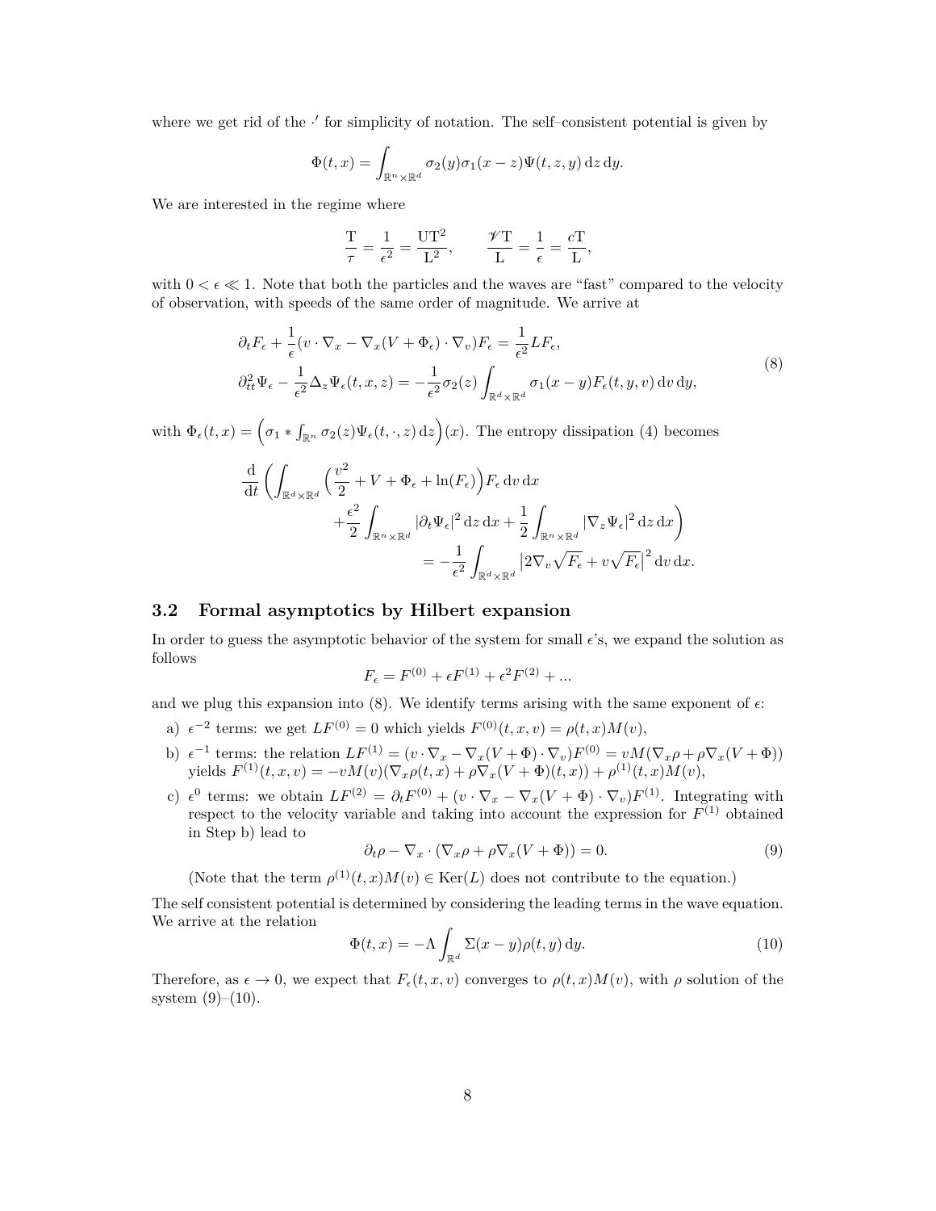where we get rid of the $\cdot'$ for simplicity of notation. The self–consistent potential is given by

$$\Phi(t,x) = \int_{\mathbb{R}^n\times\mathbb{R}^d} \sigma_2(y)\sigma_1(x-z)\Psi(t,z,y)\,\mathrm{d}z\,\mathrm{d}y.$$

We are interested in the regime where

$$\frac{\mathrm{T}}{\tau} = \frac{1}{\epsilon^2} = \frac{\mathrm{U}\mathrm{T}^2}{\mathrm{L}^2}, \qquad \frac{\mathscr{V}\mathrm{T}}{\mathrm{L}} = \frac{1}{\epsilon} = \frac{c\mathrm{T}}{\mathrm{L}},$$

with $0 < \epsilon \ll 1$. Note that both the particles and the waves are "fast" compared to the velocity of observation, with speeds of the same order of magnitude. We arrive at

$$\begin{aligned}
&\partial_t F_\epsilon + \frac{1}{\epsilon}(v\cdot\nabla_x - \nabla_x(V+\Phi_\epsilon)\cdot\nabla_v)F_\epsilon = \frac{1}{\epsilon^2}LF_\epsilon,\\
&\partial^2_{tt}\Psi_\epsilon - \frac{1}{\epsilon^2}\Delta_z\Psi_\epsilon(t,x,z) = -\frac{1}{\epsilon^2}\sigma_2(z)\int_{\mathbb{R}^d\times\mathbb{R}^d}\sigma_1(x-y)F_\epsilon(t,y,v)\,\mathrm{d}v\,\mathrm{d}y,
\end{aligned} \tag{8}$$

with $\Phi_\epsilon(t,x) = \Big(\sigma_1 * \int_{\mathbb{R}^n}\sigma_2(z)\Psi_\epsilon(t,\cdot,z)\,\mathrm{d}z\Big)(x)$. The entropy dissipation (4) becomes

$$\begin{aligned}
\frac{\mathrm{d}}{\mathrm{d}t}\Bigg(\int_{\mathbb{R}^d\times\mathbb{R}^d}\Big(\frac{v^2}{2} + V + \Phi_\epsilon + \ln(F_\epsilon)\Big)F_\epsilon\,\mathrm{d}v\,\mathrm{d}x \\
+\frac{\epsilon^2}{2}\int_{\mathbb{R}^n\times\mathbb{R}^d}|\partial_t\Psi_\epsilon|^2\,\mathrm{d}z\,\mathrm{d}x + \frac{1}{2}\int_{\mathbb{R}^n\times\mathbb{R}^d}|\nabla_z\Psi_\epsilon|^2\,\mathrm{d}z\,\mathrm{d}x\Bigg) \\
= -\frac{1}{\epsilon^2}\int_{\mathbb{R}^d\times\mathbb{R}^d}\big|2\nabla_v\sqrt{F_\epsilon} + v\sqrt{F_\epsilon}\big|^2\,\mathrm{d}v\,\mathrm{d}x.
\end{aligned}$$

### 3.2 Formal asymptotics by Hilbert expansion

In order to guess the asymptotic behavior of the system for small $\epsilon$'s, we expand the solution as follows

$$F_\epsilon = F^{(0)} + \epsilon F^{(1)} + \epsilon^2 F^{(2)} + ...$$

and we plug this expansion into (8). We identify terms arising with the same exponent of $\epsilon$:

a) $\epsilon^{-2}$ terms: we get $LF^{(0)} = 0$ which yields $F^{(0)}(t,x,v) = \rho(t,x)M(v)$,

b) $\epsilon^{-1}$ terms: the relation $LF^{(1)} = (v\cdot\nabla_x - \nabla_x(V+\Phi)\cdot\nabla_v)F^{(0)} = vM(\nabla_x\rho + \rho\nabla_x(V+\Phi))$ yields $F^{(1)}(t,x,v) = -vM(v)(\nabla_x\rho(t,x) + \rho\nabla_x(V+\Phi)(t,x)) + \rho^{(1)}(t,x)M(v)$,

c) $\epsilon^0$ terms: we obtain $LF^{(2)} = \partial_t F^{(0)} + (v\cdot\nabla_x - \nabla_x(V+\Phi)\cdot\nabla_v)F^{(1)}$. Integrating with respect to the velocity variable and taking into account the expression for $F^{(1)}$ obtained in Step b) lead to

$$\partial_t\rho - \nabla_x\cdot(\nabla_x\rho + \rho\nabla_x(V+\Phi)) = 0. \tag{9}$$

(Note that the term $\rho^{(1)}(t,x)M(v)\in\mathrm{Ker}(L)$ does not contribute to the equation.)

The self consistent potential is determined by considering the leading terms in the wave equation. We arrive at the relation

$$\Phi(t,x) = -\Lambda\int_{\mathbb{R}^d}\Sigma(x-y)\rho(t,y)\,\mathrm{d}y. \tag{10}$$

Therefore, as $\epsilon\to 0$, we expect that $F_\epsilon(t,x,v)$ converges to $\rho(t,x)M(v)$, with $\rho$ solution of the system (9)–(10).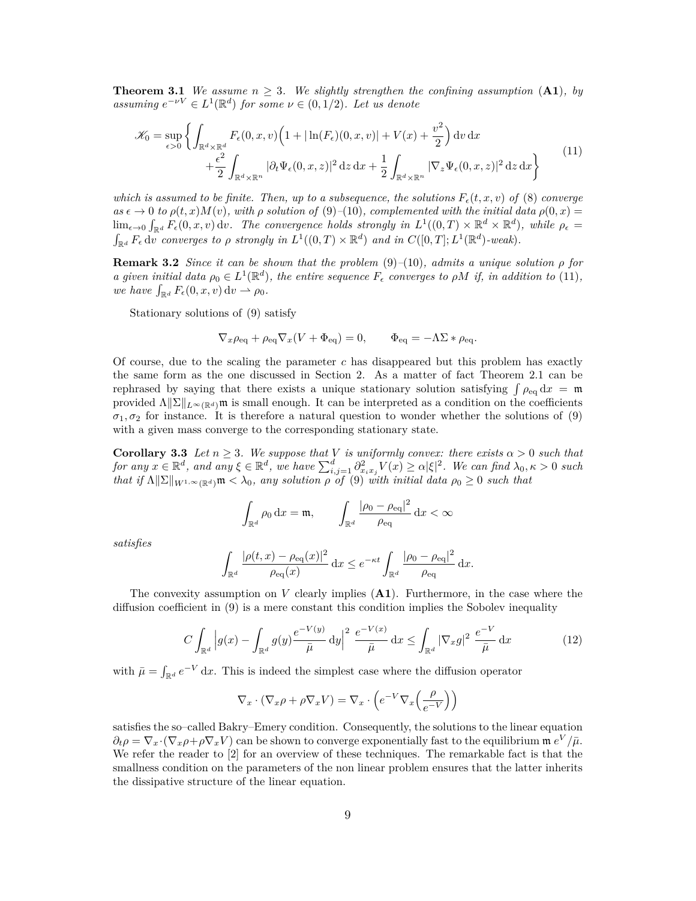**Theorem 3.1** *We assume $n \geq 3$. We slightly strengthen the confining assumption* (**A1**)*, by assuming $e^{-\nu V} \in L^1(\mathbb{R}^d)$ for some $\nu \in (0, 1/2)$. Let us denote*

$$
\begin{aligned}
\mathscr{K}_0 = \sup_{\epsilon > 0} \Big\{ \int_{\mathbb{R}^d \times \mathbb{R}^d} F_\epsilon(0,x,v) \Big( 1 + |\ln(F_\epsilon)(0,x,v)| + V(x) + \frac{v^2}{2} \Big) \, \mathrm{d}v \, \mathrm{d}x \\
+ \frac{\epsilon^2}{2} \int_{\mathbb{R}^d \times \mathbb{R}^n} |\partial_t \Psi_\epsilon(0,x,z)|^2 \, \mathrm{d}z \, \mathrm{d}x + \frac{1}{2} \int_{\mathbb{R}^d \times \mathbb{R}^n} |\nabla_z \Psi_\epsilon(0,x,z)|^2 \, \mathrm{d}z \, \mathrm{d}x \Big\}
\end{aligned}
\tag{11}
$$

*which is assumed to be finite. Then, up to a subsequence, the solutions $F_\epsilon(t,x,v)$ of* (8) *converge as $\epsilon \to 0$ to $\rho(t,x) M(v)$, with $\rho$ solution of* (9)*–*(10)*, complemented with the initial data $\rho(0,x) = \lim_{\epsilon \to 0} \int_{\mathbb{R}^d} F_\epsilon(0,x,v) \, \mathrm{d}v$. The convergence holds strongly in $L^1((0,T) \times \mathbb{R}^d \times \mathbb{R}^d)$, while $\rho_\epsilon = \int_{\mathbb{R}^d} F_\epsilon \, \mathrm{d}v$ converges to $\rho$ strongly in $L^1((0,T) \times \mathbb{R}^d)$ and in $C([0,T]; L^1(\mathbb{R}^d)\text{-weak})$.*

**Remark 3.2** *Since it can be shown that the problem* (9)*–*(10)*, admits a unique solution $\rho$ for a given initial data $\rho_0 \in L^1(\mathbb{R}^d)$, the entire sequence $F_\epsilon$ converges to $\rho M$ if, in addition to* (11)*, we have $\int_{\mathbb{R}^d} F_\epsilon(0,x,v) \, \mathrm{d}v \rightharpoonup \rho_0$.*

Stationary solutions of (9) satisfy

$$
\nabla_x \rho_{\mathrm{eq}} + \rho_{\mathrm{eq}} \nabla_x (V + \Phi_{\mathrm{eq}}) = 0, \qquad \Phi_{\mathrm{eq}} = -\Lambda \Sigma * \rho_{\mathrm{eq}}.
$$

Of course, due to the scaling the parameter $c$ has disappeared but this problem has exactly the same form as the one discussed in Section 2. As a matter of fact Theorem 2.1 can be rephrased by saying that there exists a unique stationary solution satisfying $\int \rho_{\mathrm{eq}} \, \mathrm{d}x = \mathfrak{m}$ provided $\Lambda \|\Sigma\|_{L^\infty(\mathbb{R}^d)} \mathfrak{m}$ is small enough. It can be interpreted as a condition on the coefficients $\sigma_1, \sigma_2$ for instance. It is therefore a natural question to wonder whether the solutions of (9) with a given mass converge to the corresponding stationary state.

**Corollary 3.3** *Let $n \geq 3$. We suppose that $V$ is uniformly convex: there exists $\alpha > 0$ such that for any $x \in \mathbb{R}^d$, and any $\xi \in \mathbb{R}^d$, we have $\sum_{i,j=1}^d \partial^2_{x_i x_j} V(x) \geq \alpha |\xi|^2$. We can find $\lambda_0, \kappa > 0$ such that if $\Lambda \|\Sigma\|_{W^{1,\infty}(\mathbb{R}^d)} \mathfrak{m} < \lambda_0$, any solution $\rho$ of* (9) *with initial data $\rho_0 \geq 0$ such that*

$$
\int_{\mathbb{R}^d} \rho_0 \, \mathrm{d}x = \mathfrak{m}, \qquad \int_{\mathbb{R}^d} \frac{|\rho_0 - \rho_{\mathrm{eq}}|^2}{\rho_{\mathrm{eq}}} \, \mathrm{d}x < \infty
$$

*satisfies*

$$
\int_{\mathbb{R}^d} \frac{|\rho(t,x) - \rho_{\mathrm{eq}}(x)|^2}{\rho_{\mathrm{eq}}(x)} \, \mathrm{d}x \leq e^{-\kappa t} \int_{\mathbb{R}^d} \frac{|\rho_0 - \rho_{\mathrm{eq}}|^2}{\rho_{\mathrm{eq}}} \, \mathrm{d}x.
$$

The convexity assumption on $V$ clearly implies (**A1**). Furthermore, in the case where the diffusion coefficient in (9) is a mere constant this condition implies the Sobolev inequality

$$
C \int_{\mathbb{R}^d} \Big| g(x) - \int_{\mathbb{R}^d} g(y) \frac{e^{-V(y)}}{\bar{\mu}} \, \mathrm{d}y \Big|^2 \, \frac{e^{-V(x)}}{\bar{\mu}} \, \mathrm{d}x \leq \int_{\mathbb{R}^d} |\nabla_x g|^2 \, \frac{e^{-V}}{\bar{\mu}} \, \mathrm{d}x
\tag{12}
$$

with $\bar{\mu} = \int_{\mathbb{R}^d} e^{-V} \, \mathrm{d}x$. This is indeed the simplest case where the diffusion operator

$$
\nabla_x \cdot (\nabla_x \rho + \rho \nabla_x V) = \nabla_x \cdot \Big( e^{-V} \nabla_x \Big( \frac{\rho}{e^{-V}} \Big) \Big)
$$

satisfies the so–called Bakry–Emery condition. Consequently, the solutions to the linear equation $\partial_t \rho = \nabla_x \cdot (\nabla_x \rho + \rho \nabla_x V)$ can be shown to converge exponentially fast to the equilibrium $\mathfrak{m} \, e^V / \bar{\mu}$. We refer the reader to [2] for an overview of these techniques. The remarkable fact is that the smallness condition on the parameters of the non linear problem ensures that the latter inherits the dissipative structure of the linear equation.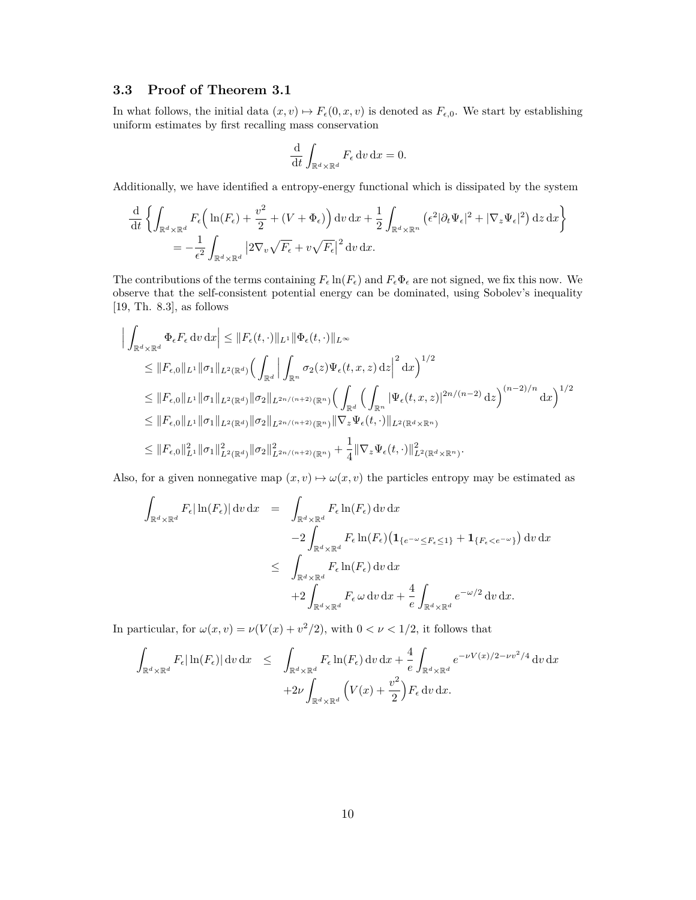### 3.3 Proof of Theorem 3.1

In what follows, the initial data $(x, v) \mapsto F_\epsilon(0, x, v)$ is denoted as $F_{\epsilon,0}$. We start by establishing uniform estimates by first recalling mass conservation

$$\frac{\mathrm{d}}{\mathrm{d}t} \int_{\mathbb{R}^d \times \mathbb{R}^d} F_\epsilon \, \mathrm{d}v \, \mathrm{d}x = 0.$$

Additionally, we have identified a entropy-energy functional which is dissipated by the system

$$\begin{aligned}
\frac{\mathrm{d}}{\mathrm{d}t} \Big\{ \int_{\mathbb{R}^d \times \mathbb{R}^d} F_\epsilon \Big( \ln(F_\epsilon) + \frac{v^2}{2} + (V + \Phi_\epsilon) \Big) \, \mathrm{d}v \, \mathrm{d}x + \frac{1}{2} \int_{\mathbb{R}^d \times \mathbb{R}^n} \big( \epsilon^2 |\partial_t \Psi_\epsilon|^2 + |\nabla_z \Psi_\epsilon|^2 \big) \, \mathrm{d}z \, \mathrm{d}x \Big\} \\
= -\frac{1}{\epsilon^2} \int_{\mathbb{R}^d \times \mathbb{R}^d} \big| 2 \nabla_v \sqrt{F_\epsilon} + v \sqrt{F_\epsilon} \big|^2 \, \mathrm{d}v \, \mathrm{d}x.
\end{aligned}$$

The contributions of the terms containing $F_\epsilon \ln(F_\epsilon)$ and $F_\epsilon \Phi_\epsilon$ are not signed, we fix this now. We observe that the self-consistent potential energy can be dominated, using Sobolev's inequality [19, Th. 8.3], as follows

$$\begin{aligned}
\Big| \int_{\mathbb{R}^d \times \mathbb{R}^d} \Phi_\epsilon F_\epsilon \, \mathrm{d}v \, \mathrm{d}x \Big| &\le \|F_\epsilon(t, \cdot)\|_{L^1} \|\Phi_\epsilon(t, \cdot)\|_{L^\infty} \\
&\le \|F_{\epsilon,0}\|_{L^1} \|\sigma_1\|_{L^2(\mathbb{R}^d)} \Big( \int_{\mathbb{R}^d} \Big| \int_{\mathbb{R}^n} \sigma_2(z) \Psi_\epsilon(t, x, z) \, \mathrm{d}z \Big|^2 \, \mathrm{d}x \Big)^{1/2} \\
&\le \|F_{\epsilon,0}\|_{L^1} \|\sigma_1\|_{L^2(\mathbb{R}^d)} \|\sigma_2\|_{L^{2n/(n+2)}(\mathbb{R}^n)} \Big( \int_{\mathbb{R}^d} \Big( \int_{\mathbb{R}^n} |\Psi_\epsilon(t, x, z)|^{2n/(n-2)} \, \mathrm{d}z \Big)^{(n-2)/n} \mathrm{d}x \Big)^{1/2} \\
&\le \|F_{\epsilon,0}\|_{L^1} \|\sigma_1\|_{L^2(\mathbb{R}^d)} \|\sigma_2\|_{L^{2n/(n+2)}(\mathbb{R}^n)} \|\nabla_z \Psi_\epsilon(t, \cdot)\|_{L^2(\mathbb{R}^d \times \mathbb{R}^n)} \\
&\le \|F_{\epsilon,0}\|_{L^1}^2 \|\sigma_1\|_{L^2(\mathbb{R}^d)}^2 \|\sigma_2\|_{L^{2n/(n+2)}(\mathbb{R}^n)}^2 + \frac{1}{4} \|\nabla_z \Psi_\epsilon(t, \cdot)\|_{L^2(\mathbb{R}^d \times \mathbb{R}^n)}^2.
\end{aligned}$$

Also, for a given nonnegative map $(x, v) \mapsto \omega(x, v)$ the particles entropy may be estimated as

$$\begin{aligned}
\int_{\mathbb{R}^d \times \mathbb{R}^d} F_\epsilon |\ln(F_\epsilon)| \, \mathrm{d}v \, \mathrm{d}x &= \int_{\mathbb{R}^d \times \mathbb{R}^d} F_\epsilon \ln(F_\epsilon) \, \mathrm{d}v \, \mathrm{d}x \\
&\quad - 2 \int_{\mathbb{R}^d \times \mathbb{R}^d} F_\epsilon \ln(F_\epsilon) \big( \mathbf{1}_{\{e^{-\omega} \le F_\epsilon \le 1\}} + \mathbf{1}_{\{F_\epsilon < e^{-\omega}\}} \big) \, \mathrm{d}v \, \mathrm{d}x \\
&\le \int_{\mathbb{R}^d \times \mathbb{R}^d} F_\epsilon \ln(F_\epsilon) \, \mathrm{d}v \, \mathrm{d}x \\
&\quad + 2 \int_{\mathbb{R}^d \times \mathbb{R}^d} F_\epsilon \, \omega \, \mathrm{d}v \, \mathrm{d}x + \frac{4}{e} \int_{\mathbb{R}^d \times \mathbb{R}^d} e^{-\omega/2} \, \mathrm{d}v \, \mathrm{d}x.
\end{aligned}$$

In particular, for $\omega(x, v) = \nu(V(x) + v^2/2)$, with $0 < \nu < 1/2$, it follows that

$$\begin{aligned}
\int_{\mathbb{R}^d \times \mathbb{R}^d} F_\epsilon |\ln(F_\epsilon)| \, \mathrm{d}v \, \mathrm{d}x &\le \int_{\mathbb{R}^d \times \mathbb{R}^d} F_\epsilon \ln(F_\epsilon) \, \mathrm{d}v \, \mathrm{d}x + \frac{4}{e} \int_{\mathbb{R}^d \times \mathbb{R}^d} e^{-\nu V(x)/2 - \nu v^2/4} \, \mathrm{d}v \, \mathrm{d}x \\
&\quad + 2\nu \int_{\mathbb{R}^d \times \mathbb{R}^d} \Big( V(x) + \frac{v^2}{2} \Big) F_\epsilon \, \mathrm{d}v \, \mathrm{d}x.
\end{aligned}$$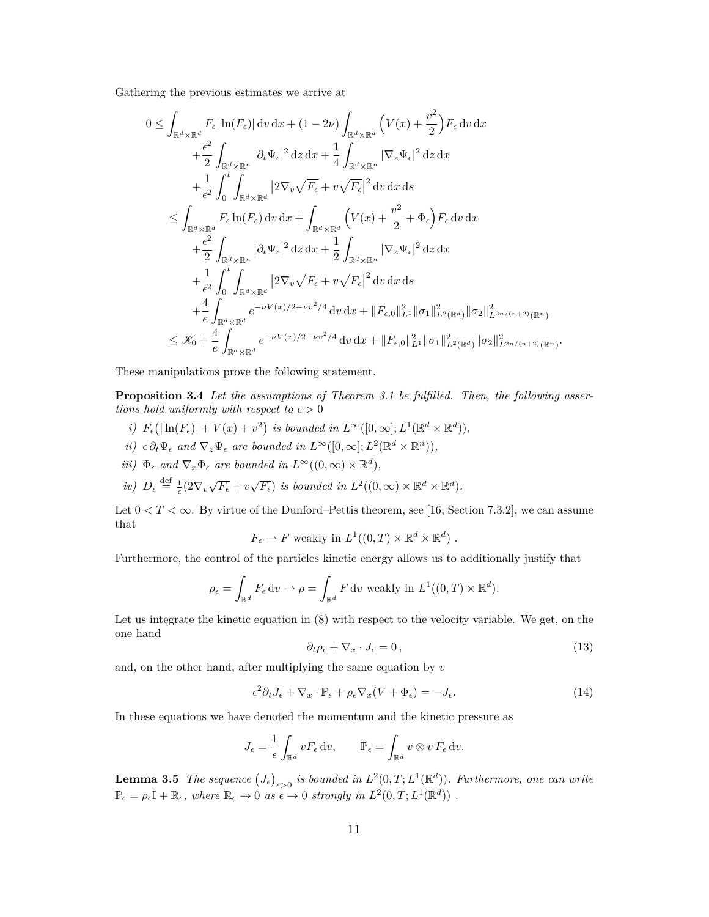Gathering the previous estimates we arrive at

$$
\begin{aligned}
0 \leq & \int_{\mathbb{R}^d\times\mathbb{R}^d} F_\epsilon |\ln(F_\epsilon)| \,\mathrm{d}v\,\mathrm{d}x + (1-2\nu)\int_{\mathbb{R}^d\times\mathbb{R}^d} \Big(V(x)+\frac{v^2}{2}\Big) F_\epsilon \,\mathrm{d}v\,\mathrm{d}x \\
&+\frac{\epsilon^2}{2}\int_{\mathbb{R}^d\times\mathbb{R}^n} |\partial_t \Psi_\epsilon|^2 \,\mathrm{d}z\,\mathrm{d}x + \frac{1}{4}\int_{\mathbb{R}^d\times\mathbb{R}^n} |\nabla_z \Psi_\epsilon|^2 \,\mathrm{d}z\,\mathrm{d}x \\
&+\frac{1}{\epsilon^2}\int_0^t \int_{\mathbb{R}^d\times\mathbb{R}^d} \big|2\nabla_v\sqrt{F_\epsilon} + v\sqrt{F_\epsilon}\big|^2 \,\mathrm{d}v\,\mathrm{d}x\,\mathrm{d}s \\
\leq & \int_{\mathbb{R}^d\times\mathbb{R}^d} F_\epsilon \ln(F_\epsilon) \,\mathrm{d}v\,\mathrm{d}x + \int_{\mathbb{R}^d\times\mathbb{R}^d} \Big(V(x)+\frac{v^2}{2}+\Phi_\epsilon\Big) F_\epsilon \,\mathrm{d}v\,\mathrm{d}x \\
&+\frac{\epsilon^2}{2}\int_{\mathbb{R}^d\times\mathbb{R}^n} |\partial_t \Psi_\epsilon|^2 \,\mathrm{d}z\,\mathrm{d}x + \frac{1}{2}\int_{\mathbb{R}^d\times\mathbb{R}^n} |\nabla_z \Psi_\epsilon|^2 \,\mathrm{d}z\,\mathrm{d}x \\
&+\frac{1}{\epsilon^2}\int_0^t \int_{\mathbb{R}^d\times\mathbb{R}^d} \big|2\nabla_v\sqrt{F_\epsilon} + v\sqrt{F_\epsilon}\big|^2 \,\mathrm{d}v\,\mathrm{d}x\,\mathrm{d}s \\
&+\frac{4}{e}\int_{\mathbb{R}^d\times\mathbb{R}^d} e^{-\nu V(x)/2-\nu v^2/4} \,\mathrm{d}v\,\mathrm{d}x + \|F_{\epsilon,0}\|_{L^1}^2 \|\sigma_1\|_{L^2(\mathbb{R}^d)}^2 \|\sigma_2\|_{L^{2n/(n+2)}(\mathbb{R}^n)}^2 \\
\leq & \ \mathscr{K}_0 + \frac{4}{e}\int_{\mathbb{R}^d\times\mathbb{R}^d} e^{-\nu V(x)/2-\nu v^2/4} \,\mathrm{d}v\,\mathrm{d}x + \|F_{\epsilon,0}\|_{L^1}^2 \|\sigma_1\|_{L^2(\mathbb{R}^d)}^2 \|\sigma_2\|_{L^{2n/(n+2)}(\mathbb{R}^n)}^2.
\end{aligned}
$$

These manipulations prove the following statement.

**Proposition 3.4** *Let the assumptions of Theorem 3.1 be fulfilled. Then, the following assertions hold uniformly with respect to $\epsilon > 0$*

*i)* $F_\epsilon\big(|\ln(F_\epsilon)| + V(x) + v^2\big)$ *is bounded in* $L^\infty([0,\infty]; L^1(\mathbb{R}^d\times\mathbb{R}^d))$,

*ii)* $\epsilon\,\partial_t\Psi_\epsilon$ *and* $\nabla_z\Psi_\epsilon$ *are bounded in* $L^\infty([0,\infty]; L^2(\mathbb{R}^d\times\mathbb{R}^n))$,

*iii)* $\Phi_\epsilon$ *and* $\nabla_x\Phi_\epsilon$ *are bounded in* $L^\infty((0,\infty)\times\mathbb{R}^d)$,

*iv)* $D_\epsilon \stackrel{\text{def}}{=} \frac{1}{\epsilon}(2\nabla_v\sqrt{F_\epsilon} + v\sqrt{F_\epsilon})$ *is bounded in* $L^2((0,\infty)\times\mathbb{R}^d\times\mathbb{R}^d)$.

Let $0 < T < \infty$. By virtue of the Dunford–Pettis theorem, see [16, Section 7.3.2], we can assume that

$$F_\epsilon \rightharpoonup F \text{ weakly in } L^1((0,T)\times\mathbb{R}^d\times\mathbb{R}^d)\ .$$

Furthermore, the control of the particles kinetic energy allows us to additionally justify that

$$\rho_\epsilon = \int_{\mathbb{R}^d} F_\epsilon \,\mathrm{d}v \rightharpoonup \rho = \int_{\mathbb{R}^d} F \,\mathrm{d}v \text{ weakly in } L^1((0,T)\times\mathbb{R}^d).$$

Let us integrate the kinetic equation in (8) with respect to the velocity variable. We get, on the one hand

$$\partial_t\rho_\epsilon + \nabla_x\cdot J_\epsilon = 0\,, \tag{13}$$

and, on the other hand, after multiplying the same equation by $v$

$$\epsilon^2\partial_t J_\epsilon + \nabla_x\cdot\mathbb{P}_\epsilon + \rho_\epsilon\nabla_x(V+\Phi_\epsilon) = -J_\epsilon. \tag{14}$$

In these equations we have denoted the momentum and the kinetic pressure as

$$J_\epsilon = \frac{1}{\epsilon}\int_{\mathbb{R}^d} vF_\epsilon \,\mathrm{d}v, \qquad \mathbb{P}_\epsilon = \int_{\mathbb{R}^d} v\otimes v\, F_\epsilon \,\mathrm{d}v.$$

**Lemma 3.5** *The sequence $\big(J_\epsilon\big)_{\epsilon>0}$ is bounded in $L^2(0,T;L^1(\mathbb{R}^d))$. Furthermore, one can write $\mathbb{P}_\epsilon = \rho_\epsilon\mathbb{I} + \mathbb{R}_\epsilon$, where $\mathbb{R}_\epsilon \to 0$ as $\epsilon\to 0$ strongly in $L^2(0,T;L^1(\mathbb{R}^d))$ .*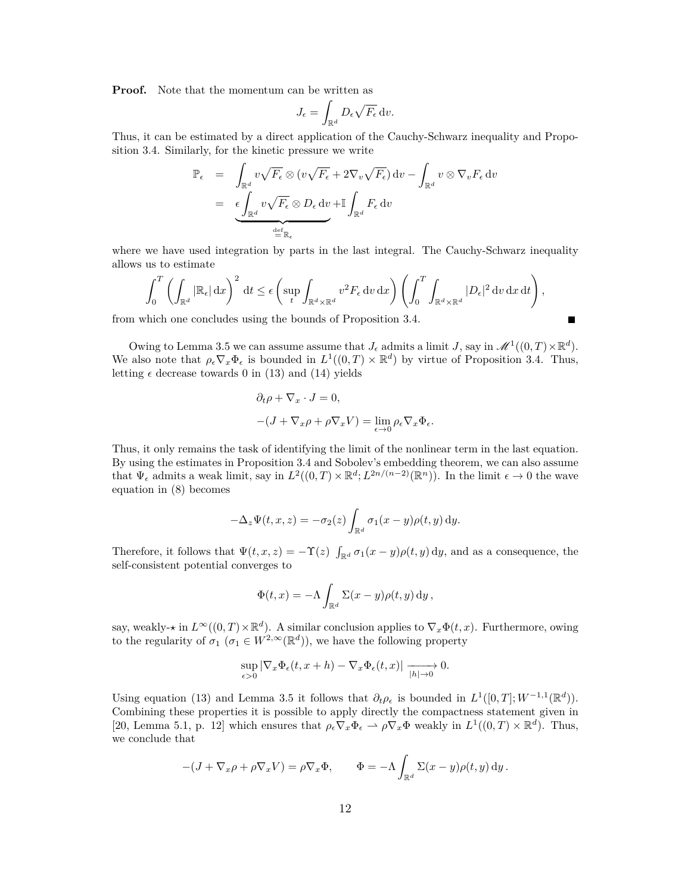**Proof.** Note that the momentum can be written as

$$J_\epsilon = \int_{\mathbb{R}^d} D_\epsilon \sqrt{F_\epsilon}\,\mathrm{d}v.$$

Thus, it can be estimated by a direct application of the Cauchy-Schwarz inequality and Proposition 3.4. Similarly, for the kinetic pressure we write

$$\begin{aligned}
\mathbb{P}_\epsilon &= \int_{\mathbb{R}^d} v\sqrt{F_\epsilon} \otimes (v\sqrt{F_\epsilon} + 2\nabla_v \sqrt{F_\epsilon})\,\mathrm{d}v - \int_{\mathbb{R}^d} v \otimes \nabla_v F_\epsilon \,\mathrm{d}v \\
&= \underbrace{\epsilon \int_{\mathbb{R}^d} v\sqrt{F_\epsilon} \otimes D_\epsilon \,\mathrm{d}v}_{\stackrel{\mathrm{def}}{=} \mathbb{R}_\epsilon} + \mathbb{I}\int_{\mathbb{R}^d} F_\epsilon \,\mathrm{d}v
\end{aligned}$$

where we have used integration by parts in the last integral. The Cauchy-Schwarz inequality allows us to estimate

$$\int_0^T \left( \int_{\mathbb{R}^d} |\mathbb{R}_\epsilon| \,\mathrm{d}x \right)^2 \mathrm{d}t \le \epsilon \left( \sup_t \int_{\mathbb{R}^d \times \mathbb{R}^d} v^2 F_\epsilon \,\mathrm{d}v\,\mathrm{d}x \right) \left( \int_0^T \int_{\mathbb{R}^d \times \mathbb{R}^d} |D_\epsilon|^2 \,\mathrm{d}v\,\mathrm{d}x\,\mathrm{d}t \right),$$

from which one concludes using the bounds of Proposition 3.4. ■

Owing to Lemma 3.5 we can assume assume that $J_\epsilon$ admits a limit $J$, say in $\mathscr{M}^1((0,T)\times\mathbb{R}^d)$. We also note that $\rho_\epsilon \nabla_x \Phi_\epsilon$ is bounded in $L^1((0,T)\times\mathbb{R}^d)$ by virtue of Proposition 3.4. Thus, letting $\epsilon$ decrease towards 0 in (13) and (14) yields

$$\begin{aligned}
&\partial_t \rho + \nabla_x \cdot J = 0, \\
&-(J + \nabla_x \rho + \rho \nabla_x V) = \lim_{\epsilon \to 0} \rho_\epsilon \nabla_x \Phi_\epsilon.
\end{aligned}$$

Thus, it only remains the task of identifying the limit of the nonlinear term in the last equation. By using the estimates in Proposition 3.4 and Sobolev's embedding theorem, we can also assume that $\Psi_\epsilon$ admits a weak limit, say in $L^2((0,T)\times\mathbb{R}^d; L^{2n/(n-2)}(\mathbb{R}^n))$. In the limit $\epsilon \to 0$ the wave equation in (8) becomes

$$-\Delta_z \Psi(t,x,z) = -\sigma_2(z) \int_{\mathbb{R}^d} \sigma_1(x-y)\rho(t,y)\,\mathrm{d}y.$$

Therefore, it follows that $\Psi(t,x,z) = -\Upsilon(z) \int_{\mathbb{R}^d} \sigma_1(x-y)\rho(t,y)\,\mathrm{d}y$, and as a consequence, the self-consistent potential converges to

$$\Phi(t,x) = -\Lambda \int_{\mathbb{R}^d} \Sigma(x-y)\rho(t,y)\,\mathrm{d}y\,,$$

say, weakly-$\star$ in $L^\infty((0,T)\times\mathbb{R}^d)$. A similar conclusion applies to $\nabla_x \Phi(t,x)$. Furthermore, owing to the regularity of $\sigma_1$ ($\sigma_1 \in W^{2,\infty}(\mathbb{R}^d)$), we have the following property

$$\sup_{\epsilon>0} |\nabla_x \Phi_\epsilon(t,x+h) - \nabla_x \Phi_\epsilon(t,x)| \xrightarrow[|h|\to 0]{} 0.$$

Using equation (13) and Lemma 3.5 it follows that $\partial_t \rho_\epsilon$ is bounded in $L^1([0,T]; W^{-1,1}(\mathbb{R}^d))$. Combining these properties it is possible to apply directly the compactness statement given in [20, Lemma 5.1, p. 12] which ensures that $\rho_\epsilon \nabla_x \Phi_\epsilon \rightharpoonup \rho \nabla_x \Phi$ weakly in $L^1((0,T)\times\mathbb{R}^d)$. Thus, we conclude that

$$-(J + \nabla_x \rho + \rho \nabla_x V) = \rho \nabla_x \Phi, \qquad \Phi = -\Lambda \int_{\mathbb{R}^d} \Sigma(x-y)\rho(t,y)\,\mathrm{d}y\,.$$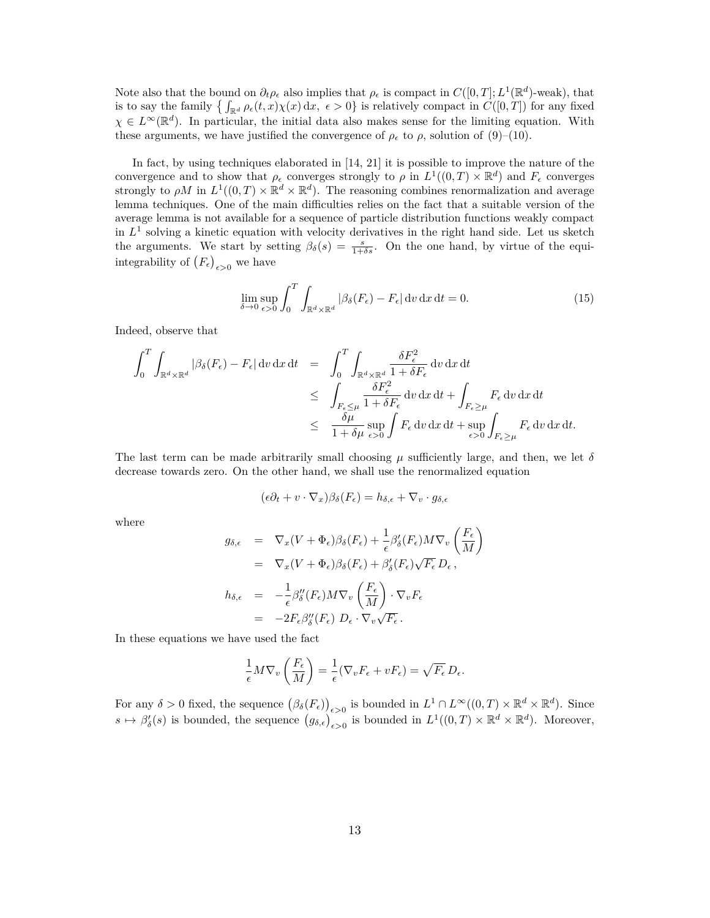Note also that the bound on $\partial_t \rho_\epsilon$ also implies that $\rho_\epsilon$ is compact in $C([0,T]; L^1(\mathbb{R}^d)\text{-weak})$, that is to say the family $\left\{ \int_{\mathbb{R}^d} \rho_\epsilon(t,x)\chi(x)\,\mathrm{d}x,\ \epsilon > 0 \right\}$ is relatively compact in $C([0,T])$ for any fixed $\chi \in L^\infty(\mathbb{R}^d)$. In particular, the initial data also makes sense for the limiting equation. With these arguments, we have justified the convergence of $\rho_\epsilon$ to $\rho$, solution of (9)–(10).

In fact, by using techniques elaborated in [14, 21] it is possible to improve the nature of the convergence and to show that $\rho_\epsilon$ converges strongly to $\rho$ in $L^1((0,T) \times \mathbb{R}^d)$ and $F_\epsilon$ converges strongly to $\rho M$ in $L^1((0,T) \times \mathbb{R}^d \times \mathbb{R}^d)$. The reasoning combines renormalization and average lemma techniques. One of the main difficulties relies on the fact that a suitable version of the average lemma is not available for a sequence of particle distribution functions weakly compact in $L^1$ solving a kinetic equation with velocity derivatives in the right hand side. Let us sketch the arguments. We start by setting $\beta_\delta(s) = \frac{s}{1+\delta s}$. On the one hand, by virtue of the equi-integrability of $\left(F_\epsilon\right)_{\epsilon>0}$ we have

$$\lim_{\delta \to 0} \sup_{\epsilon > 0} \int_0^T \int_{\mathbb{R}^d \times \mathbb{R}^d} |\beta_\delta(F_\epsilon) - F_\epsilon| \,\mathrm{d}v\,\mathrm{d}x\,\mathrm{d}t = 0. \tag{15}$$

Indeed, observe that

$$\begin{aligned}
\int_0^T \int_{\mathbb{R}^d \times \mathbb{R}^d} |\beta_\delta(F_\epsilon) - F_\epsilon| \,\mathrm{d}v\,\mathrm{d}x\,\mathrm{d}t &= \int_0^T \int_{\mathbb{R}^d \times \mathbb{R}^d} \frac{\delta F_\epsilon^2}{1 + \delta F_\epsilon} \,\mathrm{d}v\,\mathrm{d}x\,\mathrm{d}t \\
&\leq \int_{F_\epsilon \leq \mu} \frac{\delta F_\epsilon^2}{1 + \delta F_\epsilon} \,\mathrm{d}v\,\mathrm{d}x\,\mathrm{d}t + \int_{F_\epsilon \geq \mu} F_\epsilon \,\mathrm{d}v\,\mathrm{d}x\,\mathrm{d}t \\
&\leq \frac{\delta \mu}{1 + \delta \mu} \sup_{\epsilon > 0} \int F_\epsilon \,\mathrm{d}v\,\mathrm{d}x\,\mathrm{d}t + \sup_{\epsilon > 0} \int_{F_\epsilon \geq \mu} F_\epsilon \,\mathrm{d}v\,\mathrm{d}x\,\mathrm{d}t.
\end{aligned}$$

The last term can be made arbitrarily small choosing $\mu$ sufficiently large, and then, we let $\delta$ decrease towards zero. On the other hand, we shall use the renormalized equation

$$(\epsilon \partial_t + v \cdot \nabla_x)\beta_\delta(F_\epsilon) = h_{\delta,\epsilon} + \nabla_v \cdot g_{\delta,\epsilon}$$

where

$$\begin{aligned}
g_{\delta,\epsilon} &= \nabla_x(V + \Phi_\epsilon)\beta_\delta(F_\epsilon) + \frac{1}{\epsilon}\beta_\delta'(F_\epsilon) M \nabla_v \left(\frac{F_\epsilon}{M}\right) \\
&= \nabla_x(V + \Phi_\epsilon)\beta_\delta(F_\epsilon) + \beta_\delta'(F_\epsilon)\sqrt{F_\epsilon}\, D_\epsilon\,, \\
h_{\delta,\epsilon} &= -\frac{1}{\epsilon}\beta_\delta''(F_\epsilon) M \nabla_v \left(\frac{F_\epsilon}{M}\right) \cdot \nabla_v F_\epsilon \\
&= -2F_\epsilon \beta_\delta''(F_\epsilon)\ D_\epsilon \cdot \nabla_v \sqrt{F_\epsilon}\,.
\end{aligned}$$

In these equations we have used the fact

$$\frac{1}{\epsilon} M \nabla_v \left(\frac{F_\epsilon}{M}\right) = \frac{1}{\epsilon}(\nabla_v F_\epsilon + v F_\epsilon) = \sqrt{F_\epsilon}\, D_\epsilon.$$

For any $\delta > 0$ fixed, the sequence $\left(\beta_\delta(F_\epsilon)\right)_{\epsilon>0}$ is bounded in $L^1 \cap L^\infty((0,T) \times \mathbb{R}^d \times \mathbb{R}^d)$. Since $s \mapsto \beta_\delta'(s)$ is bounded, the sequence $\left(g_{\delta,\epsilon}\right)_{\epsilon>0}$ is bounded in $L^1((0,T) \times \mathbb{R}^d \times \mathbb{R}^d)$. Moreover,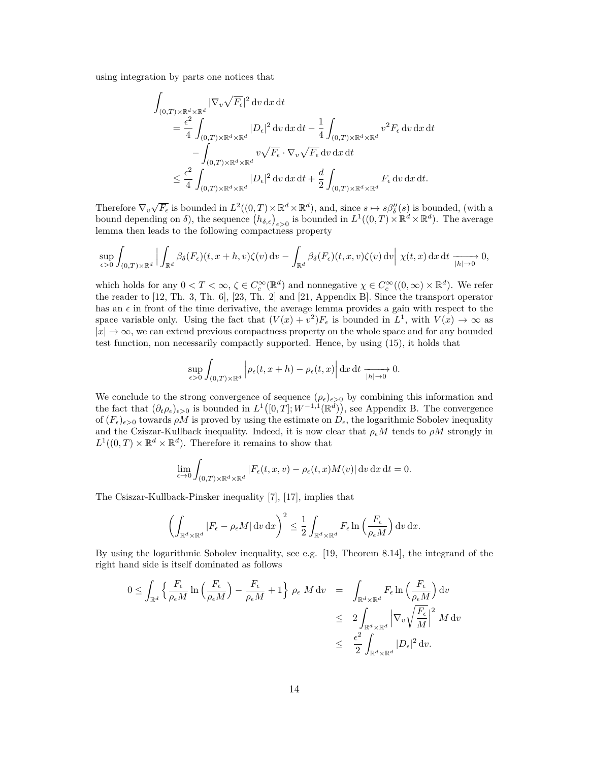using integration by parts one notices that

$$
\begin{aligned}
&\int_{(0,T)\times\mathbb{R}^d\times\mathbb{R}^d} |\nabla_v \sqrt{F_\epsilon}|^2 \,\mathrm{d}v\,\mathrm{d}x\,\mathrm{d}t \\
&\quad = \frac{\epsilon^2}{4}\int_{(0,T)\times\mathbb{R}^d\times\mathbb{R}^d} |D_\epsilon|^2 \,\mathrm{d}v\,\mathrm{d}x\,\mathrm{d}t - \frac{1}{4}\int_{(0,T)\times\mathbb{R}^d\times\mathbb{R}^d} v^2 F_\epsilon \,\mathrm{d}v\,\mathrm{d}x\,\mathrm{d}t \\
&\qquad - \int_{(0,T)\times\mathbb{R}^d\times\mathbb{R}^d} v\sqrt{F_\epsilon}\cdot\nabla_v\sqrt{F_\epsilon}\,\mathrm{d}v\,\mathrm{d}x\,\mathrm{d}t \\
&\quad \leq \frac{\epsilon^2}{4}\int_{(0,T)\times\mathbb{R}^d\times\mathbb{R}^d} |D_\epsilon|^2 \,\mathrm{d}v\,\mathrm{d}x\,\mathrm{d}t + \frac{d}{2}\int_{(0,T)\times\mathbb{R}^d\times\mathbb{R}^d} F_\epsilon \,\mathrm{d}v\,\mathrm{d}x\,\mathrm{d}t.
\end{aligned}
$$

Therefore $\nabla_v\sqrt{F_\epsilon}$ is bounded in $L^2((0,T)\times\mathbb{R}^d\times\mathbb{R}^d)$, and, since $s\mapsto s\beta_\delta''(s)$ is bounded, (with a bound depending on $\delta$), the sequence $\big(h_{\delta,\epsilon}\big)_{\epsilon>0}$ is bounded in $L^1((0,T)\times\mathbb{R}^d\times\mathbb{R}^d)$. The average lemma then leads to the following compactness property

$$
\sup_{\epsilon>0}\int_{(0,T)\times\mathbb{R}^d}\Big|\int_{\mathbb{R}^d}\beta_\delta(F_\epsilon)(t,x+h,v)\zeta(v)\,\mathrm{d}v - \int_{\mathbb{R}^d}\beta_\delta(F_\epsilon)(t,x,v)\zeta(v)\,\mathrm{d}v\Big|\;\chi(t,x)\,\mathrm{d}x\,\mathrm{d}t \xrightarrow[|h|\to 0]{} 0,
$$

which holds for any $0<T<\infty$, $\zeta\in C_c^\infty(\mathbb{R}^d)$ and nonnegative $\chi\in C_c^\infty((0,\infty)\times\mathbb{R}^d)$. We refer the reader to [12, Th. 3, Th. 6], [23, Th. 2] and [21, Appendix B]. Since the transport operator has an $\epsilon$ in front of the time derivative, the average lemma provides a gain with respect to the space variable only. Using the fact that $(V(x)+v^2)F_\epsilon$ is bounded in $L^1$, with $V(x)\to\infty$ as $|x|\to\infty$, we can extend previous compactness property on the whole space and for any bounded test function, non necessarily compactly supported. Hence, by using (15), it holds that

$$
\sup_{\epsilon>0}\int_{(0,T)\times\mathbb{R}^d}\Big|\rho_\epsilon(t,x+h)-\rho_\epsilon(t,x)\Big|\,\mathrm{d}x\,\mathrm{d}t \xrightarrow[|h|\to 0]{} 0.
$$

We conclude to the strong convergence of sequence $(\rho_\epsilon)_{\epsilon>0}$ by combining this information and the fact that $(\partial_t\rho_\epsilon)_{\epsilon>0}$ is bounded in $L^1\big([0,T];W^{-1,1}(\mathbb{R}^d)\big)$, see Appendix B. The convergence of $(F_\epsilon)_{\epsilon>0}$ towards $\rho M$ is proved by using the estimate on $D_\epsilon$, the logarithmic Sobolev inequality and the Cziszar-Kullback inequality. Indeed, it is now clear that $\rho_\epsilon M$ tends to $\rho M$ strongly in $L^1((0,T)\times\mathbb{R}^d\times\mathbb{R}^d)$. Therefore it remains to show that

$$
\lim_{\epsilon\to 0}\int_{(0,T)\times\mathbb{R}^d\times\mathbb{R}^d}|F_\epsilon(t,x,v)-\rho_\epsilon(t,x)M(v)|\,\mathrm{d}v\,\mathrm{d}x\,\mathrm{d}t = 0.
$$

The Csiszar-Kullback-Pinsker inequality [7], [17], implies that

$$
\left(\int_{\mathbb{R}^d\times\mathbb{R}^d}|F_\epsilon-\rho_\epsilon M|\,\mathrm{d}v\,\mathrm{d}x\right)^2 \leq \frac{1}{2}\int_{\mathbb{R}^d\times\mathbb{R}^d}F_\epsilon\ln\Big(\frac{F_\epsilon}{\rho_\epsilon M}\Big)\,\mathrm{d}v\,\mathrm{d}x.
$$

By using the logarithmic Sobolev inequality, see e.g. [19, Theorem 8.14], the integrand of the right hand side is itself dominated as follows

$$
\begin{aligned}
0\leq \int_{\mathbb{R}^d}\Big\{\frac{F_\epsilon}{\rho_\epsilon M}\ln\Big(\frac{F_\epsilon}{\rho_\epsilon M}\Big)-\frac{F_\epsilon}{\rho_\epsilon M}+1\Big\}\;\rho_\epsilon\;M\,\mathrm{d}v &= \int_{\mathbb{R}^d\times\mathbb{R}^d}F_\epsilon\ln\Big(\frac{F_\epsilon}{\rho_\epsilon M}\Big)\,\mathrm{d}v \\
&\leq 2\int_{\mathbb{R}^d\times\mathbb{R}^d}\Big|\nabla_v\sqrt{\frac{F_\epsilon}{M}}\Big|^2\;M\,\mathrm{d}v \\
&\leq \frac{\epsilon^2}{2}\int_{\mathbb{R}^d\times\mathbb{R}^d}|D_\epsilon|^2\,\mathrm{d}v.
\end{aligned}
$$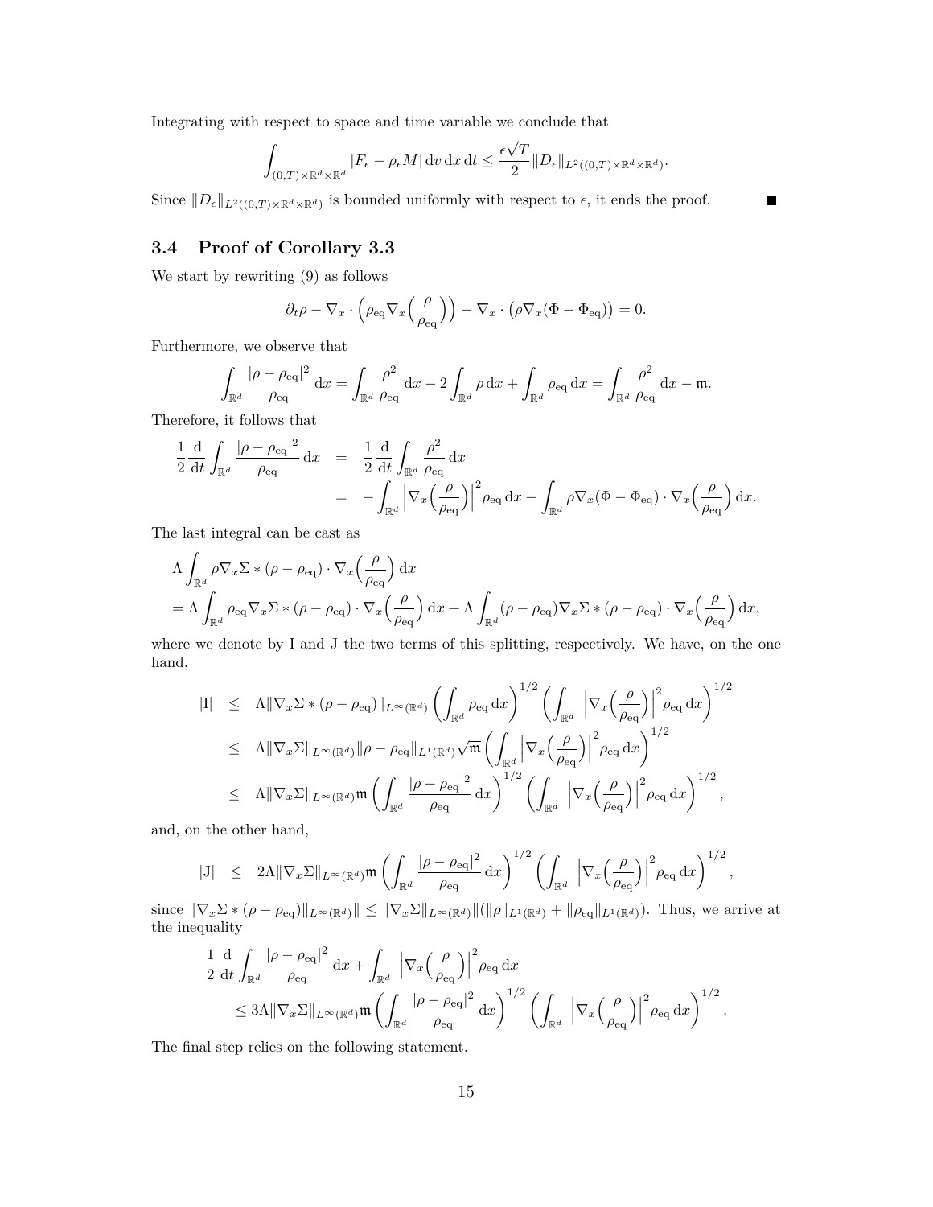Integrating with respect to space and time variable we conclude that

$$\int_{(0,T)\times\mathbb{R}^d\times\mathbb{R}^d} |F_\epsilon - \rho_\epsilon M| \,\mathrm{d}v\,\mathrm{d}x\,\mathrm{d}t \le \frac{\epsilon\sqrt{T}}{2}\|D_\epsilon\|_{L^2((0,T)\times\mathbb{R}^d\times\mathbb{R}^d)}.$$

Since $\|D_\epsilon\|_{L^2((0,T)\times\mathbb{R}^d\times\mathbb{R}^d)}$ is bounded uniformly with respect to $\epsilon$, it ends the proof. ■

### 3.4 Proof of Corollary 3.3

We start by rewriting (9) as follows

$$\partial_t\rho - \nabla_x\cdot\Big(\rho_{\mathrm{eq}}\nabla_x\Big(\frac{\rho}{\rho_{\mathrm{eq}}}\Big)\Big) - \nabla_x\cdot\big(\rho\nabla_x(\Phi-\Phi_{\mathrm{eq}})\big) = 0.$$

Furthermore, we observe that

$$\int_{\mathbb{R}^d}\frac{|\rho-\rho_{\mathrm{eq}}|^2}{\rho_{\mathrm{eq}}}\,\mathrm{d}x = \int_{\mathbb{R}^d}\frac{\rho^2}{\rho_{\mathrm{eq}}}\,\mathrm{d}x - 2\int_{\mathbb{R}^d}\rho\,\mathrm{d}x + \int_{\mathbb{R}^d}\rho_{\mathrm{eq}}\,\mathrm{d}x = \int_{\mathbb{R}^d}\frac{\rho^2}{\rho_{\mathrm{eq}}}\,\mathrm{d}x - \mathfrak{m}.$$

Therefore, it follows that

$$\begin{aligned}\frac12\frac{\mathrm{d}}{\mathrm{d}t}\int_{\mathbb{R}^d}\frac{|\rho-\rho_{\mathrm{eq}}|^2}{\rho_{\mathrm{eq}}}\,\mathrm{d}x &= \frac12\frac{\mathrm{d}}{\mathrm{d}t}\int_{\mathbb{R}^d}\frac{\rho^2}{\rho_{\mathrm{eq}}}\,\mathrm{d}x\\ &= -\int_{\mathbb{R}^d}\Big|\nabla_x\Big(\frac{\rho}{\rho_{\mathrm{eq}}}\Big)\Big|^2\rho_{\mathrm{eq}}\,\mathrm{d}x - \int_{\mathbb{R}^d}\rho\nabla_x(\Phi-\Phi_{\mathrm{eq}})\cdot\nabla_x\Big(\frac{\rho}{\rho_{\mathrm{eq}}}\Big)\,\mathrm{d}x.\end{aligned}$$

The last integral can be cast as

$$\begin{aligned}&\Lambda\int_{\mathbb{R}^d}\rho\nabla_x\Sigma*(\rho-\rho_{\mathrm{eq}})\cdot\nabla_x\Big(\frac{\rho}{\rho_{\mathrm{eq}}}\Big)\,\mathrm{d}x\\ &=\Lambda\int_{\mathbb{R}^d}\rho_{\mathrm{eq}}\nabla_x\Sigma*(\rho-\rho_{\mathrm{eq}})\cdot\nabla_x\Big(\frac{\rho}{\rho_{\mathrm{eq}}}\Big)\,\mathrm{d}x + \Lambda\int_{\mathbb{R}^d}(\rho-\rho_{\mathrm{eq}})\nabla_x\Sigma*(\rho-\rho_{\mathrm{eq}})\cdot\nabla_x\Big(\frac{\rho}{\rho_{\mathrm{eq}}}\Big)\,\mathrm{d}x,\end{aligned}$$

where we denote by I and J the two terms of this splitting, respectively. We have, on the one hand,

$$\begin{aligned}|\mathrm{I}| &\le \Lambda\|\nabla_x\Sigma*(\rho-\rho_{\mathrm{eq}})\|_{L^\infty(\mathbb{R}^d)}\left(\int_{\mathbb{R}^d}\rho_{\mathrm{eq}}\,\mathrm{d}x\right)^{1/2}\left(\int_{\mathbb{R}^d}\Big|\nabla_x\Big(\frac{\rho}{\rho_{\mathrm{eq}}}\Big)\Big|^2\rho_{\mathrm{eq}}\,\mathrm{d}x\right)^{1/2}\\ &\le \Lambda\|\nabla_x\Sigma\|_{L^\infty(\mathbb{R}^d)}\|\rho-\rho_{\mathrm{eq}}\|_{L^1(\mathbb{R}^d)}\sqrt{\mathfrak{m}}\left(\int_{\mathbb{R}^d}\Big|\nabla_x\Big(\frac{\rho}{\rho_{\mathrm{eq}}}\Big)\Big|^2\rho_{\mathrm{eq}}\,\mathrm{d}x\right)^{1/2}\\ &\le \Lambda\|\nabla_x\Sigma\|_{L^\infty(\mathbb{R}^d)}\mathfrak{m}\left(\int_{\mathbb{R}^d}\frac{|\rho-\rho_{\mathrm{eq}}|^2}{\rho_{\mathrm{eq}}}\,\mathrm{d}x\right)^{1/2}\left(\int_{\mathbb{R}^d}\Big|\nabla_x\Big(\frac{\rho}{\rho_{\mathrm{eq}}}\Big)\Big|^2\rho_{\mathrm{eq}}\,\mathrm{d}x\right)^{1/2},\end{aligned}$$

and, on the other hand,

$$|\mathrm{J}| \le 2\Lambda\|\nabla_x\Sigma\|_{L^\infty(\mathbb{R}^d)}\mathfrak{m}\left(\int_{\mathbb{R}^d}\frac{|\rho-\rho_{\mathrm{eq}}|^2}{\rho_{\mathrm{eq}}}\,\mathrm{d}x\right)^{1/2}\left(\int_{\mathbb{R}^d}\Big|\nabla_x\Big(\frac{\rho}{\rho_{\mathrm{eq}}}\Big)\Big|^2\rho_{\mathrm{eq}}\,\mathrm{d}x\right)^{1/2},$$

since $\|\nabla_x\Sigma*(\rho-\rho_{\mathrm{eq}})\|_{L^\infty(\mathbb{R}^d)}\| \le \|\nabla_x\Sigma\|_{L^\infty(\mathbb{R}^d)}\|(\|\rho\|_{L^1(\mathbb{R}^d)} + \|\rho_{\mathrm{eq}}\|_{L^1(\mathbb{R}^d)})$. Thus, we arrive at the inequality

$$\begin{aligned}&\frac12\frac{\mathrm{d}}{\mathrm{d}t}\int_{\mathbb{R}^d}\frac{|\rho-\rho_{\mathrm{eq}}|^2}{\rho_{\mathrm{eq}}}\,\mathrm{d}x + \int_{\mathbb{R}^d}\Big|\nabla_x\Big(\frac{\rho}{\rho_{\mathrm{eq}}}\Big)\Big|^2\rho_{\mathrm{eq}}\,\mathrm{d}x\\ &\qquad\le 3\Lambda\|\nabla_x\Sigma\|_{L^\infty(\mathbb{R}^d)}\mathfrak{m}\left(\int_{\mathbb{R}^d}\frac{|\rho-\rho_{\mathrm{eq}}|^2}{\rho_{\mathrm{eq}}}\,\mathrm{d}x\right)^{1/2}\left(\int_{\mathbb{R}^d}\Big|\nabla_x\Big(\frac{\rho}{\rho_{\mathrm{eq}}}\Big)\Big|^2\rho_{\mathrm{eq}}\,\mathrm{d}x\right)^{1/2}.\end{aligned}$$

The final step relies on the following statement.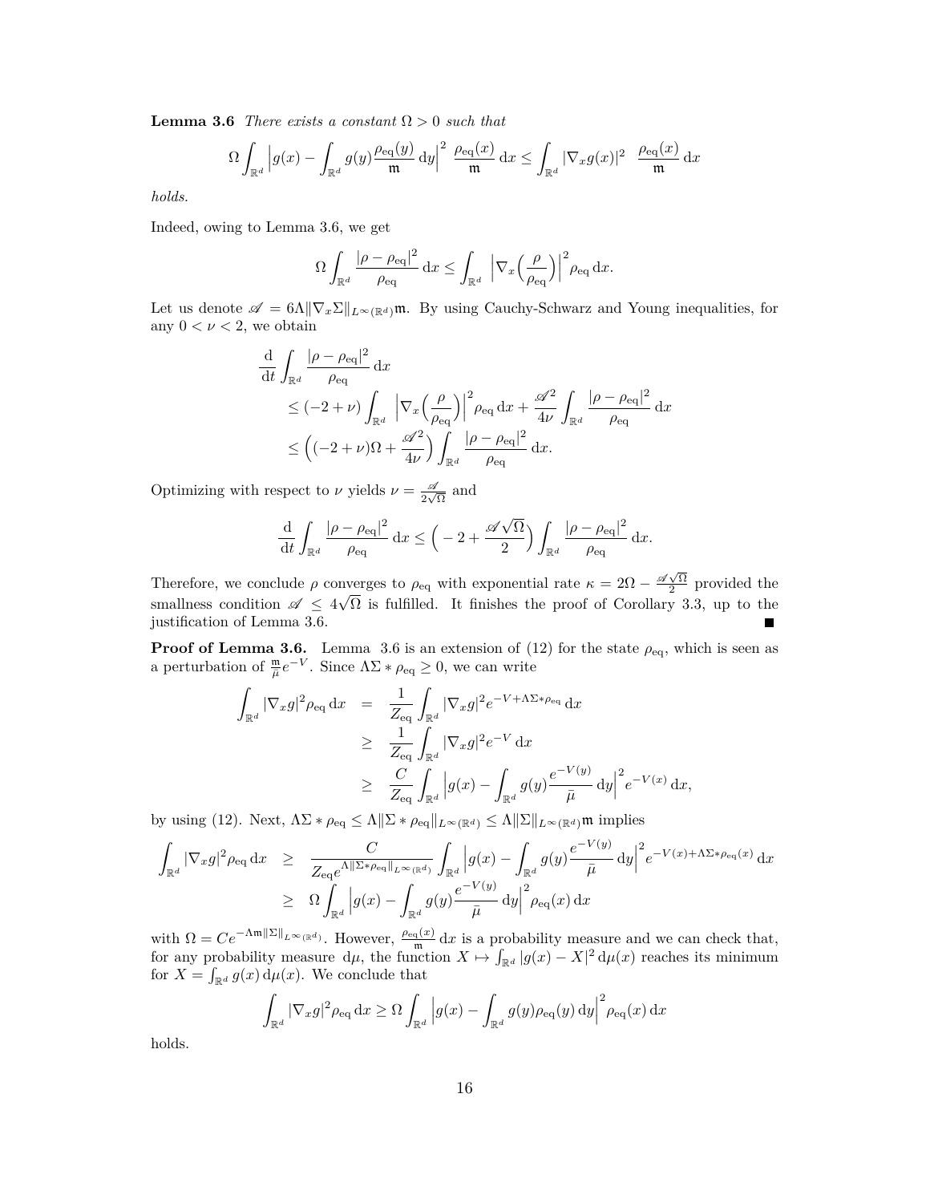**Lemma 3.6** *There exists a constant $\Omega > 0$ such that*

$$\Omega \int_{\mathbb{R}^d} \Big| g(x) - \int_{\mathbb{R}^d} g(y) \frac{\rho_{\rm eq}(y)}{\mathfrak{m}} \, {\rm d}y \Big|^2 \ \frac{\rho_{\rm eq}(x)}{\mathfrak{m}} \, {\rm d}x \leq \int_{\mathbb{R}^d} |\nabla_x g(x)|^2 \ \ \frac{\rho_{\rm eq}(x)}{\mathfrak{m}} \, {\rm d}x$$

*holds.*

Indeed, owing to Lemma 3.6, we get

$$\Omega \int_{\mathbb{R}^d} \frac{|\rho - \rho_{\rm eq}|^2}{\rho_{\rm eq}} \, {\rm d}x \leq \int_{\mathbb{R}^d} \ \Big| \nabla_x \Big( \frac{\rho}{\rho_{\rm eq}} \Big) \Big|^2 \rho_{\rm eq} \, {\rm d}x.$$

Let us denote $\mathscr{A} = 6\Lambda \|\nabla_x \Sigma\|_{L^\infty(\mathbb{R}^d)} \mathfrak{m}$. By using Cauchy-Schwarz and Young inequalities, for any $0 < \nu < 2$, we obtain

$$\begin{aligned}
&\frac{\rm d}{{\rm d}t} \int_{\mathbb{R}^d} \frac{|\rho - \rho_{\rm eq}|^2}{\rho_{\rm eq}} \, {\rm d}x \\
&\leq (-2 + \nu) \int_{\mathbb{R}^d} \ \Big| \nabla_x \Big( \frac{\rho}{\rho_{\rm eq}} \Big) \Big|^2 \rho_{\rm eq} \, {\rm d}x + \frac{\mathscr{A}^2}{4\nu} \int_{\mathbb{R}^d} \frac{|\rho - \rho_{\rm eq}|^2}{\rho_{\rm eq}} \, {\rm d}x \\
&\leq \Big( (-2 + \nu)\Omega + \frac{\mathscr{A}^2}{4\nu} \Big) \int_{\mathbb{R}^d} \frac{|\rho - \rho_{\rm eq}|^2}{\rho_{\rm eq}} \, {\rm d}x.
\end{aligned}$$

Optimizing with respect to $\nu$ yields $\nu = \frac{\mathscr{A}}{2\sqrt{\Omega}}$ and

$$\frac{\rm d}{{\rm d}t} \int_{\mathbb{R}^d} \frac{|\rho - \rho_{\rm eq}|^2}{\rho_{\rm eq}} \, {\rm d}x \leq \Big( -2 + \frac{\mathscr{A}\sqrt{\Omega}}{2} \Big) \int_{\mathbb{R}^d} \frac{|\rho - \rho_{\rm eq}|^2}{\rho_{\rm eq}} \, {\rm d}x.$$

Therefore, we conclude $\rho$ converges to $\rho_{\rm eq}$ with exponential rate $\kappa = 2\Omega - \frac{\mathscr{A}\sqrt{\Omega}}{2}$ provided the smallness condition $\mathscr{A} \leq 4\sqrt{\Omega}$ is fulfilled. It finishes the proof of Corollary 3.3, up to the justification of Lemma 3.6. ∎

**Proof of Lemma 3.6.** Lemma 3.6 is an extension of (12) for the state $\rho_{\rm eq}$, which is seen as a perturbation of $\frac{\mathfrak{m}}{\bar{\mu}} e^{-V}$. Since $\Lambda \Sigma * \rho_{\rm eq} \geq 0$, we can write

$$\begin{aligned}
\int_{\mathbb{R}^d} |\nabla_x g|^2 \rho_{\rm eq} \, {\rm d}x &= \frac{1}{Z_{\rm eq}} \int_{\mathbb{R}^d} |\nabla_x g|^2 e^{-V + \Lambda\Sigma * \rho_{\rm eq}} \, {\rm d}x \\
&\geq \frac{1}{Z_{\rm eq}} \int_{\mathbb{R}^d} |\nabla_x g|^2 e^{-V} \, {\rm d}x \\
&\geq \frac{C}{Z_{\rm eq}} \int_{\mathbb{R}^d} \Big| g(x) - \int_{\mathbb{R}^d} g(y) \frac{e^{-V(y)}}{\bar{\mu}} \, {\rm d}y \Big|^2 e^{-V(x)} \, {\rm d}x,
\end{aligned}$$

by using (12). Next, $\Lambda \Sigma * \rho_{\rm eq} \leq \Lambda \|\Sigma * \rho_{\rm eq}\|_{L^\infty(\mathbb{R}^d)} \leq \Lambda \|\Sigma\|_{L^\infty(\mathbb{R}^d)} \mathfrak{m}$ implies

$$\begin{aligned}
\int_{\mathbb{R}^d} |\nabla_x g|^2 \rho_{\rm eq} \, {\rm d}x &\geq \frac{C}{Z_{\rm eq} e^{\Lambda \|\Sigma * \rho_{\rm eq}\|_{L^\infty(\mathbb{R}^d)}}} \int_{\mathbb{R}^d} \Big| g(x) - \int_{\mathbb{R}^d} g(y) \frac{e^{-V(y)}}{\bar{\mu}} \, {\rm d}y \Big|^2 e^{-V(x) + \Lambda \Sigma * \rho_{\rm eq}(x)} \, {\rm d}x \\
&\geq \Omega \int_{\mathbb{R}^d} \Big| g(x) - \int_{\mathbb{R}^d} g(y) \frac{e^{-V(y)}}{\bar{\mu}} \, {\rm d}y \Big|^2 \rho_{\rm eq}(x) \, {\rm d}x
\end{aligned}$$

with $\Omega = C e^{-\Lambda \mathfrak{m} \|\Sigma\|_{L^\infty(\mathbb{R}^d)}}$. However, $\frac{\rho_{\rm eq}(x)}{\mathfrak{m}} \, {\rm d}x$ is a probability measure and we can check that, for any probability measure ${\rm d}\mu$, the function $X \mapsto \int_{\mathbb{R}^d} |g(x) - X|^2 \, {\rm d}\mu(x)$ reaches its minimum for $X = \int_{\mathbb{R}^d} g(x) \, {\rm d}\mu(x)$. We conclude that

$$\int_{\mathbb{R}^d} |\nabla_x g|^2 \rho_{\rm eq} \, {\rm d}x \geq \Omega \int_{\mathbb{R}^d} \Big| g(x) - \int_{\mathbb{R}^d} g(y) \rho_{\rm eq}(y) \, {\rm d}y \Big|^2 \rho_{\rm eq}(x) \, {\rm d}x$$

holds.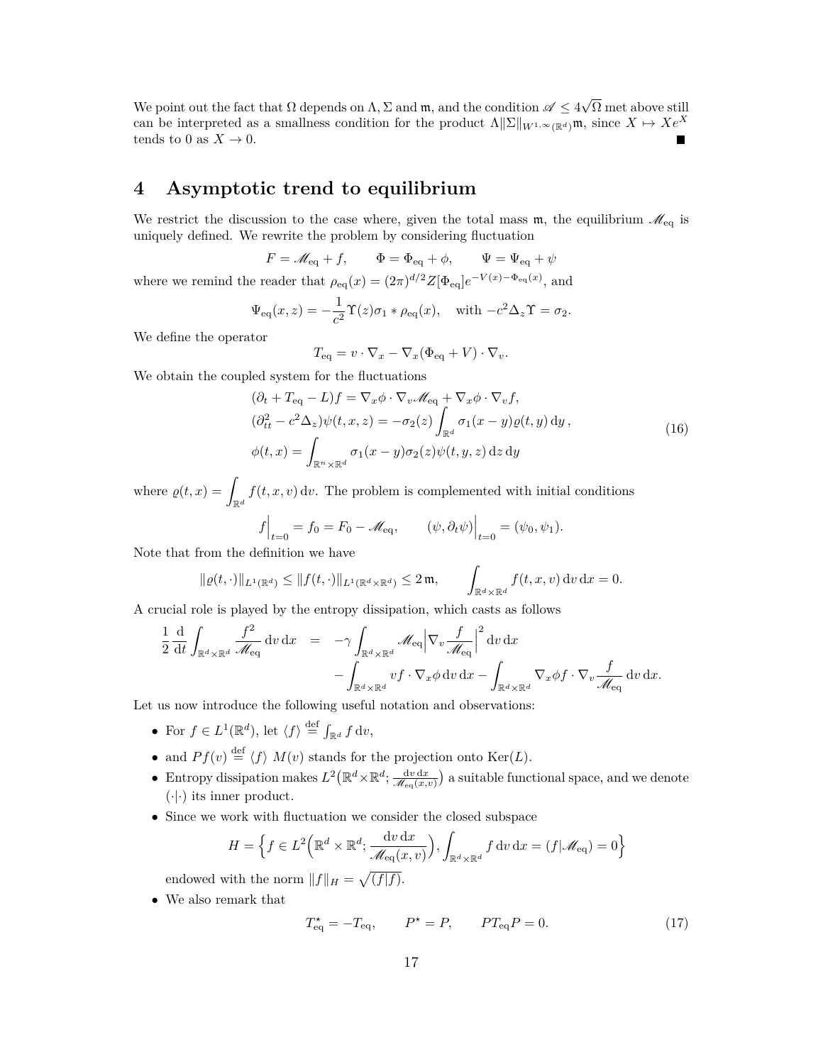We point out the fact that $\Omega$ depends on $\Lambda, \Sigma$ and $\mathfrak{m}$, and the condition $\mathscr{A} \leq 4\sqrt{\Omega}$ met above still can be interpreted as a smallness condition for the product $\Lambda \|\Sigma\|_{W^{1,\infty}(\mathbb{R}^d)} \mathfrak{m}$, since $X \mapsto X e^X$ tends to 0 as $X \to 0$. ∎

# 4 Asymptotic trend to equilibrium

We restrict the discussion to the case where, given the total mass $\mathfrak{m}$, the equilibrium $\mathscr{M}_{\text{eq}}$ is uniquely defined. We rewrite the problem by considering fluctuation

$$F = \mathscr{M}_{\text{eq}} + f, \qquad \Phi = \Phi_{\text{eq}} + \phi, \qquad \Psi = \Psi_{\text{eq}} + \psi$$

where we remind the reader that $\rho_{\text{eq}}(x) = (2\pi)^{d/2} Z[\Phi_{\text{eq}}] e^{-V(x) - \Phi_{\text{eq}}(x)}$, and

$$\Psi_{\text{eq}}(x, z) = -\frac{1}{c^2} \Upsilon(z) \sigma_1 * \rho_{\text{eq}}(x), \quad \text{with } -c^2 \Delta_z \Upsilon = \sigma_2.$$

We define the operator

$$T_{\text{eq}} = v \cdot \nabla_x - \nabla_x(\Phi_{\text{eq}} + V) \cdot \nabla_v.$$

We obtain the coupled system for the fluctuations

$$\begin{aligned}
&(\partial_t + T_{\text{eq}} - L) f = \nabla_x \phi \cdot \nabla_v \mathscr{M}_{\text{eq}} + \nabla_x \phi \cdot \nabla_v f, \\
&(\partial^2_{tt} - c^2 \Delta_z) \psi(t, x, z) = -\sigma_2(z) \int_{\mathbb{R}^d} \sigma_1(x - y) \varrho(t, y) \, \mathrm{d}y, \\
&\phi(t, x) = \int_{\mathbb{R}^n \times \mathbb{R}^d} \sigma_1(x - y) \sigma_2(z) \psi(t, y, z) \, \mathrm{d}z \, \mathrm{d}y
\end{aligned} \tag{16}$$

where $\varrho(t, x) = \displaystyle\int_{\mathbb{R}^d} f(t, x, v) \, \mathrm{d}v$. The problem is complemented with initial conditions

$$f\Big|_{t=0} = f_0 = F_0 - \mathscr{M}_{\text{eq}}, \qquad (\psi, \partial_t \psi)\Big|_{t=0} = (\psi_0, \psi_1).$$

Note that from the definition we have

$$\|\varrho(t, \cdot)\|_{L^1(\mathbb{R}^d)} \leq \|f(t, \cdot)\|_{L^1(\mathbb{R}^d \times \mathbb{R}^d)} \leq 2\, \mathfrak{m}, \qquad \int_{\mathbb{R}^d \times \mathbb{R}^d} f(t, x, v) \, \mathrm{d}v \, \mathrm{d}x = 0.$$

A crucial role is played by the entropy dissipation, which casts as follows

$$\begin{aligned}
\frac{1}{2} \frac{\mathrm{d}}{\mathrm{d}t} \int_{\mathbb{R}^d \times \mathbb{R}^d} \frac{f^2}{\mathscr{M}_{\text{eq}}} \, \mathrm{d}v \, \mathrm{d}x \quad &= \quad -\gamma \int_{\mathbb{R}^d \times \mathbb{R}^d} \mathscr{M}_{\text{eq}} \Big| \nabla_v \frac{f}{\mathscr{M}_{\text{eq}}} \Big|^2 \, \mathrm{d}v \, \mathrm{d}x \\
&\quad - \int_{\mathbb{R}^d \times \mathbb{R}^d} v f \cdot \nabla_x \phi \, \mathrm{d}v \, \mathrm{d}x - \int_{\mathbb{R}^d \times \mathbb{R}^d} \nabla_x \phi f \cdot \nabla_v \frac{f}{\mathscr{M}_{\text{eq}}} \, \mathrm{d}v \, \mathrm{d}x.
\end{aligned}$$

Let us now introduce the following useful notation and observations:

- For $f \in L^1(\mathbb{R}^d)$, let $\langle f \rangle \stackrel{\text{def}}{=} \int_{\mathbb{R}^d} f \, \mathrm{d}v$,
- and $Pf(v) \stackrel{\text{def}}{=} \langle f \rangle \, M(v)$ stands for the projection onto $\text{Ker}(L)$.
- Entropy dissipation makes $L^2\big(\mathbb{R}^d \times \mathbb{R}^d; \frac{\mathrm{d}v \, \mathrm{d}x}{\mathscr{M}_{\text{eq}}(x,v)}\big)$ a suitable functional space, and we denote $(\cdot|\cdot)$ its inner product.
- Since we work with fluctuation we consider the closed subspace

$$H = \Big\{ f \in L^2\Big(\mathbb{R}^d \times \mathbb{R}^d; \frac{\mathrm{d}v \, \mathrm{d}x}{\mathscr{M}_{\text{eq}}(x, v)}\Big), \int_{\mathbb{R}^d \times \mathbb{R}^d} f \, \mathrm{d}v \, \mathrm{d}x = (f|\mathscr{M}_{\text{eq}}) = 0 \Big\}$$

  endowed with the norm $\|f\|_H = \sqrt{(f|f)}$.
- We also remark that

$$T^\star_{\text{eq}} = -T_{\text{eq}}, \qquad P^\star = P, \qquad P T_{\text{eq}} P = 0. \tag{17}$$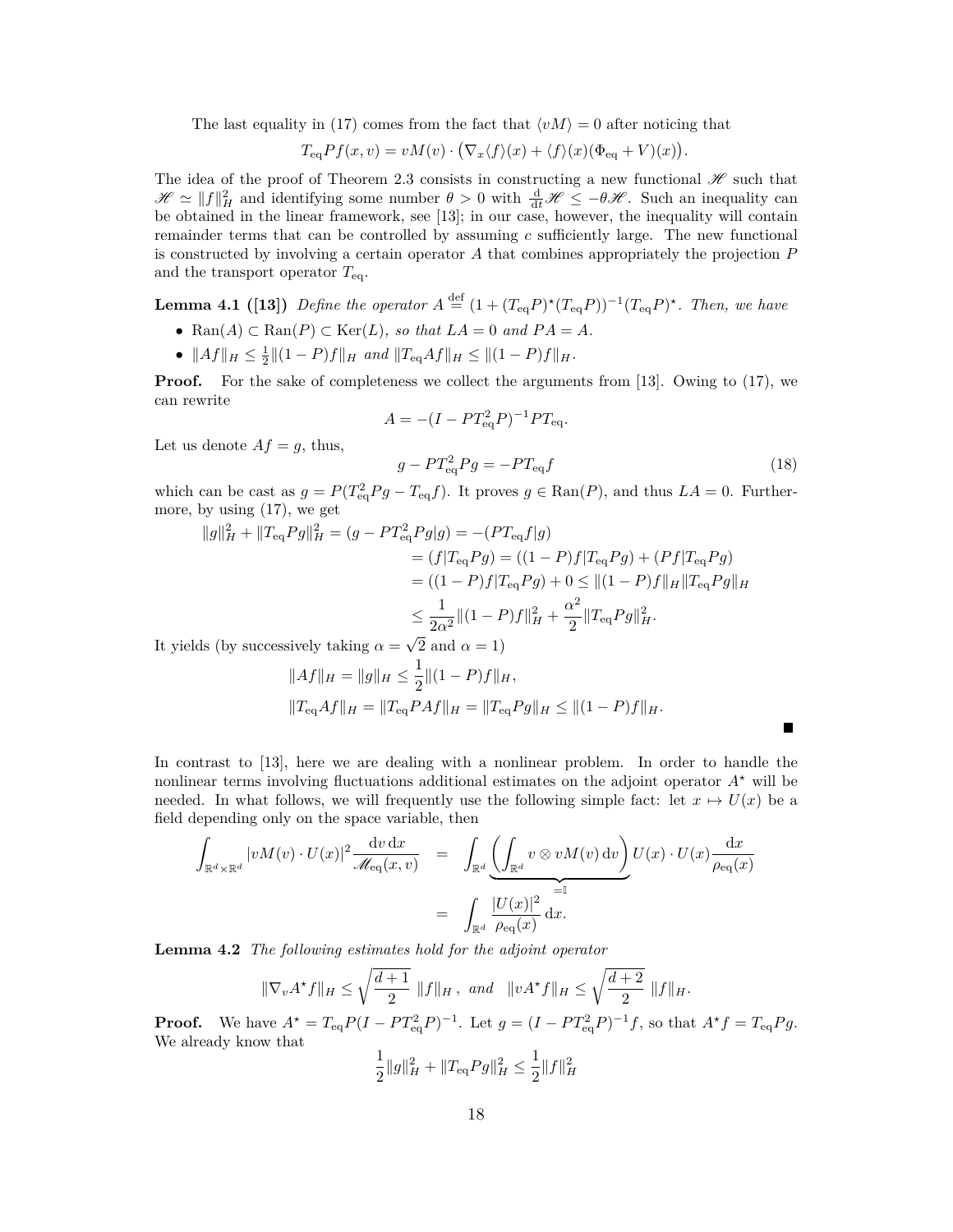The last equality in (17) comes from the fact that $\langle vM \rangle = 0$ after noticing that

$$T_{\rm eq} Pf(x,v) = vM(v) \cdot \big(\nabla_x \langle f \rangle(x) + \langle f \rangle(x)(\Phi_{\rm eq} + V)(x)\big).$$

The idea of the proof of Theorem 2.3 consists in constructing a new functional $\mathscr{H}$ such that $\mathscr{H} \simeq \|f\|_H^2$ and identifying some number $\theta > 0$ with $\frac{\mathrm{d}}{\mathrm{d}t}\mathscr{H} \leq -\theta \mathscr{H}$. Such an inequality can be obtained in the linear framework, see [13]; in our case, however, the inequality will contain remainder terms that can be controlled by assuming $c$ sufficiently large. The new functional is constructed by involving a certain operator $A$ that combines appropriately the projection $P$ and the transport operator $T_{\rm eq}$.

**Lemma 4.1 ([13])** *Define the operator* $A \stackrel{\text{def}}{=} (1 + (T_{\rm eq}P)^\star (T_{\rm eq}P))^{-1}(T_{\rm eq}P)^\star$. *Then, we have*

- $\mathrm{Ran}(A) \subset \mathrm{Ran}(P) \subset \mathrm{Ker}(L)$*, so that* $LA = 0$ *and* $PA = A$.
- $\|Af\|_H \leq \frac{1}{2}\|(1-P)f\|_H$ *and* $\|T_{\rm eq}Af\|_H \leq \|(1-P)f\|_H$.

**Proof.** For the sake of completeness we collect the arguments from [13]. Owing to (17), we can rewrite

$$A = -(I - PT_{\rm eq}^2 P)^{-1} P T_{\rm eq}.$$

Let us denote $Af = g$, thus,

$$g - PT_{\rm eq}^2 Pg = -PT_{\rm eq} f \tag{18}$$

which can be cast as $g = P(T_{\rm eq}^2 Pg - T_{\rm eq} f)$. It proves $g \in \mathrm{Ran}(P)$, and thus $LA = 0$. Furthermore, by using (17), we get

$$\begin{aligned}
\|g\|_H^2 + \|T_{\rm eq}Pg\|_H^2 = (g - PT_{\rm eq}^2 Pg|g) &= -(PT_{\rm eq}f|g) \\
&= (f|T_{\rm eq}Pg) = ((1-P)f|T_{\rm eq}Pg) + (Pf|T_{\rm eq}Pg) \\
&= ((1-P)f|T_{\rm eq}Pg) + 0 \leq \|(1-P)f\|_H \|T_{\rm eq}Pg\|_H \\
&\leq \frac{1}{2\alpha^2}\|(1-P)f\|_H^2 + \frac{\alpha^2}{2}\|T_{\rm eq}Pg\|_H^2.
\end{aligned}$$

It yields (by successively taking $\alpha = \sqrt{2}$ and $\alpha = 1$)

$$\begin{aligned}
\|Af\|_H &= \|g\|_H \leq \frac{1}{2}\|(1-P)f\|_H, \\
\|T_{\rm eq}Af\|_H &= \|T_{\rm eq}PAf\|_H = \|T_{\rm eq}Pg\|_H \leq \|(1-P)f\|_H.
\end{aligned}$$

■

In contrast to [13], here we are dealing with a nonlinear problem. In order to handle the nonlinear terms involving fluctuations additional estimates on the adjoint operator $A^\star$ will be needed. In what follows, we will frequently use the following simple fact: let $x \mapsto U(x)$ be a field depending only on the space variable, then

$$\begin{aligned}
\int_{\mathbb{R}^d \times \mathbb{R}^d} |vM(v) \cdot U(x)|^2 \frac{\mathrm{d}v\,\mathrm{d}x}{\mathscr{M}_{\rm eq}(x,v)} &= \int_{\mathbb{R}^d} \underbrace{\left(\int_{\mathbb{R}^d} v \otimes vM(v)\,\mathrm{d}v\right)}_{=\mathbb{I}} U(x) \cdot U(x) \frac{\mathrm{d}x}{\rho_{\rm eq}(x)} \\
&= \int_{\mathbb{R}^d} \frac{|U(x)|^2}{\rho_{\rm eq}(x)}\,\mathrm{d}x.
\end{aligned}$$

**Lemma 4.2** *The following estimates hold for the adjoint operator*

$$\|\nabla_v A^\star f\|_H \leq \sqrt{\frac{d+1}{2}}\ \|f\|_H\,, \ \ \textit{and} \ \ \|vA^\star f\|_H \leq \sqrt{\frac{d+2}{2}}\ \|f\|_H.$$

**Proof.** We have $A^\star = T_{\rm eq}P(I - PT_{\rm eq}^2 P)^{-1}$. Let $g = (I - PT_{\rm eq}^2 P)^{-1} f$, so that $A^\star f = T_{\rm eq}Pg$. We already know that

$$\frac{1}{2}\|g\|_H^2 + \|T_{\rm eq}Pg\|_H^2 \leq \frac{1}{2}\|f\|_H^2$$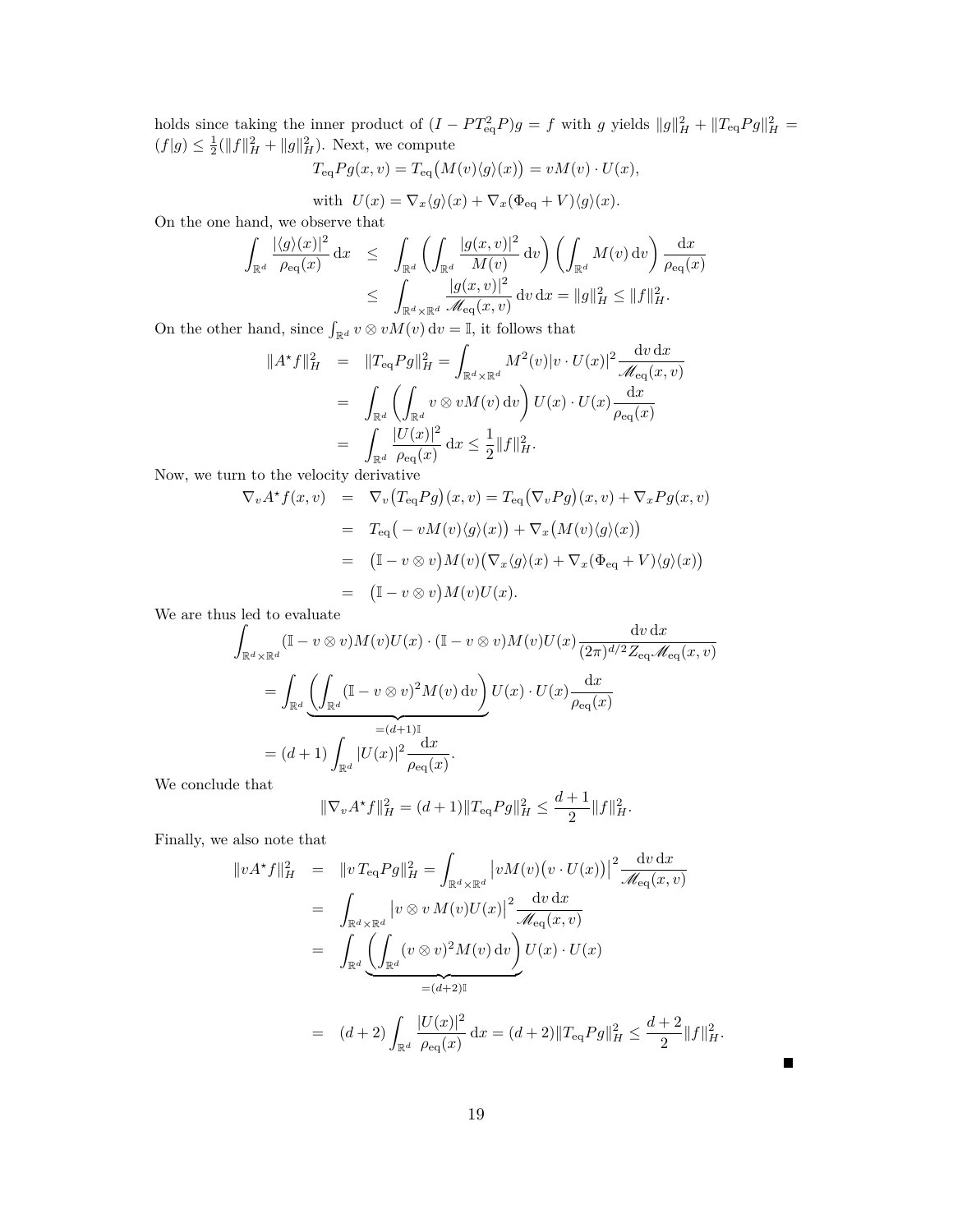holds since taking the inner product of $(I - PT_{\rm eq}^2 P)g = f$ with $g$ yields $\|g\|_H^2 + \|T_{\rm eq}Pg\|_H^2 = (f|g) \leq \frac{1}{2}(\|f\|_H^2 + \|g\|_H^2)$. Next, we compute

$$T_{\rm eq}Pg(x,v) = T_{\rm eq}\big(M(v)\langle g\rangle(x)\big) = vM(v)\cdot U(x),$$

$$\text{with} \ \ U(x) = \nabla_x\langle g\rangle(x) + \nabla_x(\Phi_{\rm eq}+V)\langle g\rangle(x).$$

On the one hand, we observe that

$$\begin{aligned}
\int_{\mathbb{R}^d} \frac{|\langle g\rangle(x)|^2}{\rho_{\rm eq}(x)}\,{\rm d}x &\leq \int_{\mathbb{R}^d}\left(\int_{\mathbb{R}^d}\frac{|g(x,v)|^2}{M(v)}\,{\rm d}v\right)\left(\int_{\mathbb{R}^d}M(v)\,{\rm d}v\right)\frac{{\rm d}x}{\rho_{\rm eq}(x)}\\
&\leq \int_{\mathbb{R}^d\times\mathbb{R}^d}\frac{|g(x,v)|^2}{\mathscr{M}_{\rm eq}(x,v)}\,{\rm d}v\,{\rm d}x = \|g\|_H^2 \leq \|f\|_H^2.
\end{aligned}$$

On the other hand, since $\int_{\mathbb{R}^d} v\otimes vM(v)\,{\rm d}v = \mathbb{I}$, it follows that

$$\begin{aligned}
\|A^\star f\|_H^2 &= \|T_{\rm eq}Pg\|_H^2 = \int_{\mathbb{R}^d\times\mathbb{R}^d} M^2(v)|v\cdot U(x)|^2\frac{{\rm d}v\,{\rm d}x}{\mathscr{M}_{\rm eq}(x,v)}\\
&= \int_{\mathbb{R}^d}\left(\int_{\mathbb{R}^d} v\otimes vM(v)\,{\rm d}v\right)U(x)\cdot U(x)\frac{{\rm d}x}{\rho_{\rm eq}(x)}\\
&= \int_{\mathbb{R}^d}\frac{|U(x)|^2}{\rho_{\rm eq}(x)}\,{\rm d}x \leq \frac{1}{2}\|f\|_H^2.
\end{aligned}$$

Now, we turn to the velocity derivative

$$\begin{aligned}
\nabla_v A^\star f(x,v) &= \nabla_v\big(T_{\rm eq}Pg\big)(x,v) = T_{\rm eq}\big(\nabla_v Pg\big)(x,v) + \nabla_x Pg(x,v)\\
&= T_{\rm eq}\big(-vM(v)\langle g\rangle(x)\big) + \nabla_x\big(M(v)\langle g\rangle(x)\big)\\
&= \big(\mathbb{I} - v\otimes v\big)M(v)\big(\nabla_x\langle g\rangle(x) + \nabla_x(\Phi_{\rm eq}+V)\langle g\rangle(x)\big)\\
&= \big(\mathbb{I} - v\otimes v\big)M(v)U(x).
\end{aligned}$$

We are thus led to evaluate

$$\begin{aligned}
&\int_{\mathbb{R}^d\times\mathbb{R}^d}(\mathbb{I}-v\otimes v)M(v)U(x)\cdot(\mathbb{I}-v\otimes v)M(v)U(x)\frac{{\rm d}v\,{\rm d}x}{(2\pi)^{d/2}Z_{\rm eq}\mathscr{M}_{\rm eq}(x,v)}\\
&= \int_{\mathbb{R}^d}\underbrace{\left(\int_{\mathbb{R}^d}(\mathbb{I}-v\otimes v)^2M(v)\,{\rm d}v\right)}_{=(d+1)\mathbb{I}}U(x)\cdot U(x)\frac{{\rm d}x}{\rho_{\rm eq}(x)}\\
&= (d+1)\int_{\mathbb{R}^d}|U(x)|^2\frac{{\rm d}x}{\rho_{\rm eq}(x)}.
\end{aligned}$$

We conclude that

$$\|\nabla_v A^\star f\|_H^2 = (d+1)\|T_{\rm eq}Pg\|_H^2 \leq \frac{d+1}{2}\|f\|_H^2.$$

Finally, we also note that

$$\begin{aligned}
\|vA^\star f\|_H^2 &= \|v\,T_{\rm eq}Pg\|_H^2 = \int_{\mathbb{R}^d\times\mathbb{R}^d}\big|vM(v)\big(v\cdot U(x)\big)\big|^2\frac{{\rm d}v\,{\rm d}x}{\mathscr{M}_{\rm eq}(x,v)}\\
&= \int_{\mathbb{R}^d\times\mathbb{R}^d}\big|v\otimes v\,M(v)U(x)\big|^2\frac{{\rm d}v\,{\rm d}x}{\mathscr{M}_{\rm eq}(x,v)}\\
&= \int_{\mathbb{R}^d}\underbrace{\left(\int_{\mathbb{R}^d}(v\otimes v)^2M(v)\,{\rm d}v\right)}_{=(d+2)\mathbb{I}}U(x)\cdot U(x)\\
&= (d+2)\int_{\mathbb{R}^d}\frac{|U(x)|^2}{\rho_{\rm eq}(x)}\,{\rm d}x = (d+2)\|T_{\rm eq}Pg\|_H^2 \leq \frac{d+2}{2}\|f\|_H^2.
\end{aligned}$$

■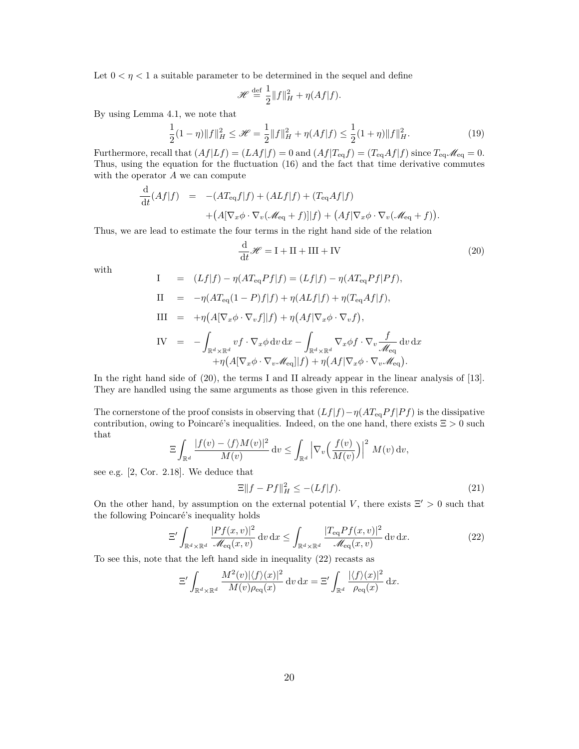Let $0 < \eta < 1$ a suitable parameter to be determined in the sequel and define

$$\mathscr{H} \stackrel{\text{def}}{=} \frac{1}{2}\|f\|_H^2 + \eta(Af|f).$$

By using Lemma 4.1, we note that

$$\frac{1}{2}(1-\eta)\|f\|_H^2 \leq \mathscr{H} = \frac{1}{2}\|f\|_H^2 + \eta(Af|f) \leq \frac{1}{2}(1+\eta)\|f\|_H^2. \tag{19}$$

Furthermore, recall that $(Af|Lf) = (LAf|f) = 0$ and $(Af|T_{\mathrm{eq}}f) = (T_{\mathrm{eq}}Af|f)$ since $T_{\mathrm{eq}}\mathscr{M}_{\mathrm{eq}} = 0$. Thus, using the equation for the fluctuation (16) and the fact that time derivative commutes with the operator $A$ we can compute

$$\begin{aligned}\frac{\mathrm{d}}{\mathrm{d}t}(Af|f) &= -(AT_{\mathrm{eq}}f|f) + (ALf|f) + (T_{\mathrm{eq}}Af|f)\\ &\quad + \big(A[\nabla_x\phi\cdot\nabla_v(\mathscr{M}_{\mathrm{eq}}+f)]|f\big) + \big(Af|\nabla_x\phi\cdot\nabla_v(\mathscr{M}_{\mathrm{eq}}+f)\big).\end{aligned}$$

Thus, we are lead to estimate the four terms in the right hand side of the relation

$$\frac{\mathrm{d}}{\mathrm{d}t}\mathscr{H} = \mathrm{I} + \mathrm{II} + \mathrm{III} + \mathrm{IV} \tag{20}$$

with

$$\begin{aligned}
\mathrm{I} &= (Lf|f) - \eta(AT_{\mathrm{eq}}Pf|f) = (Lf|f) - \eta(AT_{\mathrm{eq}}Pf|Pf),\\
\mathrm{II} &= -\eta(AT_{\mathrm{eq}}(1-P)f|f) + \eta(ALf|f) + \eta(T_{\mathrm{eq}}Af|f),\\
\mathrm{III} &= +\eta\big(A[\nabla_x\phi\cdot\nabla_v f]|f\big) + \eta\big(Af|\nabla_x\phi\cdot\nabla_v f\big),\\
\mathrm{IV} &= -\int_{\mathbb{R}^d\times\mathbb{R}^d} vf\cdot\nabla_x\phi\,\mathrm{d}v\,\mathrm{d}x - \int_{\mathbb{R}^d\times\mathbb{R}^d}\nabla_x\phi f\cdot\nabla_v\frac{f}{\mathscr{M}_{\mathrm{eq}}}\,\mathrm{d}v\,\mathrm{d}x\\
&\quad + \eta\big(A[\nabla_x\phi\cdot\nabla_v\mathscr{M}_{\mathrm{eq}}]|f\big) + \eta\big(Af|\nabla_x\phi\cdot\nabla_v\mathscr{M}_{\mathrm{eq}}\big).
\end{aligned}$$

In the right hand side of (20), the terms I and II already appear in the linear analysis of [13]. They are handled using the same arguments as those given in this reference.

The cornerstone of the proof consists in observing that $(Lf|f) - \eta(AT_{\mathrm{eq}}Pf|Pf)$ is the dissipative contribution, owing to Poincaré's inequalities. Indeed, on the one hand, there exists $\Xi > 0$ such that

$$\Xi\int_{\mathbb{R}^d}\frac{|f(v) - \langle f\rangle M(v)|^2}{M(v)}\,\mathrm{d}v \leq \int_{\mathbb{R}^d}\Big|\nabla_v\Big(\frac{f(v)}{M(v)}\Big)\Big|^2 M(v)\,\mathrm{d}v,$$

see e.g. [2, Cor. 2.18]. We deduce that

$$\Xi\|f - Pf\|_H^2 \leq -(Lf|f). \tag{21}$$

On the other hand, by assumption on the external potential $V$, there exists $\Xi' > 0$ such that the following Poincaré's inequality holds

$$\Xi'\int_{\mathbb{R}^d\times\mathbb{R}^d}\frac{|Pf(x,v)|^2}{\mathscr{M}_{\mathrm{eq}}(x,v)}\,\mathrm{d}v\,\mathrm{d}x \leq \int_{\mathbb{R}^d\times\mathbb{R}^d}\frac{|T_{\mathrm{eq}}Pf(x,v)|^2}{\mathscr{M}_{\mathrm{eq}}(x,v)}\,\mathrm{d}v\,\mathrm{d}x. \tag{22}$$

To see this, note that the left hand side in inequality (22) recasts as

$$\Xi'\int_{\mathbb{R}^d\times\mathbb{R}^d}\frac{M^2(v)|\langle f\rangle(x)|^2}{M(v)\rho_{\mathrm{eq}}(x)}\,\mathrm{d}v\,\mathrm{d}x = \Xi'\int_{\mathbb{R}^d}\frac{|\langle f\rangle(x)|^2}{\rho_{\mathrm{eq}}(x)}\,\mathrm{d}x.$$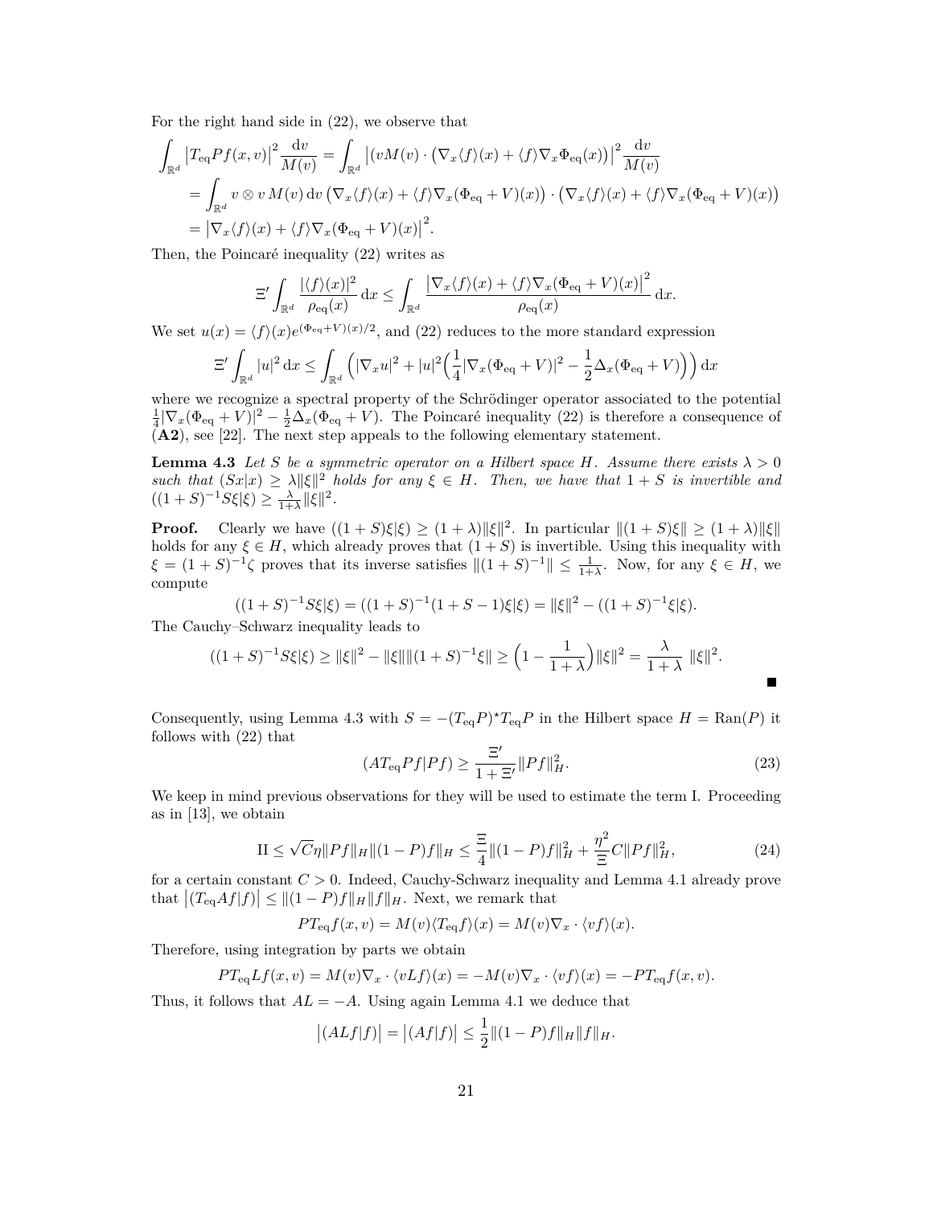For the right hand side in (22), we observe that

$$\begin{aligned}
\int_{\mathbb{R}^d} \big|T_{\rm eq} Pf(x,v)\big|^2 \frac{\mathrm{d}v}{M(v)} &= \int_{\mathbb{R}^d} \big|(vM(v)\cdot\big(\nabla_x\langle f\rangle(x) + \langle f\rangle\nabla_x\Phi_{\rm eq}(x)\big)\big|^2 \frac{\mathrm{d}v}{M(v)} \\
&= \int_{\mathbb{R}^d} v\otimes v\, M(v)\,\mathrm{d}v\,\big(\nabla_x\langle f\rangle(x) + \langle f\rangle\nabla_x(\Phi_{\rm eq}+V)(x)\big)\cdot\big(\nabla_x\langle f\rangle(x) + \langle f\rangle\nabla_x(\Phi_{\rm eq}+V)(x)\big) \\
&= \big|\nabla_x\langle f\rangle(x) + \langle f\rangle\nabla_x(\Phi_{\rm eq}+V)(x)\big|^2.
\end{aligned}$$

Then, the Poincaré inequality (22) writes as

$$\Xi'\int_{\mathbb{R}^d}\frac{|\langle f\rangle(x)|^2}{\rho_{\rm eq}(x)}\,\mathrm{d}x \le \int_{\mathbb{R}^d}\frac{\big|\nabla_x\langle f\rangle(x) + \langle f\rangle\nabla_x(\Phi_{\rm eq}+V)(x)\big|^2}{\rho_{\rm eq}(x)}\,\mathrm{d}x.$$

We set $u(x) = \langle f\rangle(x)e^{(\Phi_{\rm eq}+V)(x)/2}$, and (22) reduces to the more standard expression

$$\Xi'\int_{\mathbb{R}^d}|u|^2\,\mathrm{d}x \le \int_{\mathbb{R}^d}\Big(|\nabla_x u|^2 + |u|^2\Big(\frac{1}{4}|\nabla_x(\Phi_{\rm eq}+V)|^2 - \frac{1}{2}\Delta_x(\Phi_{\rm eq}+V)\Big)\Big)\,\mathrm{d}x$$

where we recognize a spectral property of the Schrödinger operator associated to the potential $\frac{1}{4}|\nabla_x(\Phi_{\rm eq}+V)|^2 - \frac{1}{2}\Delta_x(\Phi_{\rm eq}+V)$. The Poincaré inequality (22) is therefore a consequence of (**A2**), see [22]. The next step appeals to the following elementary statement.

**Lemma 4.3** *Let $S$ be a symmetric operator on a Hilbert space $H$. Assume there exists $\lambda > 0$ such that $(S x|x) \ge \lambda\|\xi\|^2$ holds for any $\xi \in H$. Then, we have that $1+S$ is invertible and $((1+S)^{-1}S\xi|\xi) \ge \frac{\lambda}{1+\lambda}\|\xi\|^2$.*

**Proof.** Clearly we have $((1+S)\xi|\xi) \ge (1+\lambda)\|\xi\|^2$. In particular $\|(1+S)\xi\| \ge (1+\lambda)\|\xi\|$ holds for any $\xi \in H$, which already proves that $(1+S)$ is invertible. Using this inequality with $\xi = (1+S)^{-1}\zeta$ proves that its inverse satisfies $\|(1+S)^{-1}\| \le \frac{1}{1+\lambda}$. Now, for any $\xi \in H$, we compute

$$((1+S)^{-1}S\xi|\xi) = ((1+S)^{-1}(1+S-1)\xi|\xi) = \|\xi\|^2 - ((1+S)^{-1}\xi|\xi).$$

The Cauchy–Schwarz inequality leads to

$$((1+S)^{-1}S\xi|\xi) \ge \|\xi\|^2 - \|\xi\|\|(1+S)^{-1}\xi\| \ge \Big(1 - \frac{1}{1+\lambda}\Big)\|\xi\|^2 = \frac{\lambda}{1+\lambda}\ \|\xi\|^2.$$

∎

Consequently, using Lemma 4.3 with $S = -(T_{\rm eq}P)^\star T_{\rm eq}P$ in the Hilbert space $H = \mathrm{Ran}(P)$ it follows with (22) that

$$(AT_{\rm eq}Pf|Pf) \ge \frac{\Xi'}{1+\Xi'}\|Pf\|_H^2. \tag{23}$$

We keep in mind previous observations for they will be used to estimate the term I. Proceeding as in [13], we obtain

$$\mathrm{II} \le \sqrt{C}\eta\|Pf\|_H\|(1-P)f\|_H \le \frac{\Xi}{4}\|(1-P)f\|_H^2 + \frac{\eta^2}{\Xi}C\|Pf\|_H^2, \tag{24}$$

for a certain constant $C > 0$. Indeed, Cauchy-Schwarz inequality and Lemma 4.1 already prove that $\big|(T_{\rm eq}Af|f)\big| \le \|(1-P)f\|_H\|f\|_H$. Next, we remark that

$$PT_{\rm eq}f(x,v) = M(v)\langle T_{\rm eq}f\rangle(x) = M(v)\nabla_x\cdot\langle vf\rangle(x).$$

Therefore, using integration by parts we obtain

$$PT_{\rm eq}Lf(x,v) = M(v)\nabla_x\cdot\langle vLf\rangle(x) = -M(v)\nabla_x\cdot\langle vf\rangle(x) = -PT_{\rm eq}f(x,v).$$

Thus, it follows that $AL = -A$. Using again Lemma 4.1 we deduce that

$$\big|(ALf|f)\big| = \big|(Af|f)\big| \le \frac{1}{2}\|(1-P)f\|_H\|f\|_H.$$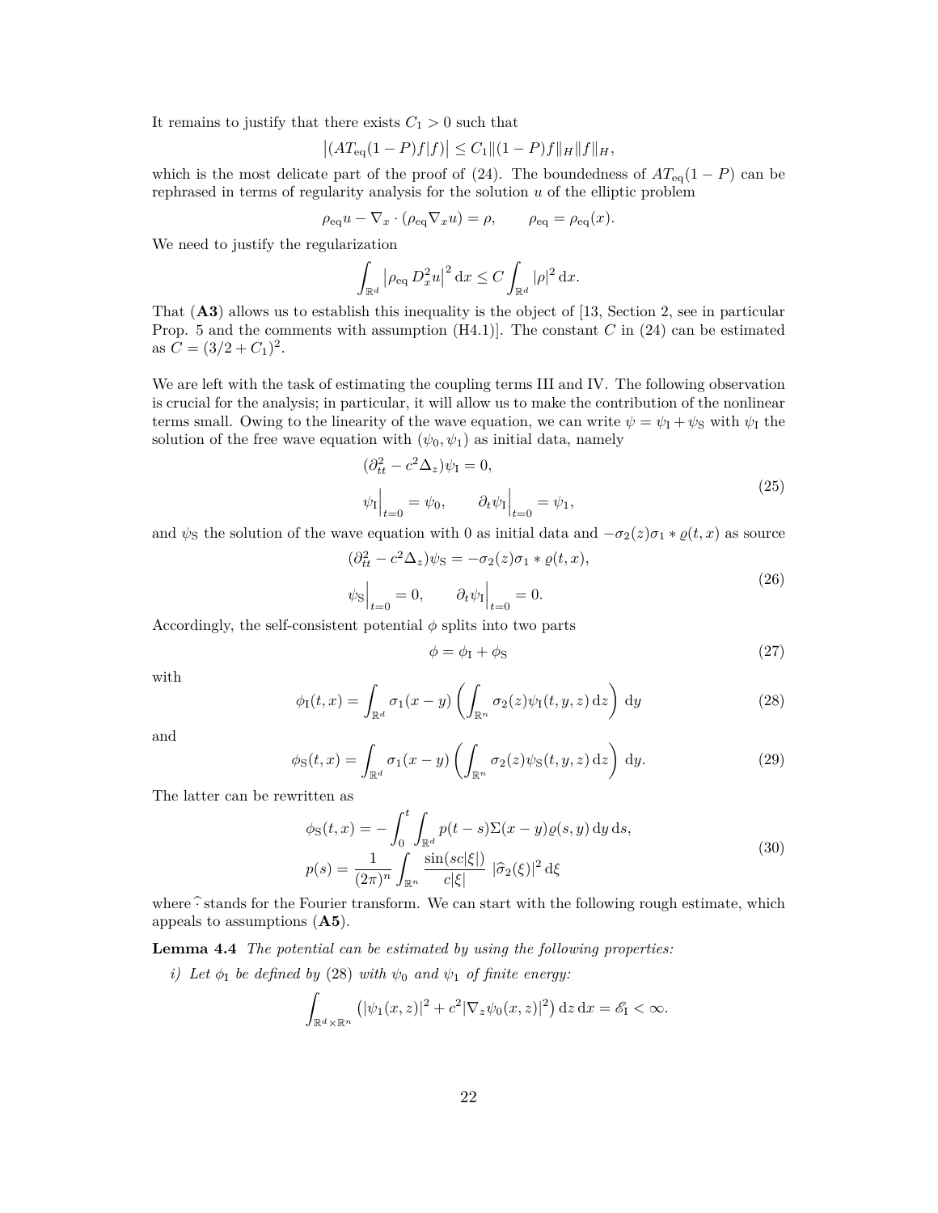It remains to justify that there exists $C_1 > 0$ such that

$$\left|(AT_{\text{eq}}(1-P)f|f)\right| \le C_1 \|(1-P)f\|_H \|f\|_H,$$

which is the most delicate part of the proof of (24). The boundedness of $AT_{\text{eq}}(1-P)$ can be rephrased in terms of regularity analysis for the solution $u$ of the elliptic problem

$$\rho_{\text{eq}} u - \nabla_x \cdot (\rho_{\text{eq}} \nabla_x u) = \rho, \qquad \rho_{\text{eq}} = \rho_{\text{eq}}(x).$$

We need to justify the regularization

$$\int_{\mathbb{R}^d} \left|\rho_{\text{eq}} \, D_x^2 u\right|^2 \mathrm{d}x \le C \int_{\mathbb{R}^d} |\rho|^2 \, \mathrm{d}x.$$

That (**A3**) allows us to establish this inequality is the object of [13, Section 2, see in particular Prop. 5 and the comments with assumption (H4.1)]. The constant $C$ in (24) can be estimated as $C = (3/2 + C_1)^2$.

We are left with the task of estimating the coupling terms III and IV. The following observation is crucial for the analysis; in particular, it will allow us to make the contribution of the nonlinear terms small. Owing to the linearity of the wave equation, we can write $\psi = \psi_{\text{I}} + \psi_{\text{S}}$ with $\psi_{\text{I}}$ the solution of the free wave equation with $(\psi_0, \psi_1)$ as initial data, namely

$$\begin{aligned}
&(\partial_{tt}^2 - c^2 \Delta_z)\psi_{\text{I}} = 0, \\
&\psi_{\text{I}}\Big|_{t=0} = \psi_0, \qquad \partial_t \psi_{\text{I}}\Big|_{t=0} = \psi_1,
\end{aligned} \tag{25}$$

and $\psi_{\text{S}}$ the solution of the wave equation with 0 as initial data and $-\sigma_2(z)\sigma_1 * \varrho(t,x)$ as source

$$\begin{aligned}
&(\partial_{tt}^2 - c^2 \Delta_z)\psi_{\text{S}} = -\sigma_2(z)\sigma_1 * \varrho(t,x), \\
&\psi_{\text{S}}\Big|_{t=0} = 0, \qquad \partial_t \psi_{\text{I}}\Big|_{t=0} = 0.
\end{aligned} \tag{26}$$

Accordingly, the self-consistent potential $\phi$ splits into two parts

$$\phi = \phi_{\text{I}} + \phi_{\text{S}} \tag{27}$$

with

$$\phi_{\text{I}}(t,x) = \int_{\mathbb{R}^d} \sigma_1(x-y) \left( \int_{\mathbb{R}^n} \sigma_2(z)\psi_{\text{I}}(t,y,z)\,\mathrm{d}z \right) \mathrm{d}y \tag{28}$$

and

$$\phi_{\text{S}}(t,x) = \int_{\mathbb{R}^d} \sigma_1(x-y) \left( \int_{\mathbb{R}^n} \sigma_2(z)\psi_{\text{S}}(t,y,z)\,\mathrm{d}z \right) \mathrm{d}y. \tag{29}$$

The latter can be rewritten as

$$\begin{aligned}
&\phi_{\text{S}}(t,x) = -\int_0^t \int_{\mathbb{R}^d} p(t-s)\Sigma(x-y)\varrho(s,y)\,\mathrm{d}y\,\mathrm{d}s, \\
&p(s) = \frac{1}{(2\pi)^n} \int_{\mathbb{R}^n} \frac{\sin(sc|\xi|)}{c|\xi|} \, |\widehat{\sigma}_2(\xi)|^2 \,\mathrm{d}\xi
\end{aligned} \tag{30}$$

where $\widehat{\cdot}$ stands for the Fourier transform. We can start with the following rough estimate, which appeals to assumptions (**A5**).

**Lemma 4.4** *The potential can be estimated by using the following properties:*

*i) Let $\phi_{\text{I}}$ be defined by (28) with $\psi_0$ and $\psi_1$ of finite energy:*

$$\int_{\mathbb{R}^d \times \mathbb{R}^n} \left(|\psi_1(x,z)|^2 + c^2 |\nabla_z \psi_0(x,z)|^2\right) \mathrm{d}z\,\mathrm{d}x = \mathscr{E}_{\text{I}} < \infty.$$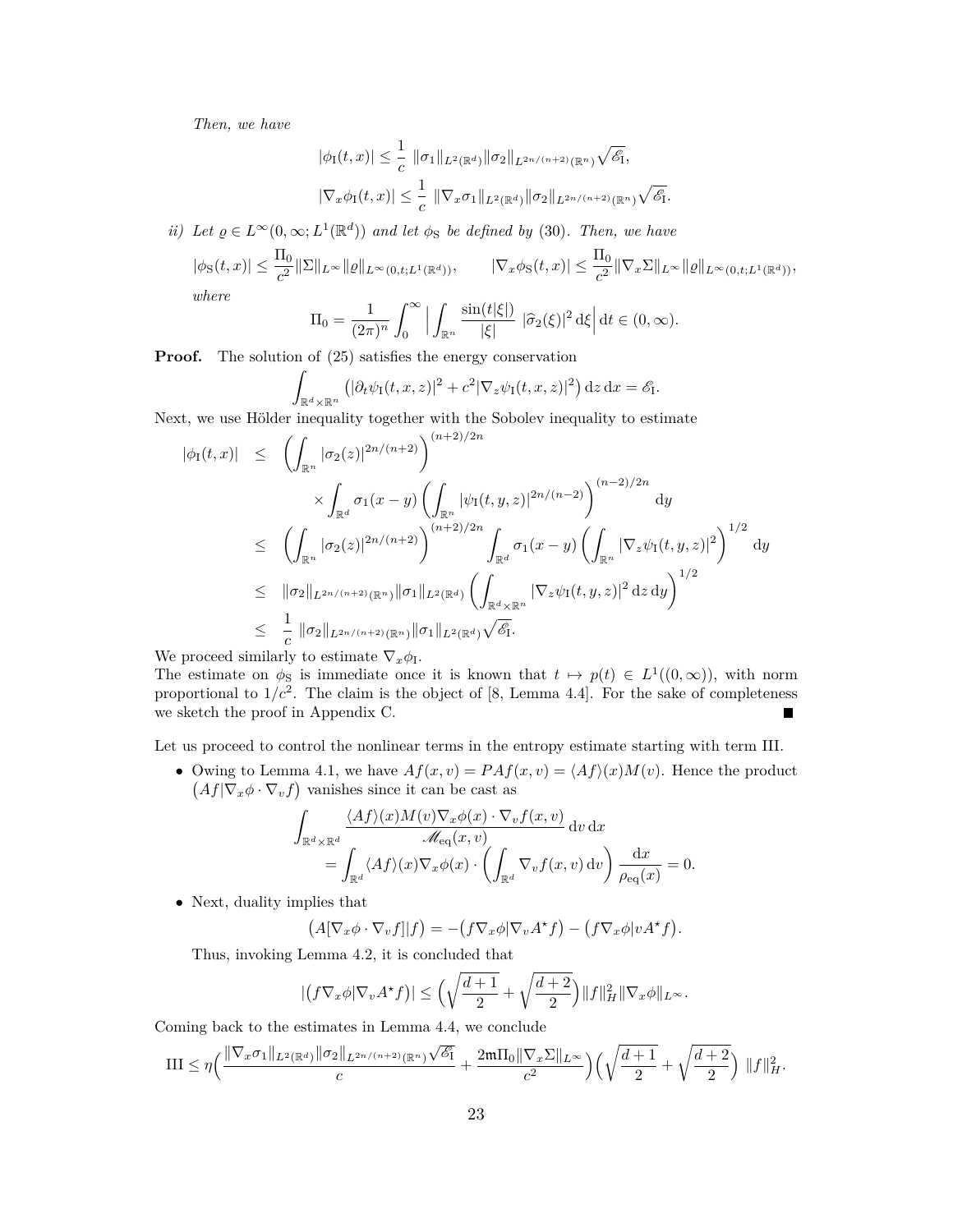*Then, we have*

$$|\phi_{\rm I}(t,x)| \le \frac{1}{c}\ \|\sigma_1\|_{L^2(\mathbb{R}^d)}\|\sigma_2\|_{L^{2n/(n+2)}(\mathbb{R}^n)}\sqrt{\mathscr{E}_{\rm I}},$$
$$|\nabla_x\phi_{\rm I}(t,x)| \le \frac{1}{c}\ \|\nabla_x\sigma_1\|_{L^2(\mathbb{R}^d)}\|\sigma_2\|_{L^{2n/(n+2)}(\mathbb{R}^n)}\sqrt{\mathscr{E}_{\rm I}}.$$

*ii) Let $\varrho \in L^\infty(0,\infty;L^1(\mathbb{R}^d))$ and let $\phi_{\rm S}$ be defined by* (30)*. Then, we have*

$$|\phi_{\rm S}(t,x)| \le \frac{\Pi_0}{c^2}\|\Sigma\|_{L^\infty}\|\varrho\|_{L^\infty(0,t;L^1(\mathbb{R}^d))}, \qquad |\nabla_x\phi_{\rm S}(t,x)| \le \frac{\Pi_0}{c^2}\|\nabla_x\Sigma\|_{L^\infty}\|\varrho\|_{L^\infty(0,t;L^1(\mathbb{R}^d))},$$

*where*

$$\Pi_0 = \frac{1}{(2\pi)^n}\int_0^\infty \Big|\int_{\mathbb{R}^n}\frac{\sin(t|\xi|)}{|\xi|}\ |\widehat{\sigma}_2(\xi)|^2\,{\rm d}\xi\Big|\,{\rm d}t \in (0,\infty).$$

**Proof.** The solution of (25) satisfies the energy conservation

$$\int_{\mathbb{R}^d\times\mathbb{R}^n}\big(|\partial_t\psi_{\rm I}(t,x,z)|^2 + c^2|\nabla_z\psi_{\rm I}(t,x,z)|^2\big)\,{\rm d}z\,{\rm d}x = \mathscr{E}_{\rm I}.$$

Next, we use Hölder inequality together with the Sobolev inequality to estimate

$$\begin{aligned}
|\phi_{\rm I}(t,x)| \ &\le\ \left(\int_{\mathbb{R}^n}|\sigma_2(z)|^{2n/(n+2)}\right)^{(n+2)/2n}\\
&\qquad\times\int_{\mathbb{R}^d}\sigma_1(x-y)\left(\int_{\mathbb{R}^n}|\psi_{\rm I}(t,y,z)|^{2n/(n-2)}\right)^{(n-2)/2n}{\rm d}y\\
&\le\ \left(\int_{\mathbb{R}^n}|\sigma_2(z)|^{2n/(n+2)}\right)^{(n+2)/2n}\int_{\mathbb{R}^d}\sigma_1(x-y)\left(\int_{\mathbb{R}^n}|\nabla_z\psi_{\rm I}(t,y,z)|^2\right)^{1/2}{\rm d}y\\
&\le\ \|\sigma_2\|_{L^{2n/(n+2)}(\mathbb{R}^n)}\|\sigma_1\|_{L^2(\mathbb{R}^d)}\left(\int_{\mathbb{R}^d\times\mathbb{R}^n}|\nabla_z\psi_{\rm I}(t,y,z)|^2\,{\rm d}z\,{\rm d}y\right)^{1/2}\\
&\le\ \frac{1}{c}\ \|\sigma_2\|_{L^{2n/(n+2)}(\mathbb{R}^n)}\|\sigma_1\|_{L^2(\mathbb{R}^d)}\sqrt{\mathscr{E}_{\rm I}}.
\end{aligned}$$

We proceed similarly to estimate $\nabla_x\phi_{\rm I}$.
The estimate on $\phi_{\rm S}$ is immediate once it is known that $t\mapsto p(t)\in L^1((0,\infty))$, with norm proportional to $1/c^2$. The claim is the object of [8, Lemma 4.4]. For the sake of completeness we sketch the proof in Appendix C. ∎

Let us proceed to control the nonlinear terms in the entropy estimate starting with term III.

- Owing to Lemma 4.1, we have $Af(x,v) = PAf(x,v) = \langle Af\rangle(x)M(v)$. Hence the product $\big(Af|\nabla_x\phi\cdot\nabla_v f\big)$ vanishes since it can be cast as

$$\begin{aligned}\int_{\mathbb{R}^d\times\mathbb{R}^d}&\frac{\langle Af\rangle(x)M(v)\nabla_x\phi(x)\cdot\nabla_v f(x,v)}{\mathscr{M}_{\rm eq}(x,v)}\,{\rm d}v\,{\rm d}x\\
&=\int_{\mathbb{R}^d}\langle Af\rangle(x)\nabla_x\phi(x)\cdot\left(\int_{\mathbb{R}^d}\nabla_v f(x,v)\,{\rm d}v\right)\frac{{\rm d}x}{\rho_{\rm eq}(x)} = 0.\end{aligned}$$

- Next, duality implies that

$$\big(A[\nabla_x\phi\cdot\nabla_v f]|f\big) = -\big(f\nabla_x\phi|\nabla_v A^\star f\big) - \big(f\nabla_x\phi|vA^\star f\big).$$

  Thus, invoking Lemma 4.2, it is concluded that

$$|\big(f\nabla_x\phi|\nabla_v A^\star f\big)| \le \Big(\sqrt{\frac{d+1}{2}}+\sqrt{\frac{d+2}{2}}\Big)\|f\|_H^2\|\nabla_x\phi\|_{L^\infty}.$$

Coming back to the estimates in Lemma 4.4, we conclude

$${\rm III} \le \eta\Big(\frac{\|\nabla_x\sigma_1\|_{L^2(\mathbb{R}^d)}\|\sigma_2\|_{L^{2n/(n+2)}(\mathbb{R}^n)}\sqrt{\mathscr{E}_{\rm I}}}{c} + \frac{2\mathfrak{m}\Pi_0\|\nabla_x\Sigma\|_{L^\infty}}{c^2}\Big)\Big(\sqrt{\frac{d+1}{2}}+\sqrt{\frac{d+2}{2}}\Big)\ \|f\|_H^2.$$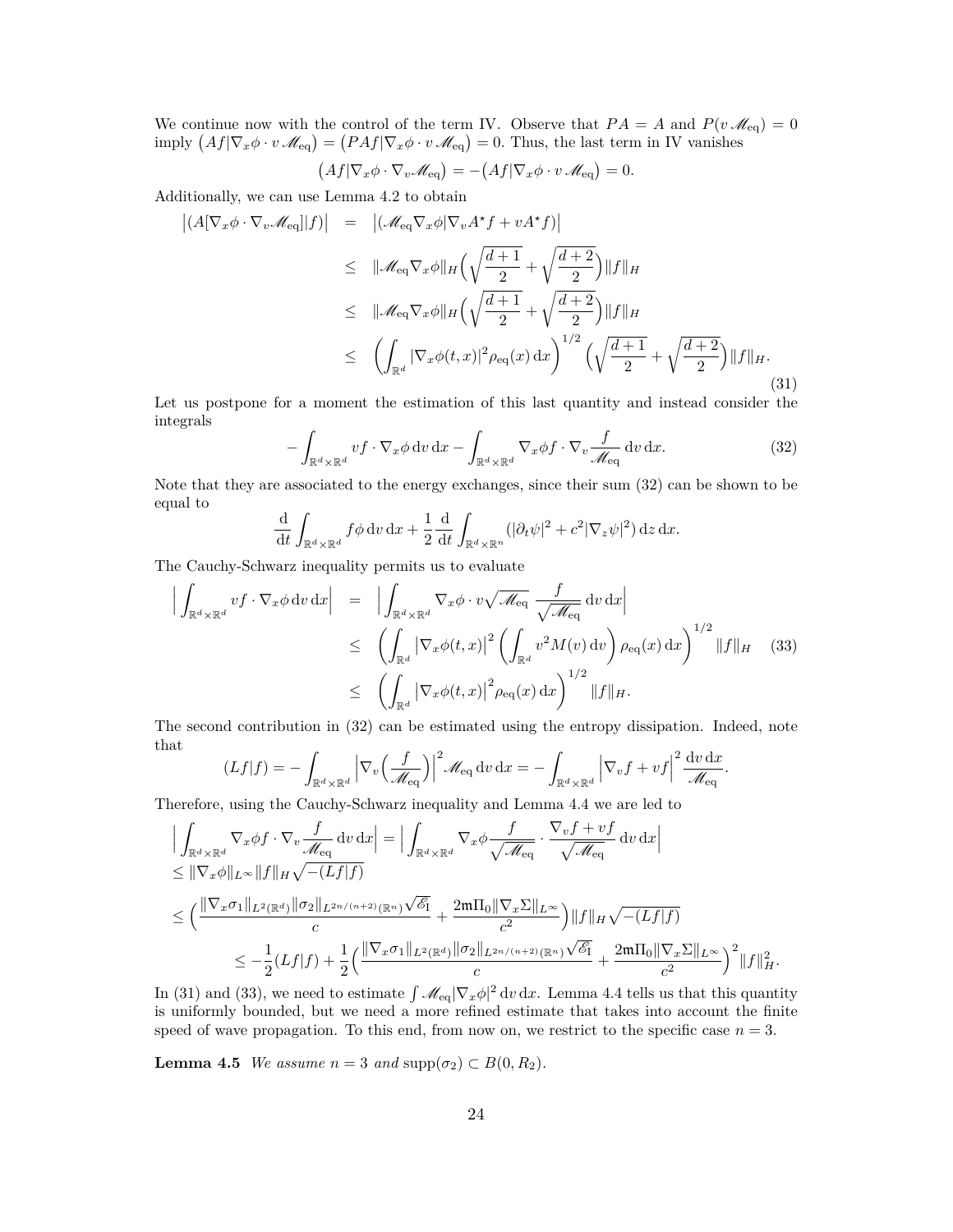We continue now with the control of the term IV. Observe that $PA = A$ and $P(v\,\mathscr{M}_{\rm eq}) = 0$ imply $\big(Af|\nabla_x\phi\cdot v\,\mathscr{M}_{\rm eq}\big) = \big(PAf|\nabla_x\phi\cdot v\,\mathscr{M}_{\rm eq}\big) = 0$. Thus, the last term in IV vanishes

$$\big(Af|\nabla_x\phi\cdot\nabla_v\mathscr{M}_{\rm eq}\big) = -\big(Af|\nabla_x\phi\cdot v\,\mathscr{M}_{\rm eq}\big) = 0.$$

Additionally, we can use Lemma 4.2 to obtain

$$\begin{aligned}
\big|(A[\nabla_x\phi\cdot\nabla_v\mathscr{M}_{\rm eq}]|f)\big| &= \big|(\mathscr{M}_{\rm eq}\nabla_x\phi|\nabla_v A^\star f + vA^\star f)\big| \\
&\leq \|\mathscr{M}_{\rm eq}\nabla_x\phi\|_H\Big(\sqrt{\frac{d+1}{2}} + \sqrt{\frac{d+2}{2}}\Big)\|f\|_H \\
&\leq \|\mathscr{M}_{\rm eq}\nabla_x\phi\|_H\Big(\sqrt{\frac{d+1}{2}} + \sqrt{\frac{d+2}{2}}\Big)\|f\|_H \\
&\leq \Big(\int_{\mathbb{R}^d}|\nabla_x\phi(t,x)|^2\rho_{\rm eq}(x)\,{\rm d}x\Big)^{1/2}\Big(\sqrt{\frac{d+1}{2}} + \sqrt{\frac{d+2}{2}}\Big)\|f\|_H.
\end{aligned} \tag{31}$$

Let us postpone for a moment the estimation of this last quantity and instead consider the integrals

$$-\int_{\mathbb{R}^d\times\mathbb{R}^d} vf\cdot\nabla_x\phi\,{\rm d}v\,{\rm d}x - \int_{\mathbb{R}^d\times\mathbb{R}^d}\nabla_x\phi f\cdot\nabla_v\frac{f}{\mathscr{M}_{\rm eq}}\,{\rm d}v\,{\rm d}x. \tag{32}$$

Note that they are associated to the energy exchanges, since their sum (32) can be shown to be equal to

$$\frac{\rm d}{{\rm d}t}\int_{\mathbb{R}^d\times\mathbb{R}^d} f\phi\,{\rm d}v\,{\rm d}x + \frac{1}{2}\frac{\rm d}{{\rm d}t}\int_{\mathbb{R}^d\times\mathbb{R}^n}(|\partial_t\psi|^2 + c^2|\nabla_z\psi|^2)\,{\rm d}z\,{\rm d}x.$$

The Cauchy-Schwarz inequality permits us to evaluate

$$\begin{aligned}
\Big|\int_{\mathbb{R}^d\times\mathbb{R}^d} vf\cdot\nabla_x\phi\,{\rm d}v\,{\rm d}x\Big| &= \Big|\int_{\mathbb{R}^d\times\mathbb{R}^d}\nabla_x\phi\cdot v\sqrt{\mathscr{M}_{\rm eq}}\;\frac{f}{\sqrt{\mathscr{M}_{\rm eq}}}\,{\rm d}v\,{\rm d}x\Big| \\
&\leq \Big(\int_{\mathbb{R}^d}\big|\nabla_x\phi(t,x)\big|^2\Big(\int_{\mathbb{R}^d}v^2M(v)\,{\rm d}v\Big)\rho_{\rm eq}(x)\,{\rm d}x\Big)^{1/2}\|f\|_H \\
&\leq \Big(\int_{\mathbb{R}^d}\big|\nabla_x\phi(t,x)\big|^2\rho_{\rm eq}(x)\,{\rm d}x\Big)^{1/2}\|f\|_H.
\end{aligned} \tag{33}$$

The second contribution in (32) can be estimated using the entropy dissipation. Indeed, note that

$$(Lf|f) = -\int_{\mathbb{R}^d\times\mathbb{R}^d}\Big|\nabla_v\Big(\frac{f}{\mathscr{M}_{\rm eq}}\Big)\Big|^2\mathscr{M}_{\rm eq}\,{\rm d}v\,{\rm d}x = -\int_{\mathbb{R}^d\times\mathbb{R}^d}\Big|\nabla_v f + vf\Big|^2\frac{{\rm d}v\,{\rm d}x}{\mathscr{M}_{\rm eq}}.$$

Therefore, using the Cauchy-Schwarz inequality and Lemma 4.4 we are led to

$$\begin{aligned}
&\Big|\int_{\mathbb{R}^d\times\mathbb{R}^d}\nabla_x\phi f\cdot\nabla_v\frac{f}{\mathscr{M}_{\rm eq}}\,{\rm d}v\,{\rm d}x\Big| = \Big|\int_{\mathbb{R}^d\times\mathbb{R}^d}\nabla_x\phi\frac{f}{\sqrt{\mathscr{M}_{\rm eq}}}\cdot\frac{\nabla_v f + vf}{\sqrt{\mathscr{M}_{\rm eq}}}\,{\rm d}v\,{\rm d}x\Big| \\
&\leq \|\nabla_x\phi\|_{L^\infty}\|f\|_H\sqrt{-(Lf|f)} \\
&\leq \Big(\frac{\|\nabla_x\sigma_1\|_{L^2(\mathbb{R}^d)}\|\sigma_2\|_{L^{2n/(n+2)}(\mathbb{R}^n)}\sqrt{\mathscr{E}_{\rm I}}}{c} + \frac{2\mathfrak{m}\Pi_0\|\nabla_x\Sigma\|_{L^\infty}}{c^2}\Big)\|f\|_H\sqrt{-(Lf|f)} \\
&\qquad\leq -\frac{1}{2}(Lf|f) + \frac{1}{2}\Big(\frac{\|\nabla_x\sigma_1\|_{L^2(\mathbb{R}^d)}\|\sigma_2\|_{L^{2n/(n+2)}(\mathbb{R}^n)}\sqrt{\mathscr{E}_{\rm I}}}{c} + \frac{2\mathfrak{m}\Pi_0\|\nabla_x\Sigma\|_{L^\infty}}{c^2}\Big)^2\|f\|_H^2.
\end{aligned}$$

In (31) and (33), we need to estimate $\int\mathscr{M}_{\rm eq}|\nabla_x\phi|^2\,{\rm d}v\,{\rm d}x$. Lemma 4.4 tells us that this quantity is uniformly bounded, but we need a more refined estimate that takes into account the finite speed of wave propagation. To this end, from now on, we restrict to the specific case $n = 3$.

**Lemma 4.5** *We assume $n = 3$ and $\mathrm{supp}(\sigma_2)\subset B(0,R_2)$.*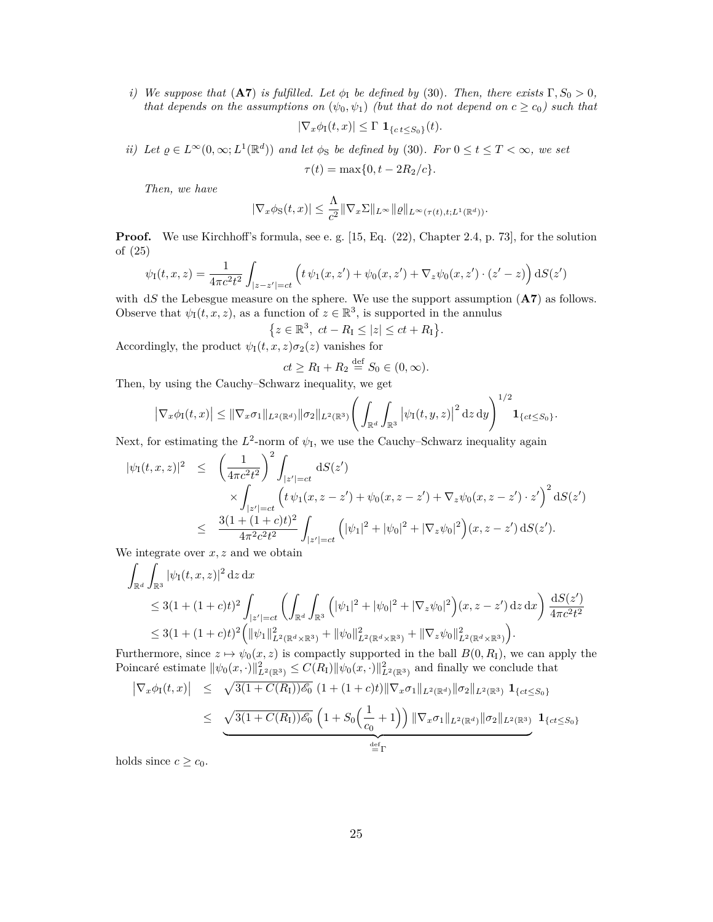*i) We suppose that* (**A7**) *is fulfilled. Let* $\phi_{\rm I}$ *be defined by* (30)*. Then, there exists* $\Gamma, S_0 > 0$*, that depends on the assumptions on* $(\psi_0, \psi_1)$ *(but that do not depend on* $c \ge c_0$*) such that*

$$|\nabla_x \phi_{\rm I}(t,x)| \le \Gamma\ \mathbf{1}_{\{c\,t \le S_0\}}(t).$$

*ii) Let* $\varrho \in L^\infty(0,\infty; L^1(\mathbb{R}^d))$ *and let* $\phi_{\rm S}$ *be defined by* (30)*. For* $0 \le t \le T < \infty$*, we set*

$$\tau(t) = \max\{0, t - 2R_2/c\}.$$

*Then, we have*

$$|\nabla_x \phi_{\rm S}(t,x)| \le \frac{\Lambda}{c^2} \|\nabla_x \Sigma\|_{L^\infty} \|\varrho\|_{L^\infty(\tau(t),t;L^1(\mathbb{R}^d))}.$$

**Proof.** We use Kirchhoff's formula, see e. g. [15, Eq. (22), Chapter 2.4, p. 73], for the solution of (25)

$$\psi_{\rm I}(t,x,z) = \frac{1}{4\pi c^2 t^2} \int_{|z-z'|=ct} \Big( t\,\psi_1(x,z') + \psi_0(x,z') + \nabla_z \psi_0(x,z') \cdot (z'-z) \Big)\, {\rm d}S(z')$$

with ${\rm d}S$ the Lebesgue measure on the sphere. We use the support assumption (**A7**) as follows. Observe that $\psi_{\rm I}(t,x,z)$, as a function of $z \in \mathbb{R}^3$, is supported in the annulus

$$\big\{ z \in \mathbb{R}^3,\ ct - R_{\rm I} \le |z| \le ct + R_{\rm I} \big\}.$$

Accordingly, the product $\psi_{\rm I}(t,x,z)\sigma_2(z)$ vanishes for

$$ct \ge R_{\rm I} + R_2 \stackrel{\rm def}{=} S_0 \in (0,\infty).$$

Then, by using the Cauchy–Schwarz inequality, we get

$$\big|\nabla_x \phi_{\rm I}(t,x)\big| \le \|\nabla_x \sigma_1\|_{L^2(\mathbb{R}^d)} \|\sigma_2\|_{L^2(\mathbb{R}^3)} \left( \int_{\mathbb{R}^d} \int_{\mathbb{R}^3} \big|\psi_{\rm I}(t,y,z)\big|^2 \,{\rm d}z\,{\rm d}y \right)^{1/2} \mathbf{1}_{\{ct \le S_0\}}.$$

Next, for estimating the $L^2$-norm of $\psi_{\rm I}$, we use the Cauchy–Schwarz inequality again

$$\begin{aligned}
|\psi_{\rm I}(t,x,z)|^2 \ &\le \ \left(\frac{1}{4\pi c^2 t^2}\right)^2 \int_{|z'|=ct} {\rm d}S(z') \\
&\qquad \times \int_{|z'|=ct} \Big( t\,\psi_1(x,z-z') + \psi_0(x,z-z') + \nabla_z \psi_0(x,z-z') \cdot z' \Big)^2 {\rm d}S(z') \\
&\le \ \frac{3(1+(1+c)t)^2}{4\pi^2 c^2 t^2} \int_{|z'|=ct} \Big( |\psi_1|^2 + |\psi_0|^2 + |\nabla_z \psi_0|^2 \Big)(x, z-z')\,{\rm d}S(z').
\end{aligned}$$

We integrate over $x, z$ and we obtain

$$\begin{aligned}
&\int_{\mathbb{R}^d} \int_{\mathbb{R}^3} |\psi_{\rm I}(t,x,z)|^2 \,{\rm d}z\,{\rm d}x \\
&\le 3(1+(1+c)t)^2 \int_{|z'|=ct} \left( \int_{\mathbb{R}^d} \int_{\mathbb{R}^3} \Big( |\psi_1|^2 + |\psi_0|^2 + |\nabla_z \psi_0|^2 \Big)(x,z-z')\,{\rm d}z\,{\rm d}x \right) \frac{{\rm d}S(z')}{4\pi c^2 t^2} \\
&\le 3(1+(1+c)t)^2 \Big( \|\psi_1\|^2_{L^2(\mathbb{R}^d \times \mathbb{R}^3)} + \|\psi_0\|^2_{L^2(\mathbb{R}^d \times \mathbb{R}^3)} + \|\nabla_z \psi_0\|^2_{L^2(\mathbb{R}^d \times \mathbb{R}^3)} \Big).
\end{aligned}$$

Furthermore, since $z \mapsto \psi_0(x,z)$ is compactly supported in the ball $B(0, R_{\rm I})$, we can apply the Poincaré estimate $\|\psi_0(x,\cdot)\|^2_{L^2(\mathbb{R}^3)} \le C(R_{\rm I}) \|\psi_0(x,\cdot)\|^2_{L^2(\mathbb{R}^3)}$ and finally we conclude that

$$\begin{aligned}
\big|\nabla_x \phi_{\rm I}(t,x)\big| \ &\le \ \sqrt{3(1+C(R_{\rm I}))\mathscr{E}_0}\ (1+(1+c)t) \|\nabla_x \sigma_1\|_{L^2(\mathbb{R}^d)} \|\sigma_2\|_{L^2(\mathbb{R}^3)}\ \mathbf{1}_{\{ct \le S_0\}} \\
&\le \ \underbrace{\sqrt{3(1+C(R_{\rm I}))\mathscr{E}_0}\ \Big(1 + S_0\Big(\frac{1}{c_0} + 1\Big)\Big) \|\nabla_x \sigma_1\|_{L^2(\mathbb{R}^d)} \|\sigma_2\|_{L^2(\mathbb{R}^3)}}_{\stackrel{\rm def}{=}\Gamma}\ \mathbf{1}_{\{ct \le S_0\}}
\end{aligned}$$

holds since $c \ge c_0$.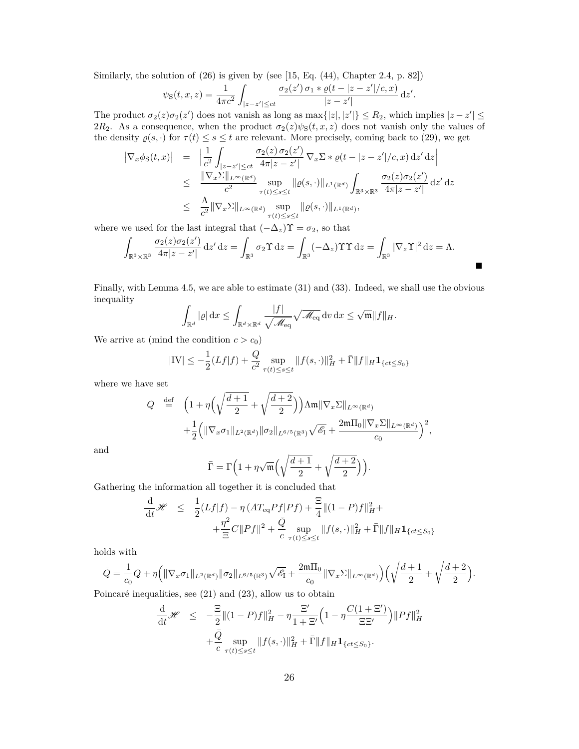Similarly, the solution of (26) is given by (see [15, Eq. (44), Chapter 2.4, p. 82])

$$\psi_{\rm S}(t,x,z) = \frac{1}{4\pi c^2}\int_{|z-z'|\leq ct} \frac{\sigma_2(z')\,\sigma_1 * \varrho(t-|z-z'|/c,x)}{|z-z'|}\,\mathrm{d}z'.$$

The product $\sigma_2(z)\sigma_2(z')$ does not vanish as long as $\max\{|z|,|z'|\} \leq R_2$, which implies $|z-z'| \leq 2R_2$. As a consequence, when the product $\sigma_2(z)\psi_{\rm S}(t,x,z)$ does not vanish only the values of the density $\varrho(s,\cdot)$ for $\tau(t) \leq s \leq t$ are relevant. More precisely, coming back to (29), we get

$$\begin{aligned}
\big|\nabla_x \phi_{\rm S}(t,x)\big| &= \Big|\frac{1}{c^2}\int_{|z-z'|\leq ct} \frac{\sigma_2(z)\,\sigma_2(z')}{4\pi|z-z'|}\,\nabla_x\Sigma * \varrho(t-|z-z'|/c,x)\,\mathrm{d}z'\,\mathrm{d}z\Big| \\
&\leq \frac{\|\nabla_x\Sigma\|_{L^\infty(\mathbb{R}^d)}}{c^2}\sup_{\tau(t)\leq s\leq t}\|\varrho(s,\cdot)\|_{L^1(\mathbb{R}^d)}\int_{\mathbb{R}^3\times\mathbb{R}^3}\frac{\sigma_2(z)\sigma_2(z')}{4\pi|z-z'|}\,\mathrm{d}z'\,\mathrm{d}z \\
&\leq \frac{\Lambda}{c^2}\|\nabla_x\Sigma\|_{L^\infty(\mathbb{R}^d)}\sup_{\tau(t)\leq s\leq t}\|\varrho(s,\cdot)\|_{L^1(\mathbb{R}^d)},
\end{aligned}$$

where we used for the last integral that $(-\Delta_z)\Upsilon = \sigma_2$, so that

$$\int_{\mathbb{R}^3\times\mathbb{R}^3}\frac{\sigma_2(z)\sigma_2(z')}{4\pi|z-z'|}\,\mathrm{d}z'\,\mathrm{d}z = \int_{\mathbb{R}^3}\sigma_2\Upsilon\,\mathrm{d}z = \int_{\mathbb{R}^3}(-\Delta_z)\Upsilon\,\Upsilon\,\mathrm{d}z = \int_{\mathbb{R}^3}|\nabla_z\Upsilon|^2\,\mathrm{d}z = \Lambda.$$

■

Finally, with Lemma 4.5, we are able to estimate (31) and (33). Indeed, we shall use the obvious inequality

$$\int_{\mathbb{R}^d}|\varrho|\,\mathrm{d}x \leq \int_{\mathbb{R}^d\times\mathbb{R}^d}\frac{|f|}{\sqrt{\mathscr{M}_{\rm eq}}}\sqrt{\mathscr{M}_{\rm eq}}\,\mathrm{d}v\,\mathrm{d}x \leq \sqrt{\mathfrak{m}}\|f\|_H.$$

We arrive at (mind the condition $c > c_0$)

$$|\mathrm{IV}| \leq -\frac{1}{2}(Lf|f) + \frac{Q}{c^2}\sup_{\tau(t)\leq s\leq t}\|f(s,\cdot)\|_H^2 + \bar\Gamma\|f\|_H\mathbf{1}_{\{ct\leq S_0\}}$$

where we have set

$$\begin{aligned}
Q &\stackrel{\rm def}{=} \Big(1+\eta\Big(\sqrt{\frac{d+1}{2}}+\sqrt{\frac{d+2}{2}}\Big)\Big)\Lambda\mathfrak{m}\|\nabla_x\Sigma\|_{L^\infty(\mathbb{R}^d)} \\
&\quad + \frac{1}{2}\Big(\|\nabla_x\sigma_1\|_{L^2(\mathbb{R}^d)}\|\sigma_2\|_{L^{6/5}(\mathbb{R}^3)}\sqrt{\mathscr{E}_{\rm I}} + \frac{2\mathfrak{m}\Pi_0\|\nabla_x\Sigma\|_{L^\infty(\mathbb{R}^d)}}{c_0}\Big)^2,
\end{aligned}$$

and

$$\bar\Gamma = \Gamma\Big(1+\eta\sqrt{\mathfrak{m}}\Big(\sqrt{\frac{d+1}{2}}+\sqrt{\frac{d+2}{2}}\Big)\Big).$$

Gathering the information all together it is concluded that

$$\begin{aligned}
\frac{\mathrm{d}}{\mathrm{d}t}\mathscr{H} &\leq \frac{1}{2}(Lf|f) - \eta\,(AT_{\rm eq}Pf|Pf) + \frac{\Xi}{4}\|(1-P)f\|_H^2 + \\
&\quad + \frac{\eta^2}{\Xi}C\|Pf\|^2 + \frac{\bar Q}{c}\sup_{\tau(t)\leq s\leq t}\|f(s,\cdot)\|_H^2 + \bar\Gamma\|f\|_H\mathbf{1}_{\{ct\leq S_0\}}
\end{aligned}$$

holds with

$$\bar Q = \frac{1}{c_0}Q + \eta\Big(\|\nabla_x\sigma_1\|_{L^2(\mathbb{R}^d)}\|\sigma_2\|_{L^{6/5}(\mathbb{R}^3)}\sqrt{\mathscr{E}_{\rm I}} + \frac{2\mathfrak{m}\Pi_0}{c_0}\|\nabla_x\Sigma\|_{L^\infty(\mathbb{R}^d)}\Big)\Big(\sqrt{\frac{d+1}{2}}+\sqrt{\frac{d+2}{2}}\Big).$$

Poincaré inequalities, see (21) and (23), allow us to obtain

$$\begin{aligned}
\frac{\mathrm{d}}{\mathrm{d}t}\mathscr{H} &\leq -\frac{\Xi}{2}\|(1-P)f\|_H^2 - \eta\frac{\Xi'}{1+\Xi'}\Big(1-\eta\frac{C(1+\Xi')}{\Xi\Xi'}\Big)\|Pf\|_H^2 \\
&\quad + \frac{\bar Q}{c}\sup_{\tau(t)\leq s\leq t}\|f(s,\cdot)\|_H^2 + \bar\Gamma\|f\|_H\mathbf{1}_{\{ct\leq S_0\}}.
\end{aligned}$$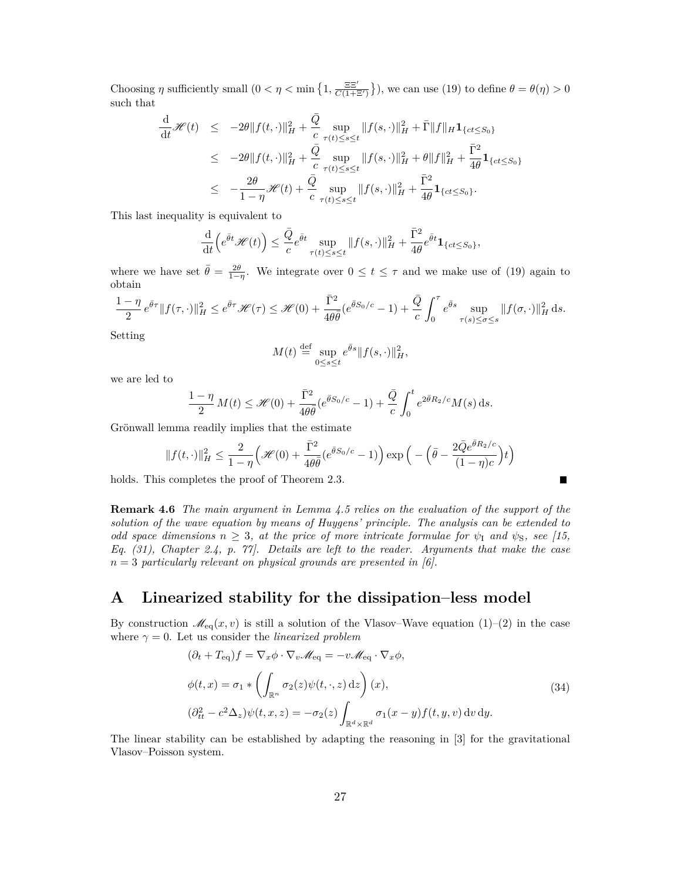Choosing $\eta$ sufficiently small ($0 < \eta < \min\left\{1, \frac{\Xi\Xi'}{C(1+\Xi')}\right\}$), we can use (19) to define $\theta = \theta(\eta) > 0$ such that

$$
\begin{aligned}
\frac{\mathrm{d}}{\mathrm{d}t}\mathscr{H}(t) &\leq -2\theta\|f(t,\cdot)\|_H^2 + \frac{\bar{Q}}{c}\sup_{\tau(t)\leq s\leq t}\|f(s,\cdot)\|_H^2 + \bar{\Gamma}\|f\|_H \mathbf{1}_{\{ct\leq S_0\}} \\
&\leq -2\theta\|f(t,\cdot)\|_H^2 + \frac{\bar{Q}}{c}\sup_{\tau(t)\leq s\leq t}\|f(s,\cdot)\|_H^2 + \theta\|f\|_H^2 + \frac{\bar{\Gamma}^2}{4\theta}\mathbf{1}_{\{ct\leq S_0\}} \\
&\leq -\frac{2\theta}{1-\eta}\mathscr{H}(t) + \frac{\bar{Q}}{c}\sup_{\tau(t)\leq s\leq t}\|f(s,\cdot)\|_H^2 + \frac{\bar{\Gamma}^2}{4\theta}\mathbf{1}_{\{ct\leq S_0\}}.
\end{aligned}
$$

This last inequality is equivalent to

$$
\frac{\mathrm{d}}{\mathrm{d}t}\Big(e^{\bar{\theta}t}\mathscr{H}(t)\Big) \leq \frac{\bar{Q}}{c}e^{\bar{\theta}t}\sup_{\tau(t)\leq s\leq t}\|f(s,\cdot)\|_H^2 + \frac{\bar{\Gamma}^2}{4\theta}e^{\bar{\theta}t}\mathbf{1}_{\{ct\leq S_0\}},
$$

where we have set $\bar{\theta} = \frac{2\theta}{1-\eta}$. We integrate over $0 \leq t \leq \tau$ and we make use of (19) again to obtain

$$
\frac{1-\eta}{2}\,e^{\bar{\theta}\tau}\|f(\tau,\cdot)\|_H^2 \leq e^{\bar{\theta}\tau}\mathscr{H}(\tau) \leq \mathscr{H}(0) + \frac{\bar{\Gamma}^2}{4\theta\bar{\theta}}(e^{\bar{\theta}S_0/c}-1) + \frac{\bar{Q}}{c}\int_0^\tau e^{\bar{\theta}s}\sup_{\tau(s)\leq\sigma\leq s}\|f(\sigma,\cdot)\|_H^2\,\mathrm{d}s.
$$

Setting

$$
M(t) \stackrel{\text{def}}{=} \sup_{0\leq s\leq t} e^{\bar{\theta}s}\|f(s,\cdot)\|_H^2,
$$

we are led to

$$
\frac{1-\eta}{2}\,M(t) \leq \mathscr{H}(0) + \frac{\bar{\Gamma}^2}{4\theta\bar{\theta}}(e^{\bar{\theta}S_0/c}-1) + \frac{\bar{Q}}{c}\int_0^t e^{2\bar{\theta}R_2/c}M(s)\,\mathrm{d}s.
$$

Grönwall lemma readily implies that the estimate

$$
\|f(t,\cdot)\|_H^2 \leq \frac{2}{1-\eta}\Big(\mathscr{H}(0) + \frac{\bar{\Gamma}^2}{4\theta\bar{\theta}}(e^{\bar{\theta}S_0/c}-1)\Big)\exp\Big(-\Big(\bar{\theta} - \frac{2\bar{Q}e^{\bar{\theta}R_2/c}}{(1-\eta)c}\Big)t\Big)
$$

holds. This completes the proof of Theorem 2.3. ∎

**Remark 4.6** *The main argument in Lemma 4.5 relies on the evaluation of the support of the solution of the wave equation by means of Huygens' principle. The analysis can be extended to odd space dimensions $n \geq 3$, at the price of more intricate formulae for $\psi_{\mathrm{I}}$ and $\psi_{\mathrm{S}}$, see [15, Eq. (31), Chapter 2.4, p. 77]. Details are left to the reader. Arguments that make the case $n = 3$ particularly relevant on physical grounds are presented in [6].*

# A Linearized stability for the dissipation–less model

By construction $\mathscr{M}_{\mathrm{eq}}(x,v)$ is still a solution of the Vlasov–Wave equation (1)–(2) in the case where $\gamma = 0$. Let us consider the *linearized problem*

$$
\begin{aligned}
&(\partial_t + T_{\mathrm{eq}})f = \nabla_x\phi\cdot\nabla_v\mathscr{M}_{\mathrm{eq}} = -v\mathscr{M}_{\mathrm{eq}}\cdot\nabla_x\phi, \\
&\phi(t,x) = \sigma_1 * \left(\int_{\mathbb{R}^n}\sigma_2(z)\psi(t,\cdot,z)\,\mathrm{d}z\right)(x), \\
&(\partial_{tt}^2 - c^2\Delta_z)\psi(t,x,z) = -\sigma_2(z)\int_{\mathbb{R}^d\times\mathbb{R}^d}\sigma_1(x-y)f(t,y,v)\,\mathrm{d}v\,\mathrm{d}y.
\end{aligned}
\tag{34}
$$

The linear stability can be established by adapting the reasoning in [3] for the gravitational Vlasov–Poisson system.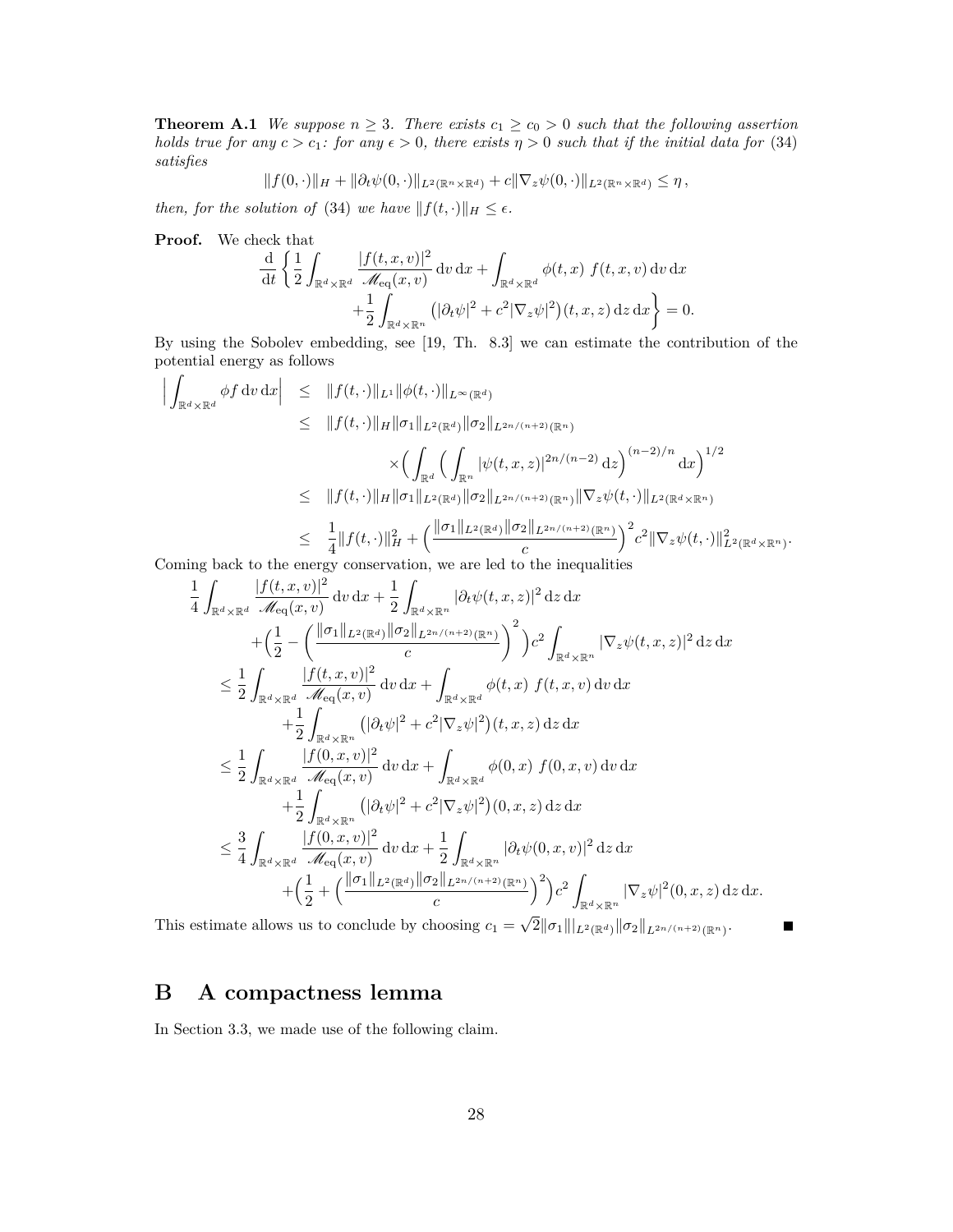**Theorem A.1** *We suppose $n \geq 3$. There exists $c_1 \geq c_0 > 0$ such that the following assertion holds true for any $c > c_1$: for any $\epsilon > 0$, there exists $\eta > 0$ such that if the initial data for (34) satisfies*

$$\|f(0,\cdot)\|_H + \|\partial_t \psi(0,\cdot)\|_{L^2(\mathbb{R}^n \times \mathbb{R}^d)} + c\|\nabla_z \psi(0,\cdot)\|_{L^2(\mathbb{R}^n \times \mathbb{R}^d)} \leq \eta\,,$$

*then, for the solution of (34) we have $\|f(t,\cdot)\|_H \leq \epsilon$.*

**Proof.** We check that

$$\frac{\mathrm{d}}{\mathrm{d}t}\left\{\frac{1}{2}\int_{\mathbb{R}^d\times\mathbb{R}^d} \frac{|f(t,x,v)|^2}{\mathscr{M}_{\mathrm{eq}}(x,v)}\,\mathrm{d}v\,\mathrm{d}x + \int_{\mathbb{R}^d\times\mathbb{R}^d} \phi(t,x)\ f(t,x,v)\,\mathrm{d}v\,\mathrm{d}x \right.$$
$$\left. + \frac{1}{2}\int_{\mathbb{R}^d\times\mathbb{R}^n} \big(|\partial_t\psi|^2 + c^2|\nabla_z\psi|^2\big)(t,x,z)\,\mathrm{d}z\,\mathrm{d}x\right\} = 0.$$

By using the Sobolev embedding, see [19, Th. 8.3] we can estimate the contribution of the potential energy as follows

$$\begin{aligned}
\Big|\int_{\mathbb{R}^d\times\mathbb{R}^d} \phi f\,\mathrm{d}v\,\mathrm{d}x\Big| &\leq \|f(t,\cdot)\|_{L^1}\|\phi(t,\cdot)\|_{L^\infty(\mathbb{R}^d)} \\
&\leq \|f(t,\cdot)\|_H \|\sigma_1\|_{L^2(\mathbb{R}^d)}\|\sigma_2\|_{L^{2n/(n+2)}(\mathbb{R}^n)} \\
&\qquad \times\Big(\int_{\mathbb{R}^d}\Big(\int_{\mathbb{R}^n}|\psi(t,x,z)|^{2n/(n-2)}\,\mathrm{d}z\Big)^{(n-2)/n}\mathrm{d}x\Big)^{1/2} \\
&\leq \|f(t,\cdot)\|_H \|\sigma_1\|_{L^2(\mathbb{R}^d)}\|\sigma_2\|_{L^{2n/(n+2)}(\mathbb{R}^n)}\|\nabla_z\psi(t,\cdot)\|_{L^2(\mathbb{R}^d\times\mathbb{R}^n)} \\
&\leq \frac{1}{4}\|f(t,\cdot)\|_H^2 + \Big(\frac{\|\sigma_1\|_{L^2(\mathbb{R}^d)}\|\sigma_2\|_{L^{2n/(n+2)}(\mathbb{R}^n)}}{c}\Big)^2 c^2 \|\nabla_z\psi(t,\cdot)\|^2_{L^2(\mathbb{R}^d\times\mathbb{R}^n)}.
\end{aligned}$$

Coming back to the energy conservation, we are led to the inequalities

$$\begin{aligned}
&\frac{1}{4}\int_{\mathbb{R}^d\times\mathbb{R}^d}\frac{|f(t,x,v)|^2}{\mathscr{M}_{\mathrm{eq}}(x,v)}\,\mathrm{d}v\,\mathrm{d}x + \frac{1}{2}\int_{\mathbb{R}^d\times\mathbb{R}^n}|\partial_t\psi(t,x,z)|^2\,\mathrm{d}z\,\mathrm{d}x \\
&\qquad + \Big(\frac{1}{2} - \Big(\frac{\|\sigma_1\|_{L^2(\mathbb{R}^d)}\|\sigma_2\|_{L^{2n/(n+2)}(\mathbb{R}^n)}}{c}\Big)^2\Big)c^2\int_{\mathbb{R}^d\times\mathbb{R}^n}|\nabla_z\psi(t,x,z)|^2\,\mathrm{d}z\,\mathrm{d}x \\
&\leq \frac{1}{2}\int_{\mathbb{R}^d\times\mathbb{R}^d}\frac{|f(t,x,v)|^2}{\mathscr{M}_{\mathrm{eq}}(x,v)}\,\mathrm{d}v\,\mathrm{d}x + \int_{\mathbb{R}^d\times\mathbb{R}^d}\phi(t,x)\ f(t,x,v)\,\mathrm{d}v\,\mathrm{d}x \\
&\qquad + \frac{1}{2}\int_{\mathbb{R}^d\times\mathbb{R}^n}\big(|\partial_t\psi|^2 + c^2|\nabla_z\psi|^2\big)(t,x,z)\,\mathrm{d}z\,\mathrm{d}x \\
&\leq \frac{1}{2}\int_{\mathbb{R}^d\times\mathbb{R}^d}\frac{|f(0,x,v)|^2}{\mathscr{M}_{\mathrm{eq}}(x,v)}\,\mathrm{d}v\,\mathrm{d}x + \int_{\mathbb{R}^d\times\mathbb{R}^d}\phi(0,x)\ f(0,x,v)\,\mathrm{d}v\,\mathrm{d}x \\
&\qquad + \frac{1}{2}\int_{\mathbb{R}^d\times\mathbb{R}^n}\big(|\partial_t\psi|^2 + c^2|\nabla_z\psi|^2\big)(0,x,z)\,\mathrm{d}z\,\mathrm{d}x \\
&\leq \frac{3}{4}\int_{\mathbb{R}^d\times\mathbb{R}^d}\frac{|f(0,x,v)|^2}{\mathscr{M}_{\mathrm{eq}}(x,v)}\,\mathrm{d}v\,\mathrm{d}x + \frac{1}{2}\int_{\mathbb{R}^d\times\mathbb{R}^n}|\partial_t\psi(0,x,v)|^2\,\mathrm{d}z\,\mathrm{d}x \\
&\qquad + \Big(\frac{1}{2} + \Big(\frac{\|\sigma_1\|_{L^2(\mathbb{R}^d)}\|\sigma_2\|_{L^{2n/(n+2)}(\mathbb{R}^n)}}{c}\Big)^2\Big)c^2\int_{\mathbb{R}^d\times\mathbb{R}^n}|\nabla_z\psi|^2(0,x,z)\,\mathrm{d}z\,\mathrm{d}x.
\end{aligned}$$

This estimate allows us to conclude by choosing $c_1 = \sqrt{2}\|\sigma_1\||_{L^2(\mathbb{R}^d)}\|\sigma_2\|_{L^{2n/(n+2)}(\mathbb{R}^n)}$. ∎

## B A compactness lemma

In Section 3.3, we made use of the following claim.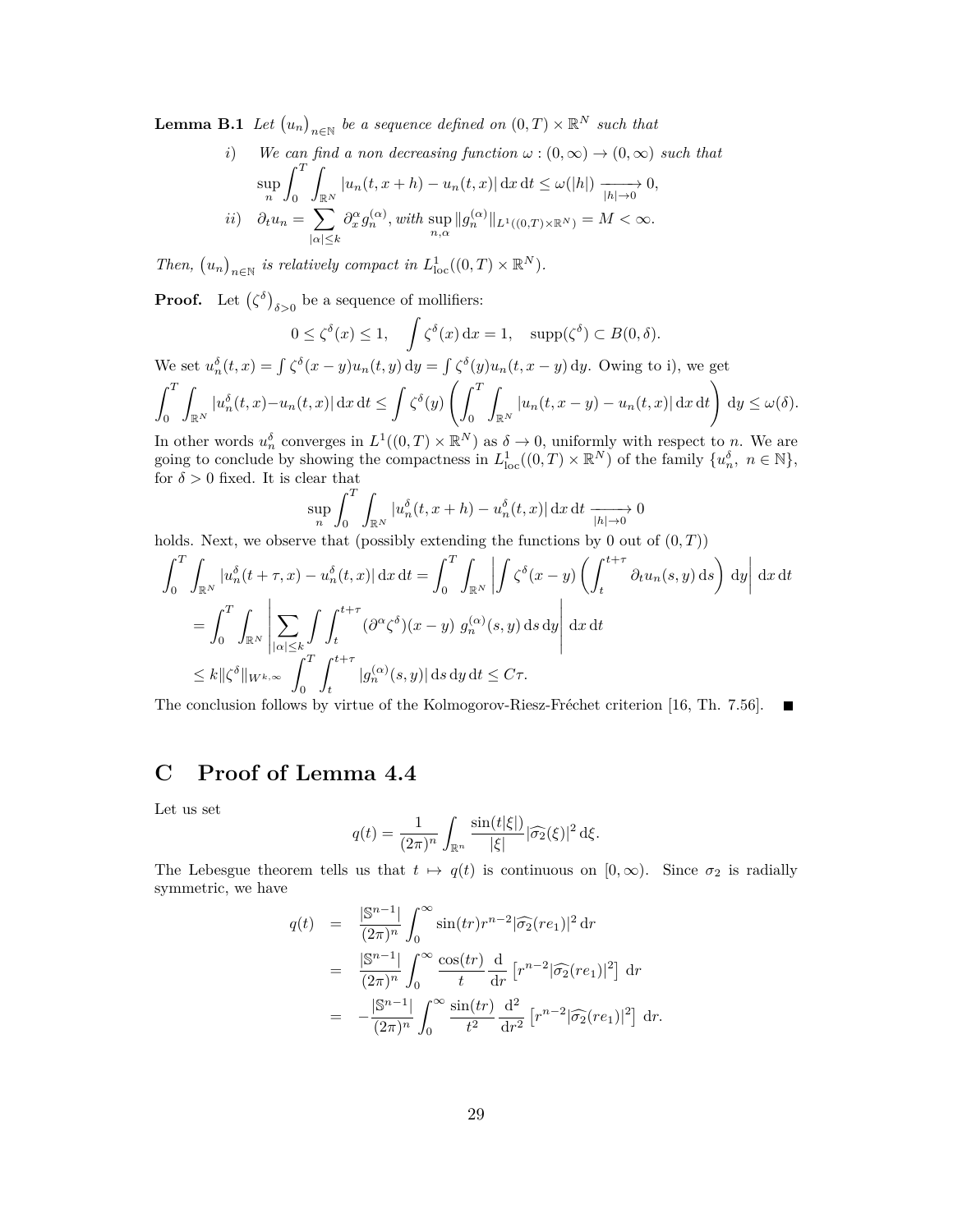**Lemma B.1** *Let $\big(u_n\big)_{n\in\mathbb{N}}$ be a sequence defined on $(0,T)\times\mathbb{R}^N$ such that*

*i) We can find a non decreasing function $\omega:(0,\infty)\to(0,\infty)$ such that*
$$\sup_n \int_0^T\int_{\mathbb{R}^N} |u_n(t,x+h)-u_n(t,x)|\,\mathrm{d}x\,\mathrm{d}t \leq \omega(|h|) \xrightarrow[|h|\to 0]{} 0,$$

*ii) $\partial_t u_n = \sum_{|\alpha|\leq k} \partial_x^\alpha g_n^{(\alpha)}$, with $\sup_{n,\alpha} \|g_n^{(\alpha)}\|_{L^1((0,T)\times\mathbb{R}^N)} = M < \infty$.*

*Then, $\big(u_n\big)_{n\in\mathbb{N}}$ is relatively compact in $L^1_{\mathrm{loc}}((0,T)\times\mathbb{R}^N)$.*

**Proof.** Let $\big(\zeta^\delta\big)_{\delta>0}$ be a sequence of mollifiers:
$$0\leq \zeta^\delta(x)\leq 1, \qquad \int \zeta^\delta(x)\,\mathrm{d}x = 1, \quad \mathrm{supp}(\zeta^\delta)\subset B(0,\delta).$$
We set $u_n^\delta(t,x) = \int \zeta^\delta(x-y)u_n(t,y)\,\mathrm{d}y = \int \zeta^\delta(y)u_n(t,x-y)\,\mathrm{d}y$. Owing to i), we get
$$\int_0^T\int_{\mathbb{R}^N} |u_n^\delta(t,x) - u_n(t,x)|\,\mathrm{d}x\,\mathrm{d}t \leq \int \zeta^\delta(y)\left(\int_0^T\int_{\mathbb{R}^N}|u_n(t,x-y)-u_n(t,x)|\,\mathrm{d}x\,\mathrm{d}t\right)\mathrm{d}y \leq \omega(\delta).$$
In other words $u_n^\delta$ converges in $L^1((0,T)\times\mathbb{R}^N)$ as $\delta\to 0$, uniformly with respect to $n$. We are going to conclude by showing the compactness in $L^1_{\mathrm{loc}}((0,T)\times\mathbb{R}^N)$ of the family $\{u_n^\delta,\ n\in\mathbb{N}\}$, for $\delta>0$ fixed. It is clear that
$$\sup_n \int_0^T\int_{\mathbb{R}^N} |u_n^\delta(t,x+h)-u_n^\delta(t,x)|\,\mathrm{d}x\,\mathrm{d}t \xrightarrow[|h|\to 0]{} 0$$
holds. Next, we observe that (possibly extending the functions by 0 out of $(0,T)$)
$$\begin{aligned}
\int_0^T\int_{\mathbb{R}^N} |u_n^\delta(t+\tau,x)-u_n^\delta(t,x)|\,\mathrm{d}x\,\mathrm{d}t &= \int_0^T\int_{\mathbb{R}^N}\left|\int \zeta^\delta(x-y)\left(\int_t^{t+\tau}\partial_t u_n(s,y)\,\mathrm{d}s\right)\mathrm{d}y\right|\mathrm{d}x\,\mathrm{d}t\\
&= \int_0^T\int_{\mathbb{R}^N}\left|\sum_{|\alpha|\leq k}\int\int_t^{t+\tau}(\partial^\alpha\zeta^\delta)(x-y)\ g_n^{(\alpha)}(s,y)\,\mathrm{d}s\,\mathrm{d}y\right|\mathrm{d}x\,\mathrm{d}t\\
&\leq k\|\zeta^\delta\|_{W^{k,\infty}}\int_0^T\int_t^{t+\tau}|g_n^{(\alpha)}(s,y)|\,\mathrm{d}s\,\mathrm{d}y\,\mathrm{d}t \leq C\tau.
\end{aligned}$$
The conclusion follows by virtue of the Kolmogorov-Riesz-Fréchet criterion [16, Th. 7.56]. ■

# C Proof of Lemma 4.4

Let us set
$$q(t) = \frac{1}{(2\pi)^n}\int_{\mathbb{R}^n}\frac{\sin(t|\xi|)}{|\xi|}|\widehat{\sigma_2}(\xi)|^2\,\mathrm{d}\xi.$$
The Lebesgue theorem tells us that $t\mapsto q(t)$ is continuous on $[0,\infty)$. Since $\sigma_2$ is radially symmetric, we have
$$\begin{aligned}
q(t) &= \frac{|\mathbb{S}^{n-1}|}{(2\pi)^n}\int_0^\infty \sin(tr)r^{n-2}|\widehat{\sigma_2}(re_1)|^2\,\mathrm{d}r\\
&= \frac{|\mathbb{S}^{n-1}|}{(2\pi)^n}\int_0^\infty \frac{\cos(tr)}{t}\frac{\mathrm{d}}{\mathrm{d}r}\left[r^{n-2}|\widehat{\sigma_2}(re_1)|^2\right]\,\mathrm{d}r\\
&= -\frac{|\mathbb{S}^{n-1}|}{(2\pi)^n}\int_0^\infty \frac{\sin(tr)}{t^2}\frac{\mathrm{d}^2}{\mathrm{d}r^2}\left[r^{n-2}|\widehat{\sigma_2}(re_1)|^2\right]\,\mathrm{d}r.
\end{aligned}$$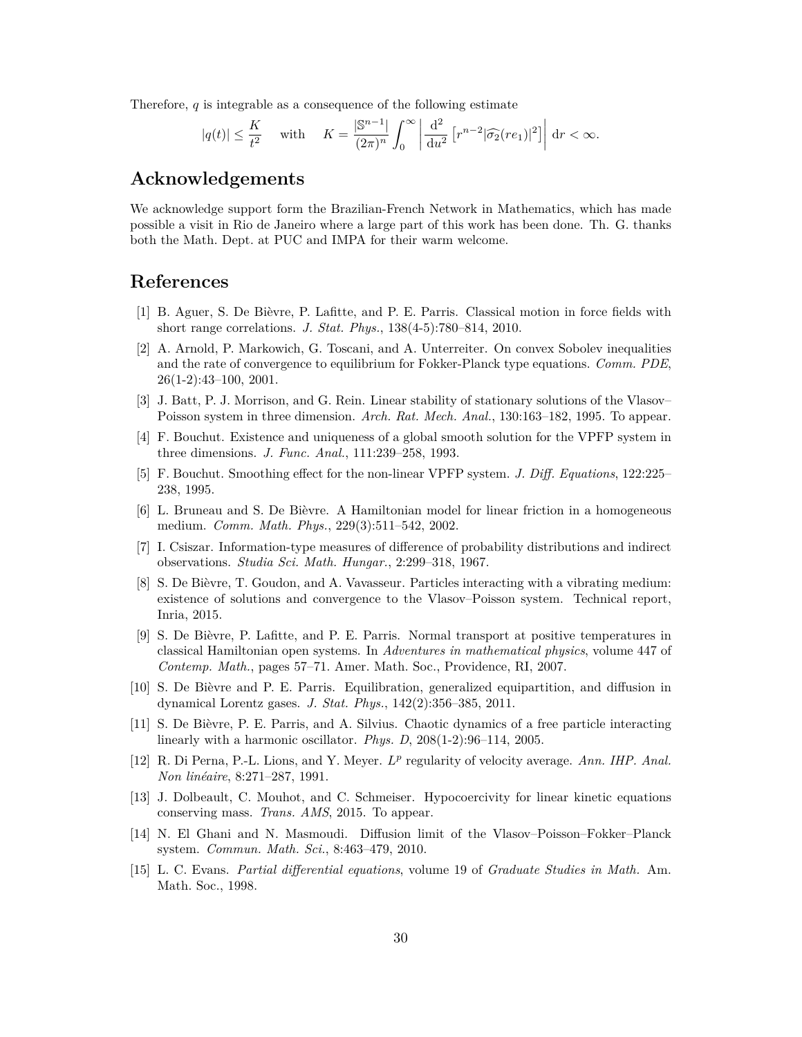Therefore, $q$ is integrable as a consequence of the following estimate

$$|q(t)| \leq \frac{K}{t^2} \quad \text{with} \quad K = \frac{|\mathbb{S}^{n-1}|}{(2\pi)^n} \int_0^\infty \left| \frac{\mathrm{d}^2}{\mathrm{d}u^2} \left[ r^{n-2} |\widehat{\sigma_2}(re_1)|^2 \right] \right| \, \mathrm{d}r < \infty.$$

## Acknowledgements

We acknowledge support form the Brazilian-French Network in Mathematics, which has made possible a visit in Rio de Janeiro where a large part of this work has been done. Th. G. thanks both the Math. Dept. at PUC and IMPA for their warm welcome.

## References

[1] B. Aguer, S. De Bièvre, P. Lafitte, and P. E. Parris. Classical motion in force fields with short range correlations. *J. Stat. Phys.*, 138(4-5):780–814, 2010.

[2] A. Arnold, P. Markowich, G. Toscani, and A. Unterreiter. On convex Sobolev inequalities and the rate of convergence to equilibrium for Fokker-Planck type equations. *Comm. PDE*, 26(1-2):43–100, 2001.

[3] J. Batt, P. J. Morrison, and G. Rein. Linear stability of stationary solutions of the Vlasov–Poisson system in three dimension. *Arch. Rat. Mech. Anal.*, 130:163–182, 1995. To appear.

[4] F. Bouchut. Existence and uniqueness of a global smooth solution for the VPFP system in three dimensions. *J. Func. Anal.*, 111:239–258, 1993.

[5] F. Bouchut. Smoothing effect for the non-linear VPFP system. *J. Diff. Equations*, 122:225–238, 1995.

[6] L. Bruneau and S. De Bièvre. A Hamiltonian model for linear friction in a homogeneous medium. *Comm. Math. Phys.*, 229(3):511–542, 2002.

[7] I. Csiszar. Information-type measures of difference of probability distributions and indirect observations. *Studia Sci. Math. Hungar.*, 2:299–318, 1967.

[8] S. De Bièvre, T. Goudon, and A. Vavasseur. Particles interacting with a vibrating medium: existence of solutions and convergence to the Vlasov–Poisson system. Technical report, Inria, 2015.

[9] S. De Bièvre, P. Lafitte, and P. E. Parris. Normal transport at positive temperatures in classical Hamiltonian open systems. In *Adventures in mathematical physics*, volume 447 of *Contemp. Math.*, pages 57–71. Amer. Math. Soc., Providence, RI, 2007.

[10] S. De Bièvre and P. E. Parris. Equilibration, generalized equipartition, and diffusion in dynamical Lorentz gases. *J. Stat. Phys.*, 142(2):356–385, 2011.

[11] S. De Bièvre, P. E. Parris, and A. Silvius. Chaotic dynamics of a free particle interacting linearly with a harmonic oscillator. *Phys. D*, 208(1-2):96–114, 2005.

[12] R. Di Perna, P.-L. Lions, and Y. Meyer. $L^p$ regularity of velocity average. *Ann. IHP. Anal. Non linéaire*, 8:271–287, 1991.

[13] J. Dolbeault, C. Mouhot, and C. Schmeiser. Hypocoercivity for linear kinetic equations conserving mass. *Trans. AMS*, 2015. To appear.

[14] N. El Ghani and N. Masmoudi. Diffusion limit of the Vlasov–Poisson–Fokker–Planck system. *Commun. Math. Sci.*, 8:463–479, 2010.

[15] L. C. Evans. *Partial differential equations*, volume 19 of *Graduate Studies in Math.* Am. Math. Soc., 1998.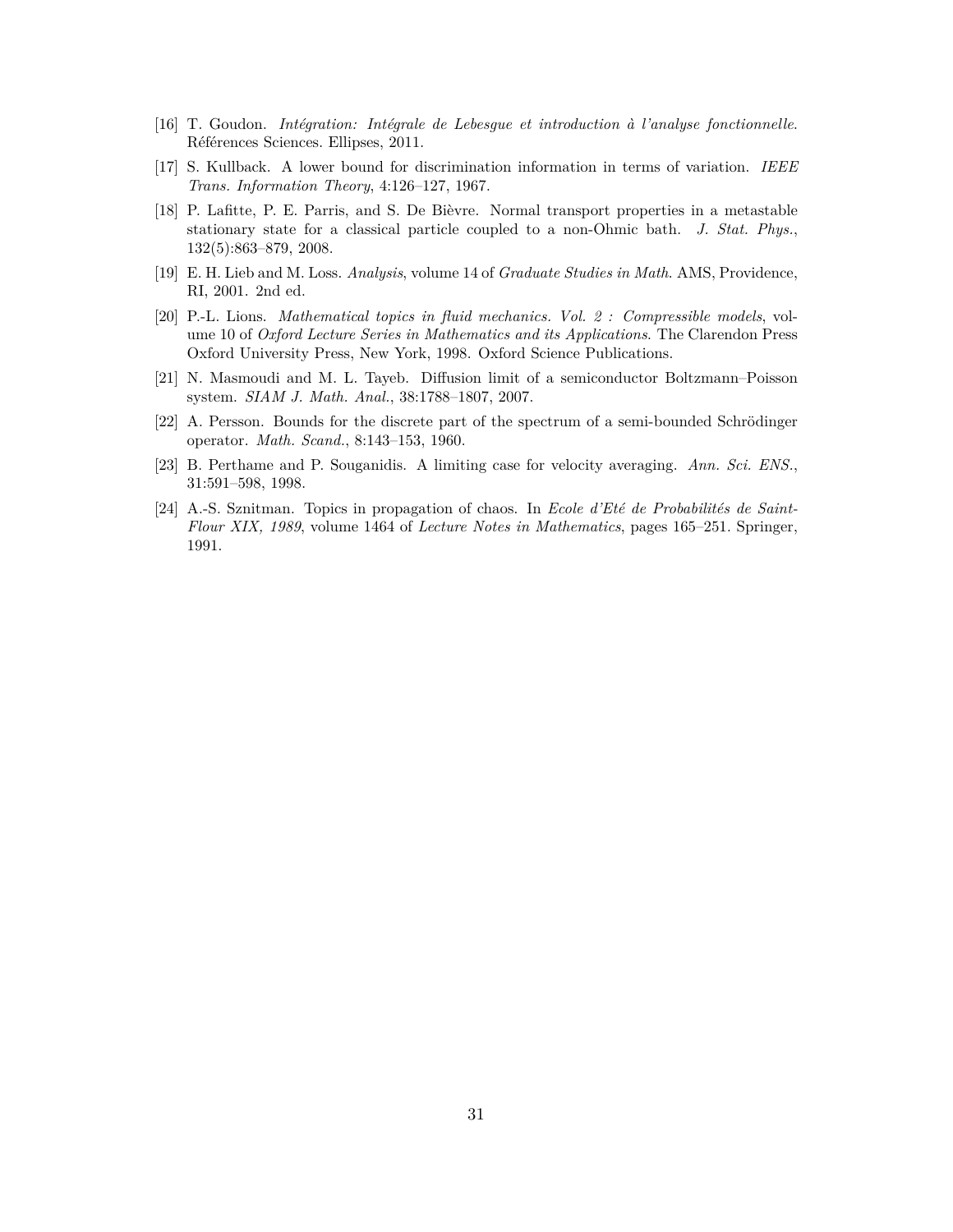[16] T. Goudon. *Intégration: Intégrale de Lebesgue et introduction à l'analyse fonctionnelle.* Références Sciences. Ellipses, 2011.

[17] S. Kullback. A lower bound for discrimination information in terms of variation. *IEEE Trans. Information Theory*, 4:126–127, 1967.

[18] P. Lafitte, P. E. Parris, and S. De Bièvre. Normal transport properties in a metastable stationary state for a classical particle coupled to a non-Ohmic bath. *J. Stat. Phys.*, 132(5):863–879, 2008.

[19] E. H. Lieb and M. Loss. *Analysis*, volume 14 of *Graduate Studies in Math*. AMS, Providence, RI, 2001. 2nd ed.

[20] P.-L. Lions. *Mathematical topics in fluid mechanics. Vol. 2 : Compressible models*, volume 10 of *Oxford Lecture Series in Mathematics and its Applications*. The Clarendon Press Oxford University Press, New York, 1998. Oxford Science Publications.

[21] N. Masmoudi and M. L. Tayeb. Diffusion limit of a semiconductor Boltzmann–Poisson system. *SIAM J. Math. Anal.*, 38:1788–1807, 2007.

[22] A. Persson. Bounds for the discrete part of the spectrum of a semi-bounded Schrödinger operator. *Math. Scand.*, 8:143–153, 1960.

[23] B. Perthame and P. Souganidis. A limiting case for velocity averaging. *Ann. Sci. ENS.*, 31:591–598, 1998.

[24] A.-S. Sznitman. Topics in propagation of chaos. In *Ecole d'Eté de Probabilités de Saint-Flour XIX, 1989*, volume 1464 of *Lecture Notes in Mathematics*, pages 165–251. Springer, 1991.